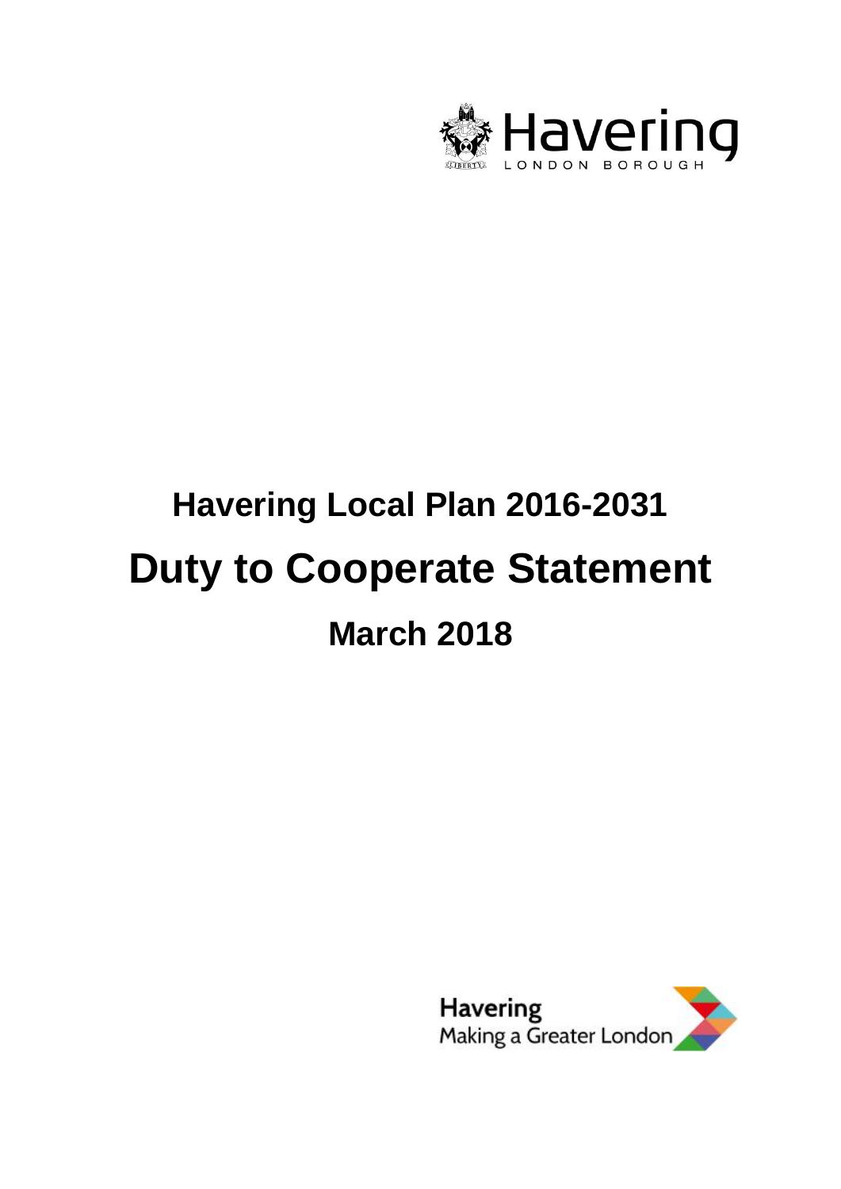Havering

LONDON BOROUGH

# Havering Local Plan 2016-2031

# Duty to Cooperate Statement

## March 2018

Havering
Making a Greater London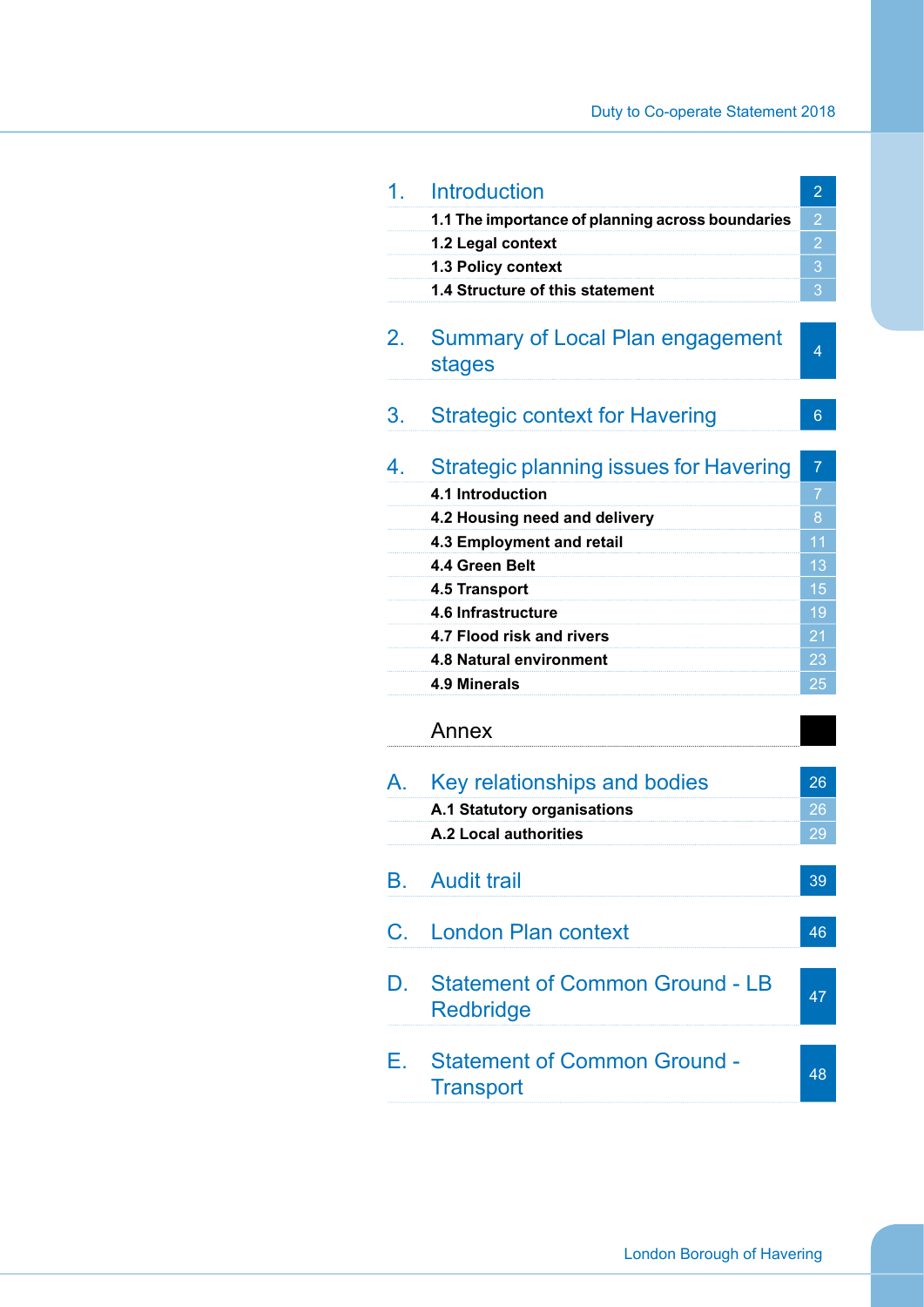| | | |
|---|---|---|
| 1. | Introduction | 2 |
| | 1.1 The importance of planning across boundaries | 2 |
| | 1.2 Legal context | 2 |
| | 1.3 Policy context | 3 |
| | 1.4 Structure of this statement | 3 |
| 2. | Summary of Local Plan engagement stages | 4 |
| 3. | Strategic context for Havering | 6 |
| 4. | Strategic planning issues for Havering | 7 |
| | 4.1 Introduction | 7 |
| | 4.2 Housing need and delivery | 8 |
| | 4.3 Employment and retail | 11 |
| | 4.4 Green Belt | 13 |
| | 4.5 Transport | 15 |
| | 4.6 Infrastructure | 19 |
| | 4.7 Flood risk and rivers | 21 |
| | 4.8 Natural environment | 23 |
| | 4.9 Minerals | 25 |
| | Annex | |
| A. | Key relationships and bodies | 26 |
| | A.1 Statutory organisations | 26 |
| | A.2 Local authorities | 29 |
| B. | Audit trail | 39 |
| C. | London Plan context | 46 |
| D. | Statement of Common Ground - LB Redbridge | 47 |
| E. | Statement of Common Ground - Transport | 48 |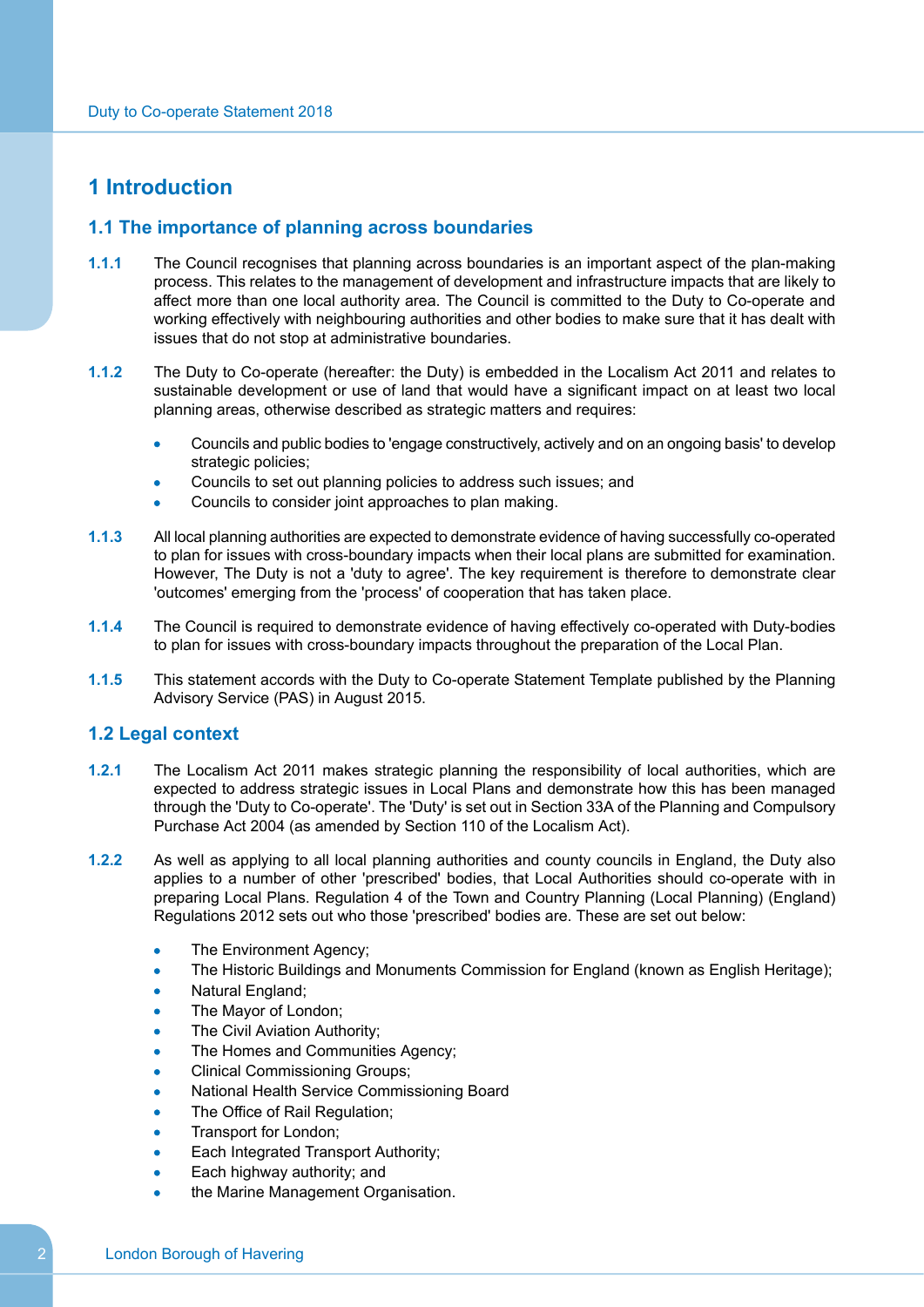# 1 Introduction

## 1.1 The importance of planning across boundaries

**1.1.1** The Council recognises that planning across boundaries is an important aspect of the plan-making process. This relates to the management of development and infrastructure impacts that are likely to affect more than one local authority area. The Council is committed to the Duty to Co-operate and working effectively with neighbouring authorities and other bodies to make sure that it has dealt with issues that do not stop at administrative boundaries.

**1.1.2** The Duty to Co-operate (hereafter: the Duty) is embedded in the Localism Act 2011 and relates to sustainable development or use of land that would have a significant impact on at least two local planning areas, otherwise described as strategic matters and requires:

- Councils and public bodies to 'engage constructively, actively and on an ongoing basis' to develop strategic policies;
- Councils to set out planning policies to address such issues; and
- Councils to consider joint approaches to plan making.

**1.1.3** All local planning authorities are expected to demonstrate evidence of having successfully co-operated to plan for issues with cross-boundary impacts when their local plans are submitted for examination. However, The Duty is not a 'duty to agree'. The key requirement is therefore to demonstrate clear 'outcomes' emerging from the 'process' of cooperation that has taken place.

**1.1.4** The Council is required to demonstrate evidence of having effectively co-operated with Duty-bodies to plan for issues with cross-boundary impacts throughout the preparation of the Local Plan.

**1.1.5** This statement accords with the Duty to Co-operate Statement Template published by the Planning Advisory Service (PAS) in August 2015.

## 1.2 Legal context

**1.2.1** The Localism Act 2011 makes strategic planning the responsibility of local authorities, which are expected to address strategic issues in Local Plans and demonstrate how this has been managed through the 'Duty to Co-operate'. The 'Duty' is set out in Section 33A of the Planning and Compulsory Purchase Act 2004 (as amended by Section 110 of the Localism Act).

**1.2.2** As well as applying to all local planning authorities and county councils in England, the Duty also applies to a number of other 'prescribed' bodies, that Local Authorities should co-operate with in preparing Local Plans. Regulation 4 of the Town and Country Planning (Local Planning) (England) Regulations 2012 sets out who those 'prescribed' bodies are. These are set out below:

- The Environment Agency;
- The Historic Buildings and Monuments Commission for England (known as English Heritage);
- Natural England;
- The Mayor of London;
- The Civil Aviation Authority;
- The Homes and Communities Agency;
- Clinical Commissioning Groups;
- National Health Service Commissioning Board
- The Office of Rail Regulation;
- Transport for London;
- Each Integrated Transport Authority;
- Each highway authority; and
- the Marine Management Organisation.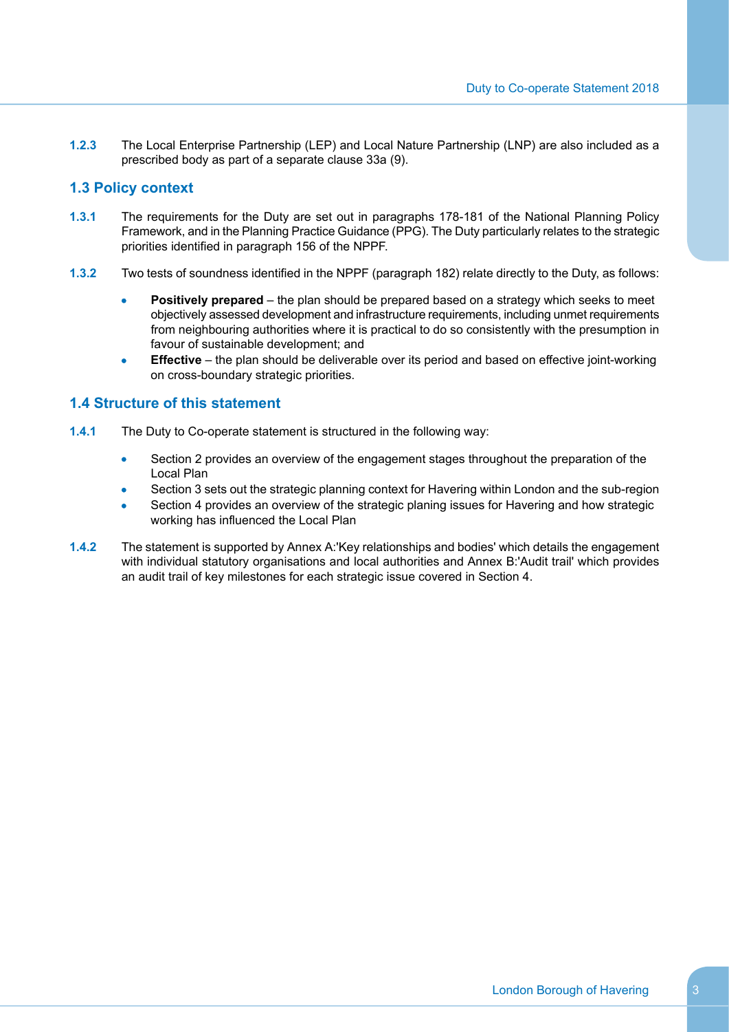1.2.3 The Local Enterprise Partnership (LEP) and Local Nature Partnership (LNP) are also included as a prescribed body as part of a separate clause 33a (9).

## 1.3 Policy context

1.3.1 The requirements for the Duty are set out in paragraphs 178-181 of the National Planning Policy Framework, and in the Planning Practice Guidance (PPG). The Duty particularly relates to the strategic priorities identified in paragraph 156 of the NPPF.

1.3.2 Two tests of soundness identified in the NPPF (paragraph 182) relate directly to the Duty, as follows:

- **Positively prepared** – the plan should be prepared based on a strategy which seeks to meet objectively assessed development and infrastructure requirements, including unmet requirements from neighbouring authorities where it is practical to do so consistently with the presumption in favour of sustainable development; and
- **Effective** – the plan should be deliverable over its period and based on effective joint-working on cross-boundary strategic priorities.

## 1.4 Structure of this statement

1.4.1 The Duty to Co-operate statement is structured in the following way:

- Section 2 provides an overview of the engagement stages throughout the preparation of the Local Plan
- Section 3 sets out the strategic planning context for Havering within London and the sub-region
- Section 4 provides an overview of the strategic planing issues for Havering and how strategic working has influenced the Local Plan

1.4.2 The statement is supported by Annex A:'Key relationships and bodies' which details the engagement with individual statutory organisations and local authorities and Annex B:'Audit trail' which provides an audit trail of key milestones for each strategic issue covered in Section 4.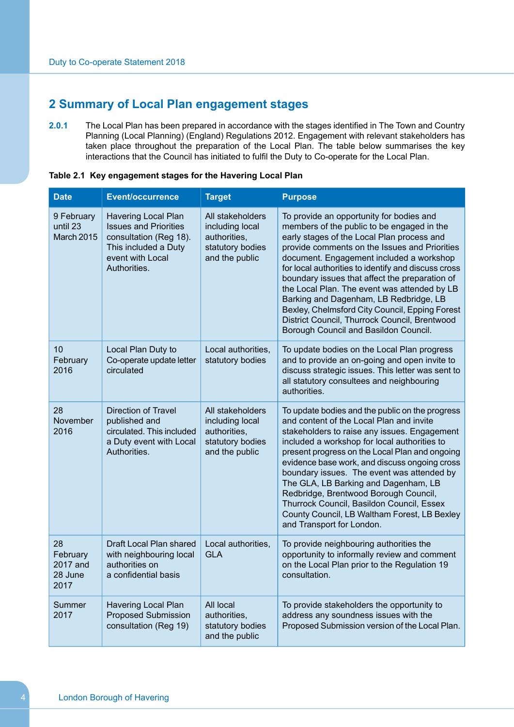## 2 Summary of Local Plan engagement stages

**2.0.1** The Local Plan has been prepared in accordance with the stages identified in The Town and Country Planning (Local Planning) (England) Regulations 2012. Engagement with relevant stakeholders has taken place throughout the preparation of the Local Plan. The table below summarises the key interactions that the Council has initiated to fulfil the Duty to Co-operate for the Local Plan.

**Table 2.1 Key engagement stages for the Havering Local Plan**

| Date | Event/occurrence | Target | Purpose |
|---|---|---|---|
| 9 February until 23 March 2015 | Havering Local Plan Issues and Priorities consultation (Reg 18). This included a Duty event with Local Authorities. | All stakeholders including local authorities, statutory bodies and the public | To provide an opportunity for bodies and members of the public to be engaged in the early stages of the Local Plan process and provide comments on the Issues and Priorities document. Engagement included a workshop for local authorities to identify and discuss cross boundary issues that affect the preparation of the Local Plan. The event was attended by LB Barking and Dagenham, LB Redbridge, LB Bexley, Chelmsford City Council, Epping Forest District Council, Thurrock Council, Brentwood Borough Council and Basildon Council. |
| 10 February 2016 | Local Plan Duty to Co-operate update letter circulated | Local authorities, statutory bodies | To update bodies on the Local Plan progress and to provide an on-going and open invite to discuss strategic issues. This letter was sent to all statutory consultees and neighbouring authorities. |
| 28 November 2016 | Direction of Travel published and circulated. This included a Duty event with Local Authorities. | All stakeholders including local authorities, statutory bodies and the public | To update bodies and the public on the progress and content of the Local Plan and invite stakeholders to raise any issues. Engagement included a workshop for local authorities to present progress on the Local Plan and ongoing evidence base work, and discuss ongoing cross boundary issues. The event was attended by The GLA, LB Barking and Dagenham, LB Redbridge, Brentwood Borough Council, Thurrock Council, Basildon Council, Essex County Council, LB Waltham Forest, LB Bexley and Transport for London. |
| 28 February 2017 and 28 June 2017 | Draft Local Plan shared with neighbouring local authorities on a confidential basis | Local authorities, GLA | To provide neighbouring authorities the opportunity to informally review and comment on the Local Plan prior to the Regulation 19 consultation. |
| Summer 2017 | Havering Local Plan Proposed Submission consultation (Reg 19) | All local authorities, statutory bodies and the public | To provide stakeholders the opportunity to address any soundness issues with the Proposed Submission version of the Local Plan. |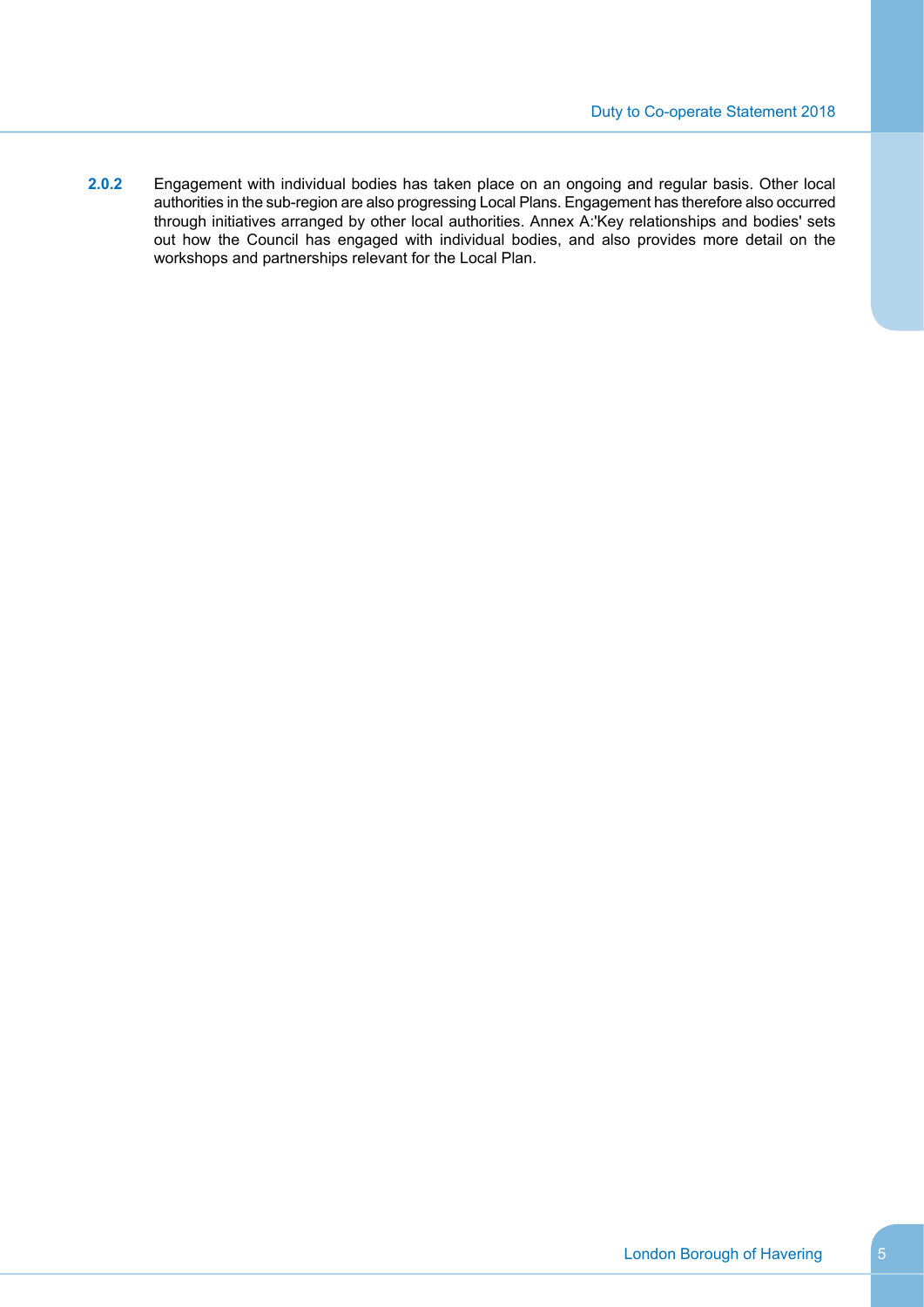**2.0.2** Engagement with individual bodies has taken place on an ongoing and regular basis. Other local authorities in the sub-region are also progressing Local Plans. Engagement has therefore also occurred through initiatives arranged by other local authorities. Annex A:'Key relationships and bodies' sets out how the Council has engaged with individual bodies, and also provides more detail on the workshops and partnerships relevant for the Local Plan.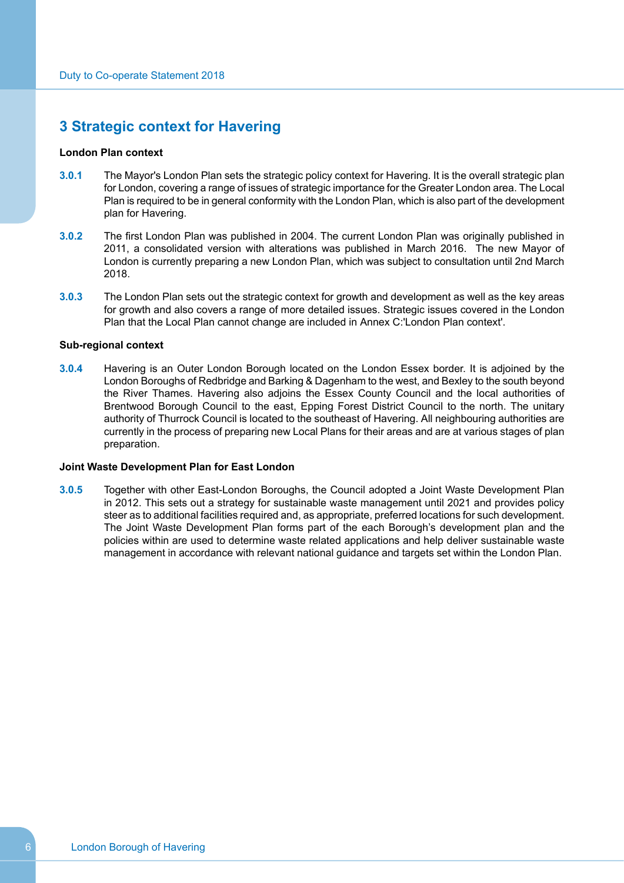# 3 Strategic context for Havering

**London Plan context**

**3.0.1** The Mayor's London Plan sets the strategic policy context for Havering. It is the overall strategic plan for London, covering a range of issues of strategic importance for the Greater London area. The Local Plan is required to be in general conformity with the London Plan, which is also part of the development plan for Havering.

**3.0.2** The first London Plan was published in 2004. The current London Plan was originally published in 2011, a consolidated version with alterations was published in March 2016. The new Mayor of London is currently preparing a new London Plan, which was subject to consultation until 2nd March 2018.

**3.0.3** The London Plan sets out the strategic context for growth and development as well as the key areas for growth and also covers a range of more detailed issues. Strategic issues covered in the London Plan that the Local Plan cannot change are included in Annex C:'London Plan context'.

**Sub-regional context**

**3.0.4** Havering is an Outer London Borough located on the London Essex border. It is adjoined by the London Boroughs of Redbridge and Barking & Dagenham to the west, and Bexley to the south beyond the River Thames. Havering also adjoins the Essex County Council and the local authorities of Brentwood Borough Council to the east, Epping Forest District Council to the north. The unitary authority of Thurrock Council is located to the southeast of Havering. All neighbouring authorities are currently in the process of preparing new Local Plans for their areas and are at various stages of plan preparation.

**Joint Waste Development Plan for East London**

**3.0.5** Together with other East-London Boroughs, the Council adopted a Joint Waste Development Plan in 2012. This sets out a strategy for sustainable waste management until 2021 and provides policy steer as to additional facilities required and, as appropriate, preferred locations for such development. The Joint Waste Development Plan forms part of the each Borough's development plan and the policies within are used to determine waste related applications and help deliver sustainable waste management in accordance with relevant national guidance and targets set within the London Plan.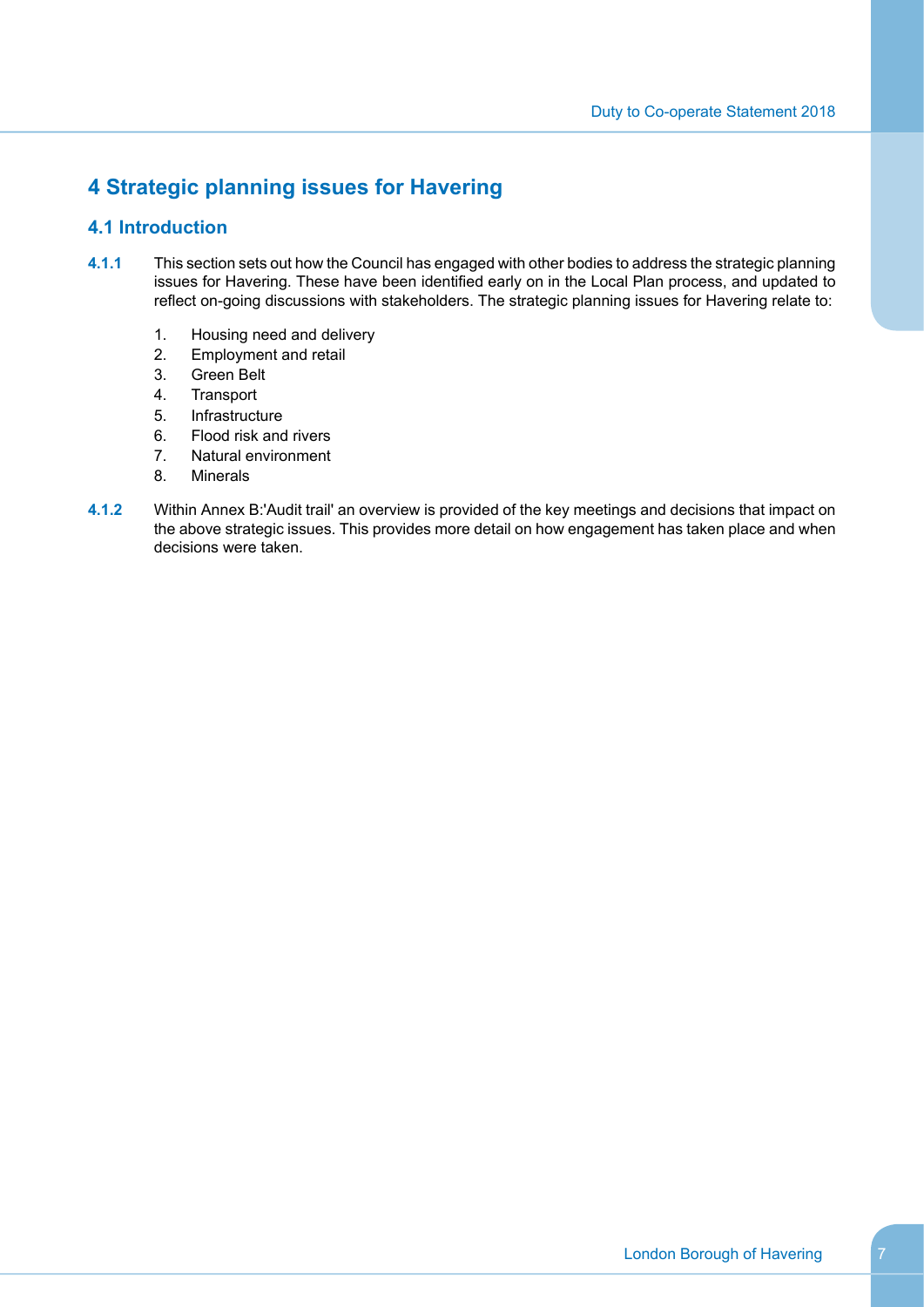# 4 Strategic planning issues for Havering

## 4.1 Introduction

**4.1.1** This section sets out how the Council has engaged with other bodies to address the strategic planning issues for Havering. These have been identified early on in the Local Plan process, and updated to reflect on-going discussions with stakeholders. The strategic planning issues for Havering relate to:

1. Housing need and delivery
2. Employment and retail
3. Green Belt
4. Transport
5. Infrastructure
6. Flood risk and rivers
7. Natural environment
8. Minerals

**4.1.2** Within Annex B:'Audit trail' an overview is provided of the key meetings and decisions that impact on the above strategic issues. This provides more detail on how engagement has taken place and when decisions were taken.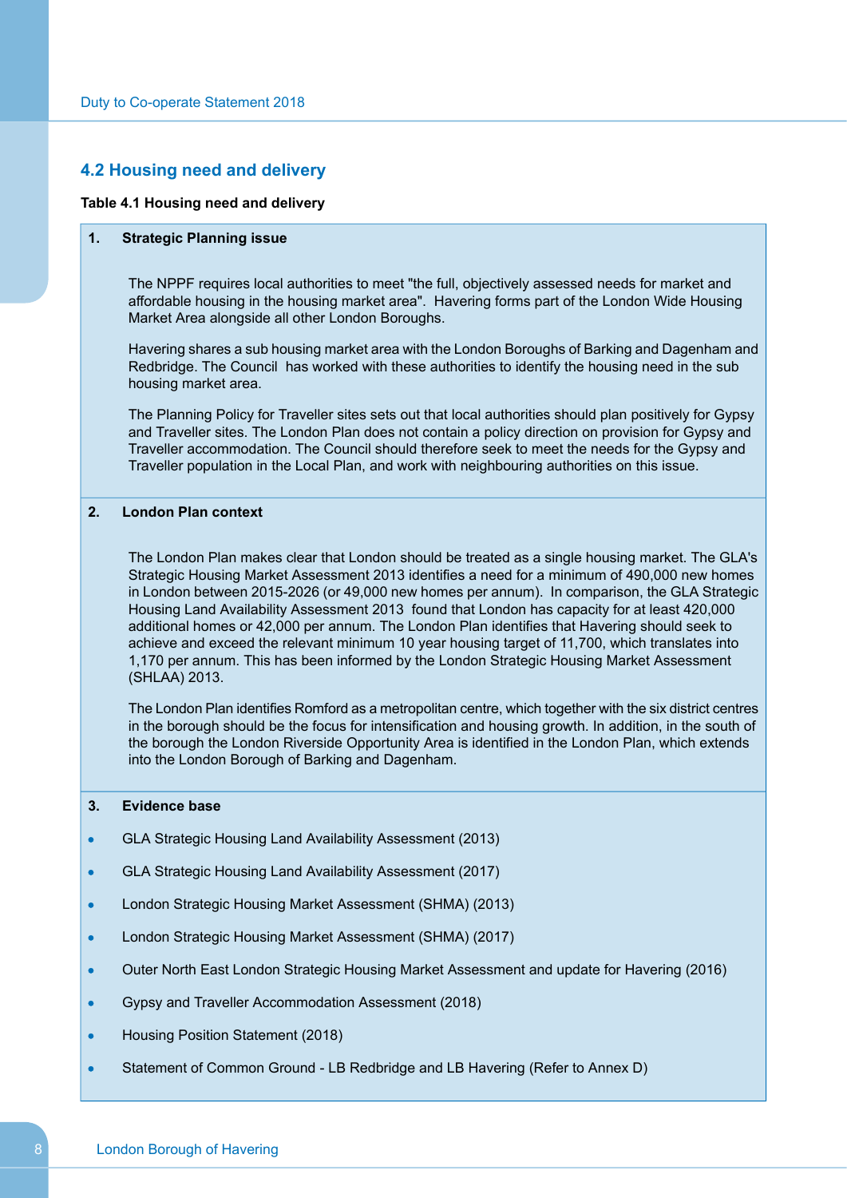## 4.2 Housing need and delivery

**Table 4.1 Housing need and delivery**

**1. Strategic Planning issue**

The NPPF requires local authorities to meet "the full, objectively assessed needs for market and affordable housing in the housing market area". Havering forms part of the London Wide Housing Market Area alongside all other London Boroughs.

Havering shares a sub housing market area with the London Boroughs of Barking and Dagenham and Redbridge. The Council has worked with these authorities to identify the housing need in the sub housing market area.

The Planning Policy for Traveller sites sets out that local authorities should plan positively for Gypsy and Traveller sites. The London Plan does not contain a policy direction on provision for Gypsy and Traveller accommodation. The Council should therefore seek to meet the needs for the Gypsy and Traveller population in the Local Plan, and work with neighbouring authorities on this issue.

**2. London Plan context**

The London Plan makes clear that London should be treated as a single housing market. The GLA's Strategic Housing Market Assessment 2013 identifies a need for a minimum of 490,000 new homes in London between 2015-2026 (or 49,000 new homes per annum). In comparison, the GLA Strategic Housing Land Availability Assessment 2013 found that London has capacity for at least 420,000 additional homes or 42,000 per annum. The London Plan identifies that Havering should seek to achieve and exceed the relevant minimum 10 year housing target of 11,700, which translates into 1,170 per annum. This has been informed by the London Strategic Housing Market Assessment (SHLAA) 2013.

The London Plan identifies Romford as a metropolitan centre, which together with the six district centres in the borough should be the focus for intensification and housing growth. In addition, in the south of the borough the London Riverside Opportunity Area is identified in the London Plan, which extends into the London Borough of Barking and Dagenham.

**3. Evidence base**

- GLA Strategic Housing Land Availability Assessment (2013)
- GLA Strategic Housing Land Availability Assessment (2017)
- London Strategic Housing Market Assessment (SHMA) (2013)
- London Strategic Housing Market Assessment (SHMA) (2017)
- Outer North East London Strategic Housing Market Assessment and update for Havering (2016)
- Gypsy and Traveller Accommodation Assessment (2018)
- Housing Position Statement (2018)
- Statement of Common Ground - LB Redbridge and LB Havering (Refer to Annex D)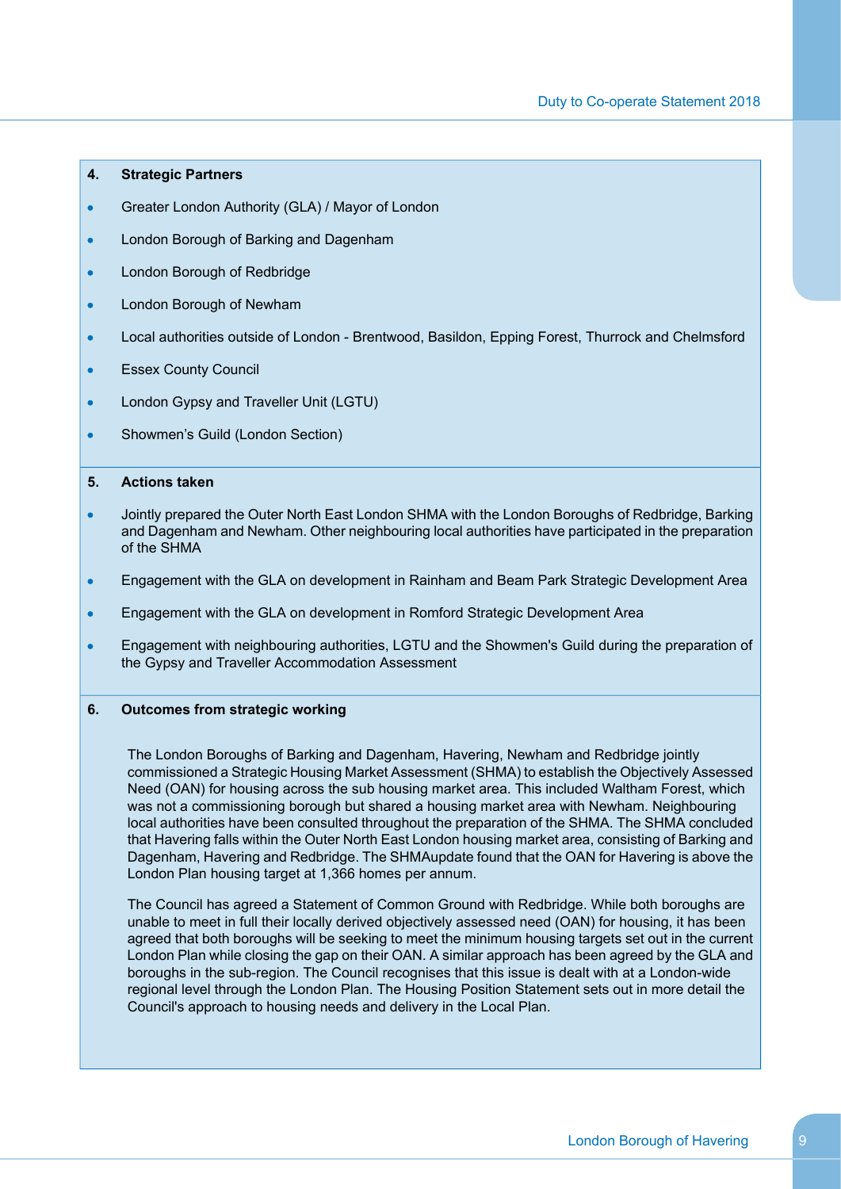**4. Strategic Partners**

- Greater London Authority (GLA) / Mayor of London
- London Borough of Barking and Dagenham
- London Borough of Redbridge
- London Borough of Newham
- Local authorities outside of London - Brentwood, Basildon, Epping Forest, Thurrock and Chelmsford
- Essex County Council
- London Gypsy and Traveller Unit (LGTU)
- Showmen's Guild (London Section)

**5. Actions taken**

- Jointly prepared the Outer North East London SHMA with the London Boroughs of Redbridge, Barking and Dagenham and Newham. Other neighbouring local authorities have participated in the preparation of the SHMA
- Engagement with the GLA on development in Rainham and Beam Park Strategic Development Area
- Engagement with the GLA on development in Romford Strategic Development Area
- Engagement with neighbouring authorities, LGTU and the Showmen's Guild during the preparation of the Gypsy and Traveller Accommodation Assessment

**6. Outcomes from strategic working**

The London Boroughs of Barking and Dagenham, Havering, Newham and Redbridge jointly commissioned a Strategic Housing Market Assessment (SHMA) to establish the Objectively Assessed Need (OAN) for housing across the sub housing market area. This included Waltham Forest, which was not a commissioning borough but shared a housing market area with Newham. Neighbouring local authorities have been consulted throughout the preparation of the SHMA. The SHMA concluded that Havering falls within the Outer North East London housing market area, consisting of Barking and Dagenham, Havering and Redbridge. The SHMAupdate found that the OAN for Havering is above the London Plan housing target at 1,366 homes per annum.

The Council has agreed a Statement of Common Ground with Redbridge. While both boroughs are unable to meet in full their locally derived objectively assessed need (OAN) for housing, it has been agreed that both boroughs will be seeking to meet the minimum housing targets set out in the current London Plan while closing the gap on their OAN. A similar approach has been agreed by the GLA and boroughs in the sub-region. The Council recognises that this issue is dealt with at a London-wide regional level through the London Plan. The Housing Position Statement sets out in more detail the Council's approach to housing needs and delivery in the Local Plan.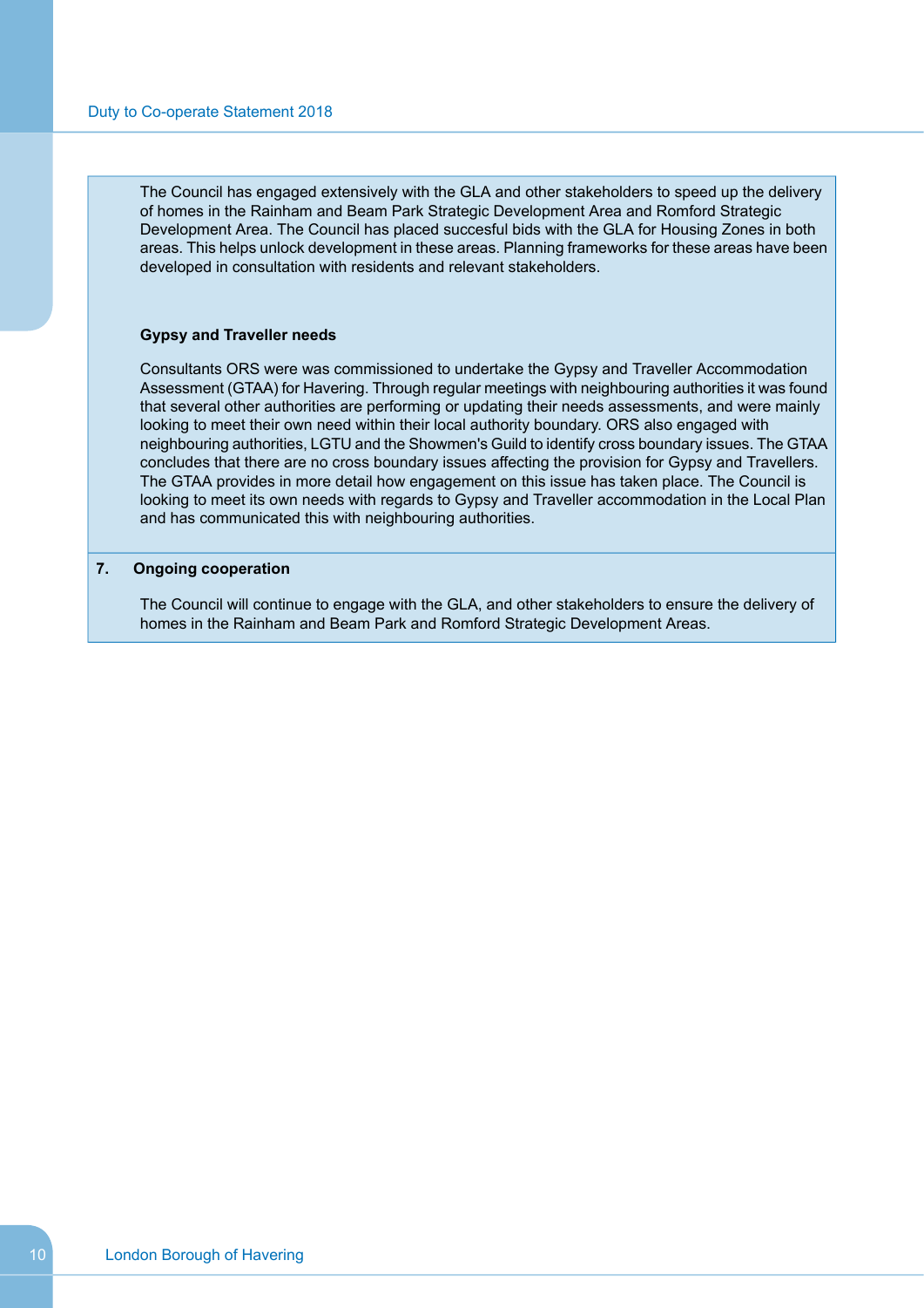The Council has engaged extensively with the GLA and other stakeholders to speed up the delivery of homes in the Rainham and Beam Park Strategic Development Area and Romford Strategic Development Area. The Council has placed succesful bids with the GLA for Housing Zones in both areas. This helps unlock development in these areas. Planning frameworks for these areas have been developed in consultation with residents and relevant stakeholders.

**Gypsy and Traveller needs**

Consultants ORS were was commissioned to undertake the Gypsy and Traveller Accommodation Assessment (GTAA) for Havering. Through regular meetings with neighbouring authorities it was found that several other authorities are performing or updating their needs assessments, and were mainly looking to meet their own need within their local authority boundary. ORS also engaged with neighbouring authorities, LGTU and the Showmen's Guild to identify cross boundary issues. The GTAA concludes that there are no cross boundary issues affecting the provision for Gypsy and Travellers. The GTAA provides in more detail how engagement on this issue has taken place. The Council is looking to meet its own needs with regards to Gypsy and Traveller accommodation in the Local Plan and has communicated this with neighbouring authorities.

## 7. Ongoing cooperation

The Council will continue to engage with the GLA, and other stakeholders to ensure the delivery of homes in the Rainham and Beam Park and Romford Strategic Development Areas.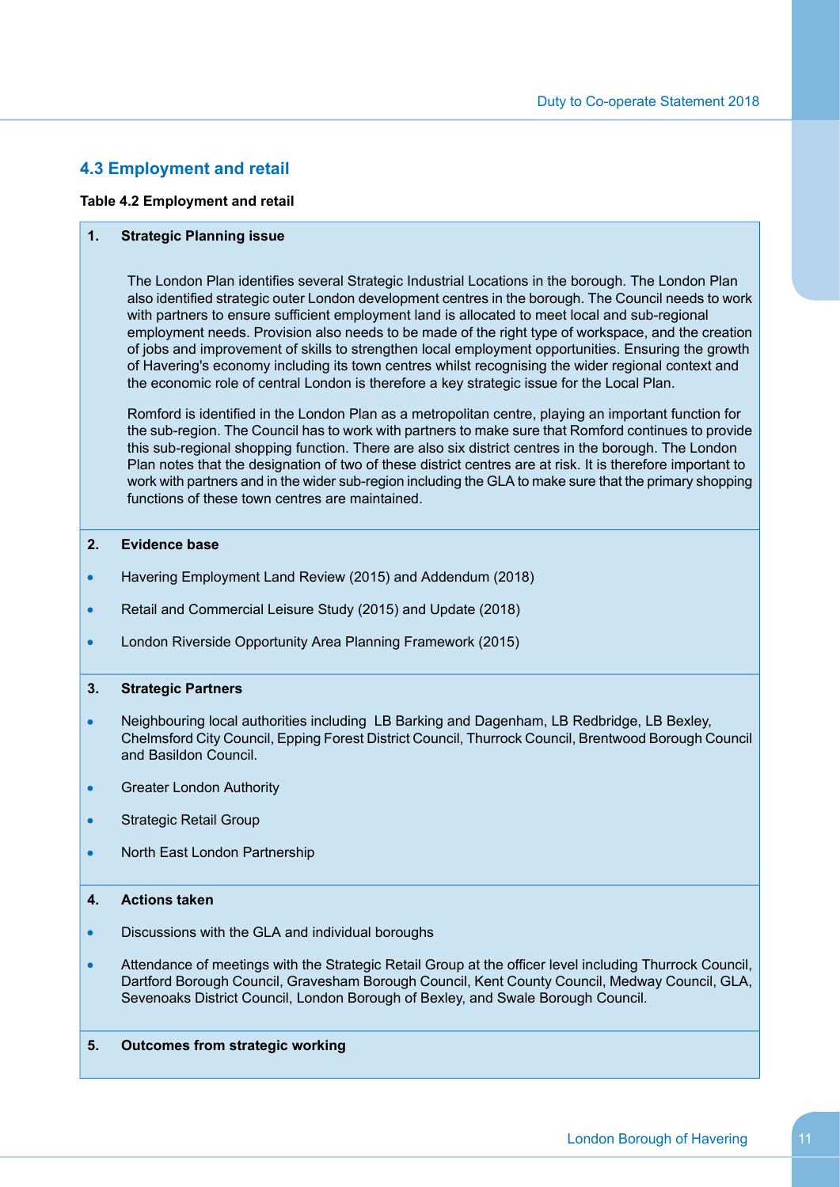## 4.3 Employment and retail

**Table 4.2 Employment and retail**

**1. Strategic Planning issue**

The London Plan identifies several Strategic Industrial Locations in the borough. The London Plan also identified strategic outer London development centres in the borough. The Council needs to work with partners to ensure sufficient employment land is allocated to meet local and sub-regional employment needs. Provision also needs to be made of the right type of workspace, and the creation of jobs and improvement of skills to strengthen local employment opportunities. Ensuring the growth of Havering's economy including its town centres whilst recognising the wider regional context and the economic role of central London is therefore a key strategic issue for the Local Plan.

Romford is identified in the London Plan as a metropolitan centre, playing an important function for the sub-region. The Council has to work with partners to make sure that Romford continues to provide this sub-regional shopping function. There are also six district centres in the borough. The London Plan notes that the designation of two of these district centres are at risk. It is therefore important to work with partners and in the wider sub-region including the GLA to make sure that the primary shopping functions of these town centres are maintained.

**2. Evidence base**

- Havering Employment Land Review (2015) and Addendum (2018)
- Retail and Commercial Leisure Study (2015) and Update (2018)
- London Riverside Opportunity Area Planning Framework (2015)

**3. Strategic Partners**

- Neighbouring local authorities including LB Barking and Dagenham, LB Redbridge, LB Bexley, Chelmsford City Council, Epping Forest District Council, Thurrock Council, Brentwood Borough Council and Basildon Council.
- Greater London Authority
- Strategic Retail Group
- North East London Partnership

**4. Actions taken**

- Discussions with the GLA and individual boroughs
- Attendance of meetings with the Strategic Retail Group at the officer level including Thurrock Council, Dartford Borough Council, Gravesham Borough Council, Kent County Council, Medway Council, GLA, Sevenoaks District Council, London Borough of Bexley, and Swale Borough Council.

**5. Outcomes from strategic working**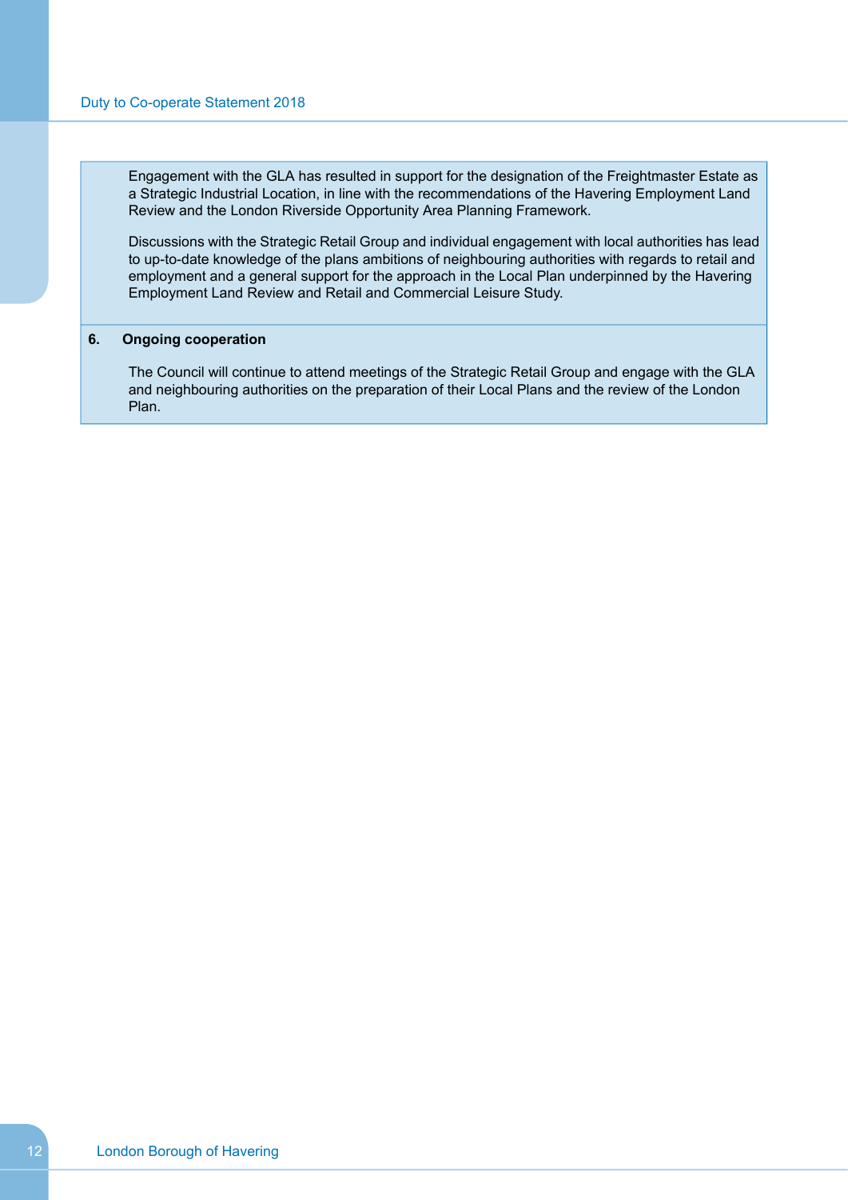Engagement with the GLA has resulted in support for the designation of the Freightmaster Estate as a Strategic Industrial Location, in line with the recommendations of the Havering Employment Land Review and the London Riverside Opportunity Area Planning Framework.

Discussions with the Strategic Retail Group and individual engagement with local authorities has lead to up-to-date knowledge of the plans ambitions of neighbouring authorities with regards to retail and employment and a general support for the approach in the Local Plan underpinned by the Havering Employment Land Review and Retail and Commercial Leisure Study.

**6. Ongoing cooperation**

The Council will continue to attend meetings of the Strategic Retail Group and engage with the GLA and neighbouring authorities on the preparation of their Local Plans and the review of the London Plan.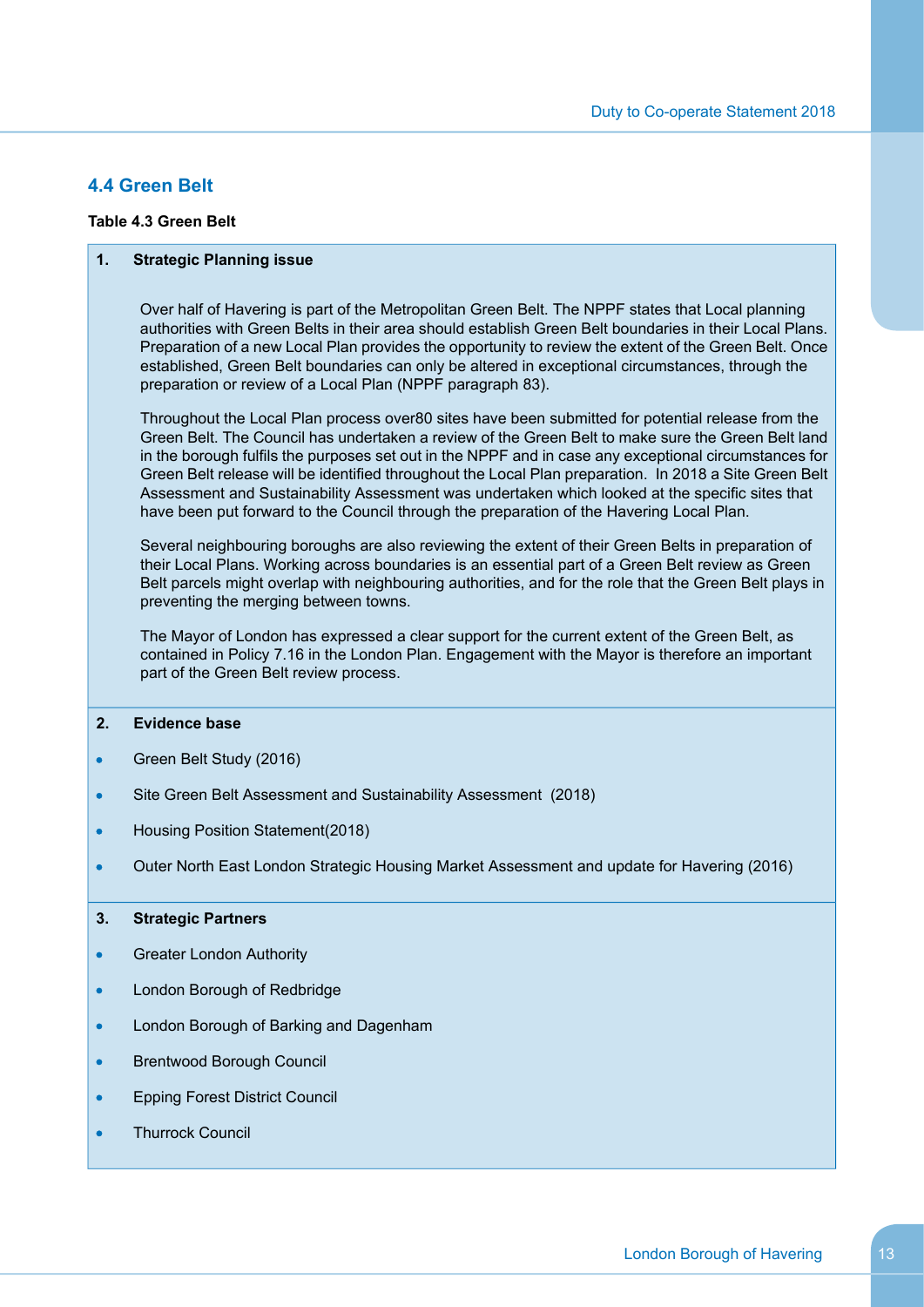## 4.4 Green Belt

**Table 4.3 Green Belt**

**1. Strategic Planning issue**

Over half of Havering is part of the Metropolitan Green Belt. The NPPF states that Local planning authorities with Green Belts in their area should establish Green Belt boundaries in their Local Plans. Preparation of a new Local Plan provides the opportunity to review the extent of the Green Belt. Once established, Green Belt boundaries can only be altered in exceptional circumstances, through the preparation or review of a Local Plan (NPPF paragraph 83).

Throughout the Local Plan process over80 sites have been submitted for potential release from the Green Belt. The Council has undertaken a review of the Green Belt to make sure the Green Belt land in the borough fulfils the purposes set out in the NPPF and in case any exceptional circumstances for Green Belt release will be identified throughout the Local Plan preparation. In 2018 a Site Green Belt Assessment and Sustainability Assessment was undertaken which looked at the specific sites that have been put forward to the Council through the preparation of the Havering Local Plan.

Several neighbouring boroughs are also reviewing the extent of their Green Belts in preparation of their Local Plans. Working across boundaries is an essential part of a Green Belt review as Green Belt parcels might overlap with neighbouring authorities, and for the role that the Green Belt plays in preventing the merging between towns.

The Mayor of London has expressed a clear support for the current extent of the Green Belt, as contained in Policy 7.16 in the London Plan. Engagement with the Mayor is therefore an important part of the Green Belt review process.

**2. Evidence base**

- Green Belt Study (2016)
- Site Green Belt Assessment and Sustainability Assessment (2018)
- Housing Position Statement(2018)
- Outer North East London Strategic Housing Market Assessment and update for Havering (2016)

**3. Strategic Partners**

- Greater London Authority
- London Borough of Redbridge
- London Borough of Barking and Dagenham
- Brentwood Borough Council
- Epping Forest District Council
- Thurrock Council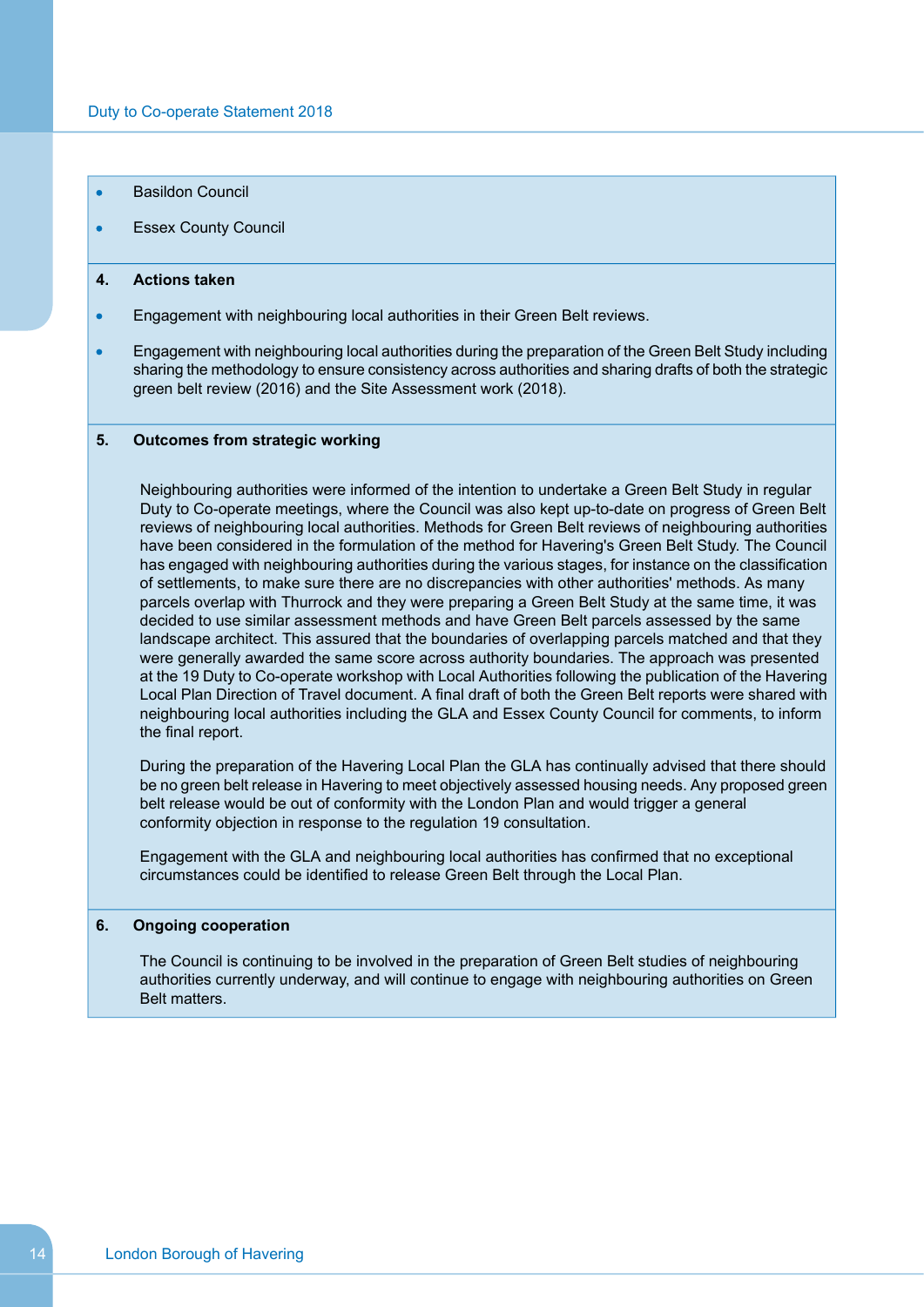- Basildon Council
- Essex County Council

**4. Actions taken**

- Engagement with neighbouring local authorities in their Green Belt reviews.
- Engagement with neighbouring local authorities during the preparation of the Green Belt Study including sharing the methodology to ensure consistency across authorities and sharing drafts of both the strategic green belt review (2016) and the Site Assessment work (2018).

**5. Outcomes from strategic working**

Neighbouring authorities were informed of the intention to undertake a Green Belt Study in regular Duty to Co-operate meetings, where the Council was also kept up-to-date on progress of Green Belt reviews of neighbouring local authorities. Methods for Green Belt reviews of neighbouring authorities have been considered in the formulation of the method for Havering's Green Belt Study. The Council has engaged with neighbouring authorities during the various stages, for instance on the classification of settlements, to make sure there are no discrepancies with other authorities' methods. As many parcels overlap with Thurrock and they were preparing a Green Belt Study at the same time, it was decided to use similar assessment methods and have Green Belt parcels assessed by the same landscape architect. This assured that the boundaries of overlapping parcels matched and that they were generally awarded the same score across authority boundaries. The approach was presented at the 19 Duty to Co-operate workshop with Local Authorities following the publication of the Havering Local Plan Direction of Travel document. A final draft of both the Green Belt reports were shared with neighbouring local authorities including the GLA and Essex County Council for comments, to inform the final report.

During the preparation of the Havering Local Plan the GLA has continually advised that there should be no green belt release in Havering to meet objectively assessed housing needs. Any proposed green belt release would be out of conformity with the London Plan and would trigger a general conformity objection in response to the regulation 19 consultation.

Engagement with the GLA and neighbouring local authorities has confirmed that no exceptional circumstances could be identified to release Green Belt through the Local Plan.

**6. Ongoing cooperation**

The Council is continuing to be involved in the preparation of Green Belt studies of neighbouring authorities currently underway, and will continue to engage with neighbouring authorities on Green Belt matters.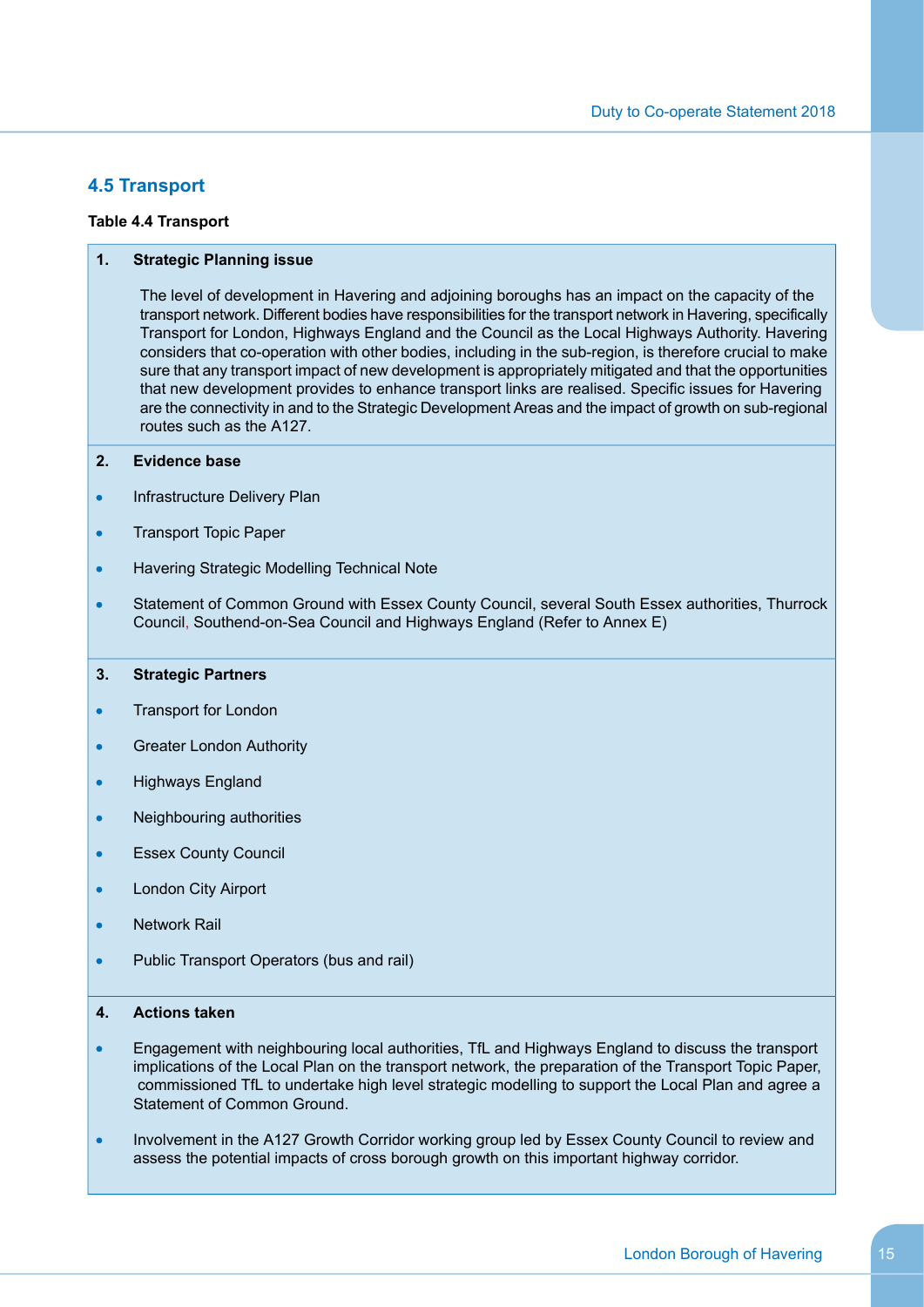## 4.5 Transport

**Table 4.4 Transport**

**1. Strategic Planning issue**

The level of development in Havering and adjoining boroughs has an impact on the capacity of the transport network. Different bodies have responsibilities for the transport network in Havering, specifically Transport for London, Highways England and the Council as the Local Highways Authority. Havering considers that co-operation with other bodies, including in the sub-region, is therefore crucial to make sure that any transport impact of new development is appropriately mitigated and that the opportunities that new development provides to enhance transport links are realised. Specific issues for Havering are the connectivity in and to the Strategic Development Areas and the impact of growth on sub-regional routes such as the A127.

**2. Evidence base**

- Infrastructure Delivery Plan
- Transport Topic Paper
- Havering Strategic Modelling Technical Note
- Statement of Common Ground with Essex County Council, several South Essex authorities, Thurrock Council, Southend-on-Sea Council and Highways England (Refer to Annex E)

**3. Strategic Partners**

- Transport for London
- Greater London Authority
- Highways England
- Neighbouring authorities
- Essex County Council
- London City Airport
- Network Rail
- Public Transport Operators (bus and rail)

**4. Actions taken**

- Engagement with neighbouring local authorities, TfL and Highways England to discuss the transport implications of the Local Plan on the transport network, the preparation of the Transport Topic Paper, commissioned TfL to undertake high level strategic modelling to support the Local Plan and agree a Statement of Common Ground.
- Involvement in the A127 Growth Corridor working group led by Essex County Council to review and assess the potential impacts of cross borough growth on this important highway corridor.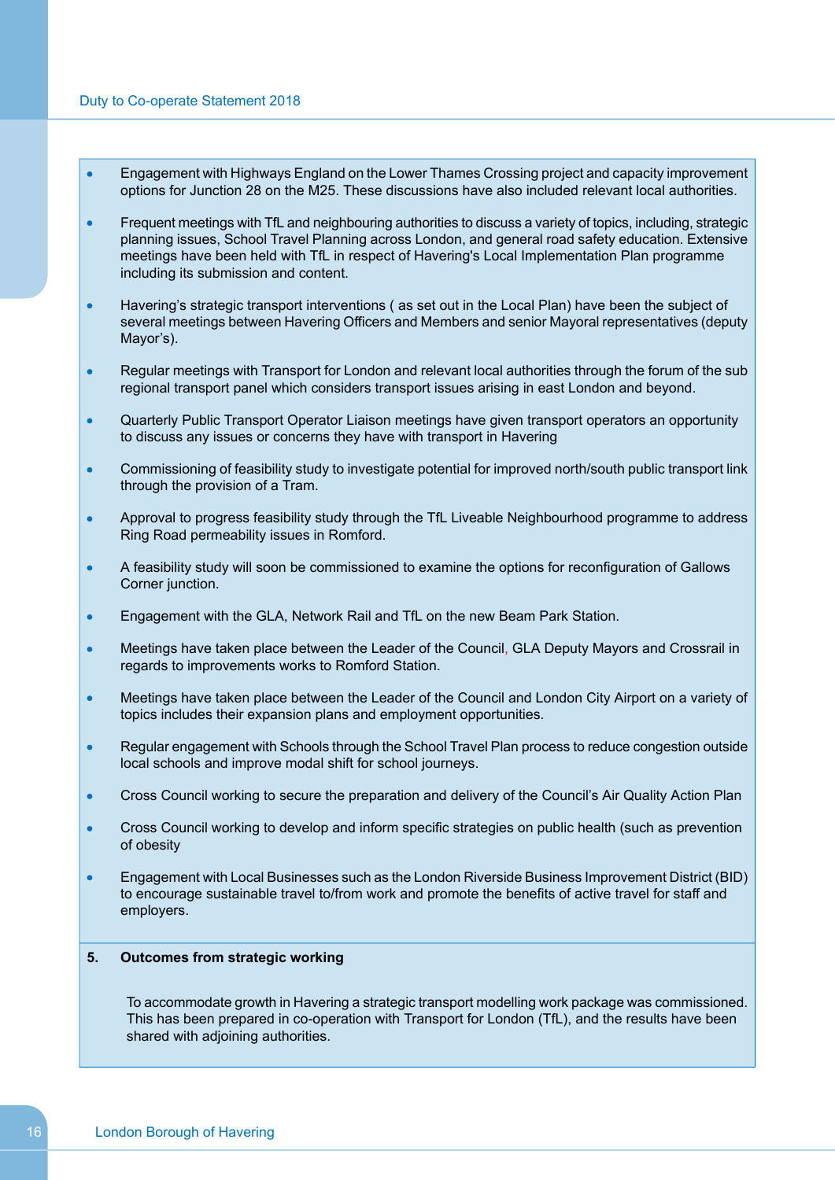- Engagement with Highways England on the Lower Thames Crossing project and capacity improvement options for Junction 28 on the M25. These discussions have also included relevant local authorities.

- Frequent meetings with TfL and neighbouring authorities to discuss a variety of topics, including, strategic planning issues, School Travel Planning across London, and general road safety education. Extensive meetings have been held with TfL in respect of Havering's Local Implementation Plan programme including its submission and content.

- Havering's strategic transport interventions ( as set out in the Local Plan) have been the subject of several meetings between Havering Officers and Members and senior Mayoral representatives (deputy Mayor's).

- Regular meetings with Transport for London and relevant local authorities through the forum of the sub regional transport panel which considers transport issues arising in east London and beyond.

- Quarterly Public Transport Operator Liaison meetings have given transport operators an opportunity to discuss any issues or concerns they have with transport in Havering

- Commissioning of feasibility study to investigate potential for improved north/south public transport link through the provision of a Tram.

- Approval to progress feasibility study through the TfL Liveable Neighbourhood programme to address Ring Road permeability issues in Romford.

- A feasibility study will soon be commissioned to examine the options for reconfiguration of Gallows Corner junction.

- Engagement with the GLA, Network Rail and TfL on the new Beam Park Station.

- Meetings have taken place between the Leader of the Council, GLA Deputy Mayors and Crossrail in regards to improvements works to Romford Station.

- Meetings have taken place between the Leader of the Council and London City Airport on a variety of topics includes their expansion plans and employment opportunities.

- Regular engagement with Schools through the School Travel Plan process to reduce congestion outside local schools and improve modal shift for school journeys.

- Cross Council working to secure the preparation and delivery of the Council's Air Quality Action Plan

- Cross Council working to develop and inform specific strategies on public health (such as prevention of obesity

- Engagement with Local Businesses such as the London Riverside Business Improvement District (BID) to encourage sustainable travel to/from work and promote the benefits of active travel for staff and employers.

**5. Outcomes from strategic working**

To accommodate growth in Havering a strategic transport modelling work package was commissioned. This has been prepared in co-operation with Transport for London (TfL), and the results have been shared with adjoining authorities.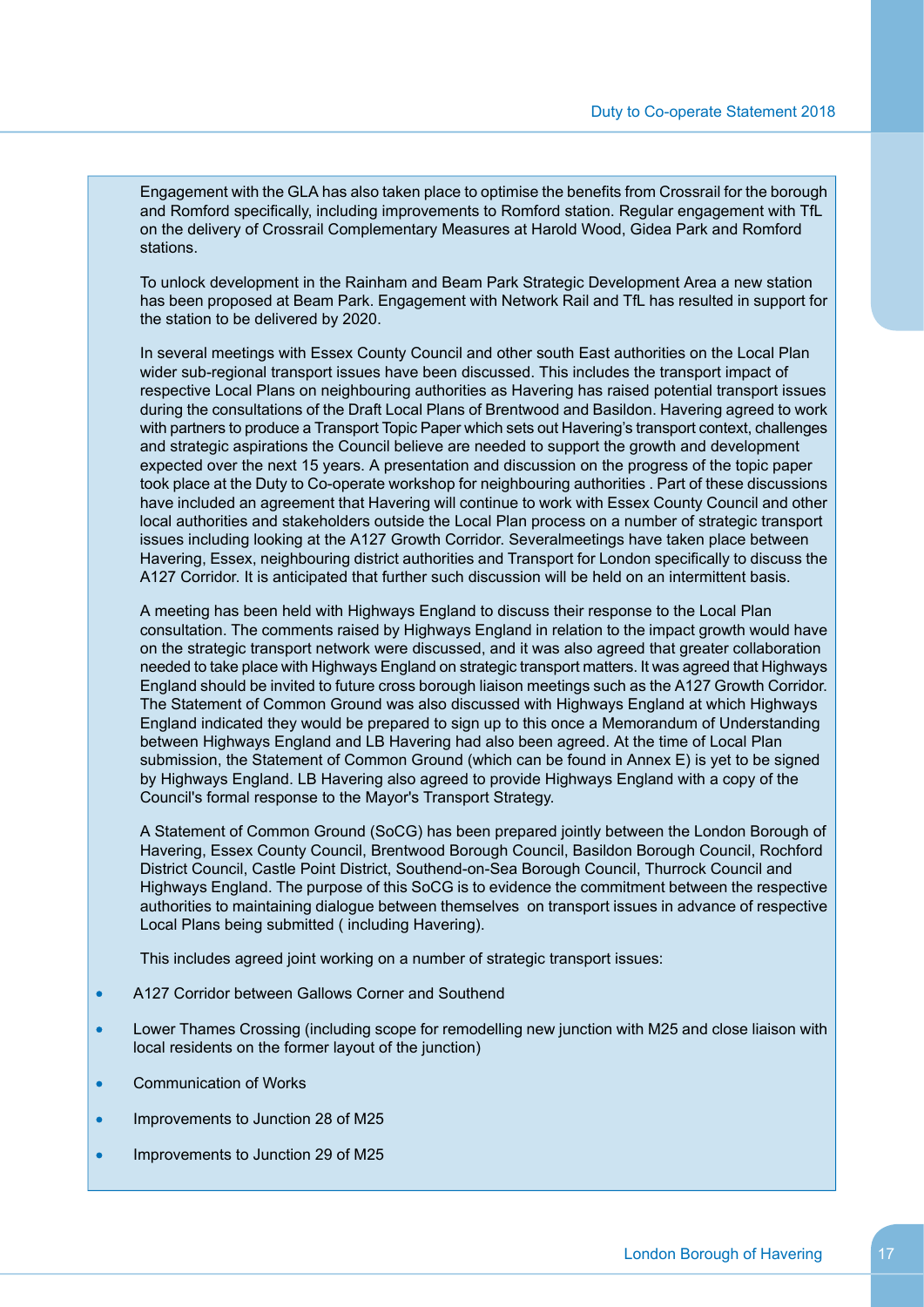Engagement with the GLA has also taken place to optimise the benefits from Crossrail for the borough and Romford specifically, including improvements to Romford station. Regular engagement with TfL on the delivery of Crossrail Complementary Measures at Harold Wood, Gidea Park and Romford stations.

To unlock development in the Rainham and Beam Park Strategic Development Area a new station has been proposed at Beam Park. Engagement with Network Rail and TfL has resulted in support for the station to be delivered by 2020.

In several meetings with Essex County Council and other south East authorities on the Local Plan wider sub-regional transport issues have been discussed. This includes the transport impact of respective Local Plans on neighbouring authorities as Havering has raised potential transport issues during the consultations of the Draft Local Plans of Brentwood and Basildon. Havering agreed to work with partners to produce a Transport Topic Paper which sets out Havering's transport context, challenges and strategic aspirations the Council believe are needed to support the growth and development expected over the next 15 years. A presentation and discussion on the progress of the topic paper took place at the Duty to Co-operate workshop for neighbouring authorities . Part of these discussions have included an agreement that Havering will continue to work with Essex County Council and other local authorities and stakeholders outside the Local Plan process on a number of strategic transport issues including looking at the A127 Growth Corridor. Severalmeetings have taken place between Havering, Essex, neighbouring district authorities and Transport for London specifically to discuss the A127 Corridor. It is anticipated that further such discussion will be held on an intermittent basis.

A meeting has been held with Highways England to discuss their response to the Local Plan consultation. The comments raised by Highways England in relation to the impact growth would have on the strategic transport network were discussed, and it was also agreed that greater collaboration needed to take place with Highways England on strategic transport matters. It was agreed that Highways England should be invited to future cross borough liaison meetings such as the A127 Growth Corridor. The Statement of Common Ground was also discussed with Highways England at which Highways England indicated they would be prepared to sign up to this once a Memorandum of Understanding between Highways England and LB Havering had also been agreed. At the time of Local Plan submission, the Statement of Common Ground (which can be found in Annex E) is yet to be signed by Highways England. LB Havering also agreed to provide Highways England with a copy of the Council's formal response to the Mayor's Transport Strategy.

A Statement of Common Ground (SoCG) has been prepared jointly between the London Borough of Havering, Essex County Council, Brentwood Borough Council, Basildon Borough Council, Rochford District Council, Castle Point District, Southend-on-Sea Borough Council, Thurrock Council and Highways England. The purpose of this SoCG is to evidence the commitment between the respective authorities to maintaining dialogue between themselves on transport issues in advance of respective Local Plans being submitted ( including Havering).

This includes agreed joint working on a number of strategic transport issues:

- A127 Corridor between Gallows Corner and Southend
- Lower Thames Crossing (including scope for remodelling new junction with M25 and close liaison with local residents on the former layout of the junction)
- Communication of Works
- Improvements to Junction 28 of M25
- Improvements to Junction 29 of M25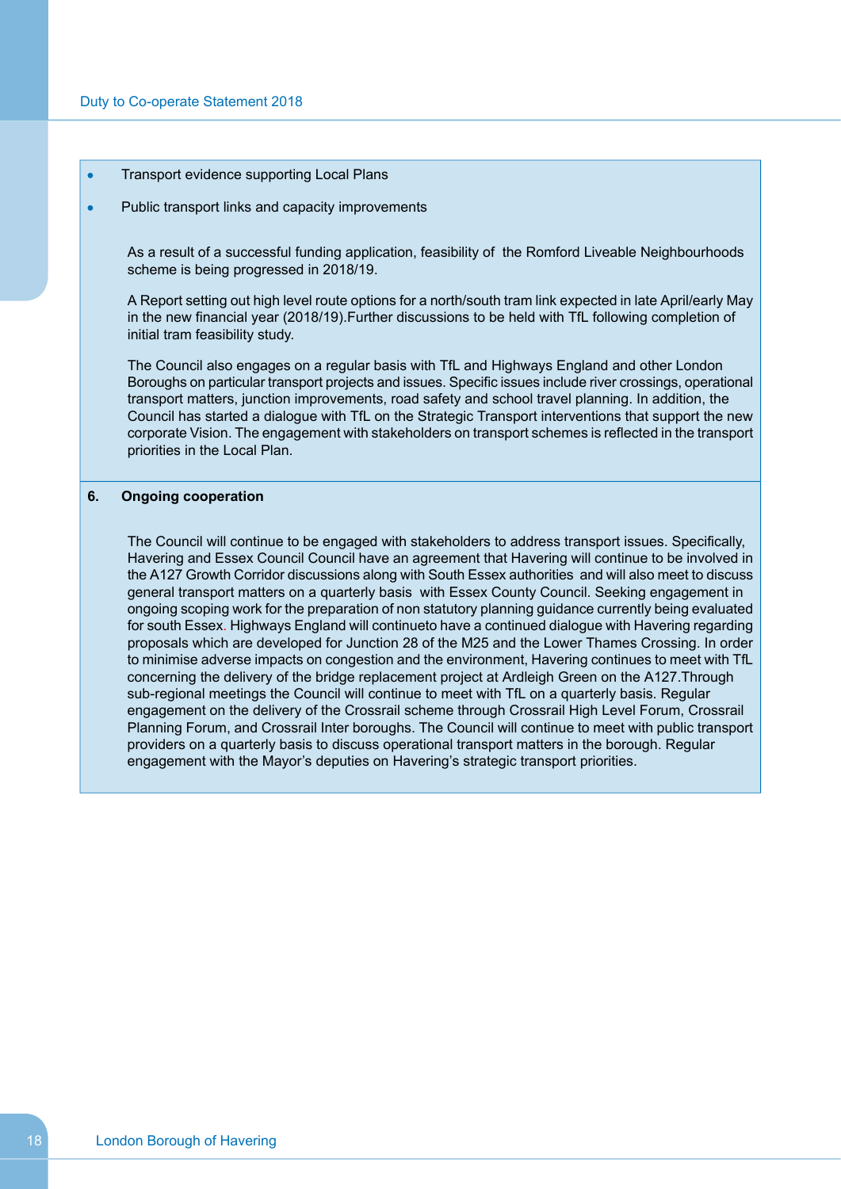- Transport evidence supporting Local Plans
- Public transport links and capacity improvements

As a result of a successful funding application, feasibility of the Romford Liveable Neighbourhoods scheme is being progressed in 2018/19.

A Report setting out high level route options for a north/south tram link expected in late April/early May in the new financial year (2018/19).Further discussions to be held with TfL following completion of initial tram feasibility study.

The Council also engages on a regular basis with TfL and Highways England and other London Boroughs on particular transport projects and issues. Specific issues include river crossings, operational transport matters, junction improvements, road safety and school travel planning. In addition, the Council has started a dialogue with TfL on the Strategic Transport interventions that support the new corporate Vision. The engagement with stakeholders on transport schemes is reflected in the transport priorities in the Local Plan.

**6. Ongoing cooperation**

The Council will continue to be engaged with stakeholders to address transport issues. Specifically, Havering and Essex Council Council have an agreement that Havering will continue to be involved in the A127 Growth Corridor discussions along with South Essex authorities and will also meet to discuss general transport matters on a quarterly basis with Essex County Council. Seeking engagement in ongoing scoping work for the preparation of non statutory planning guidance currently being evaluated for south Essex. Highways England will continueto have a continued dialogue with Havering regarding proposals which are developed for Junction 28 of the M25 and the Lower Thames Crossing. In order to minimise adverse impacts on congestion and the environment, Havering continues to meet with TfL concerning the delivery of the bridge replacement project at Ardleigh Green on the A127.Through sub-regional meetings the Council will continue to meet with TfL on a quarterly basis. Regular engagement on the delivery of the Crossrail scheme through Crossrail High Level Forum, Crossrail Planning Forum, and Crossrail Inter boroughs. The Council will continue to meet with public transport providers on a quarterly basis to discuss operational transport matters in the borough. Regular engagement with the Mayor's deputies on Havering's strategic transport priorities.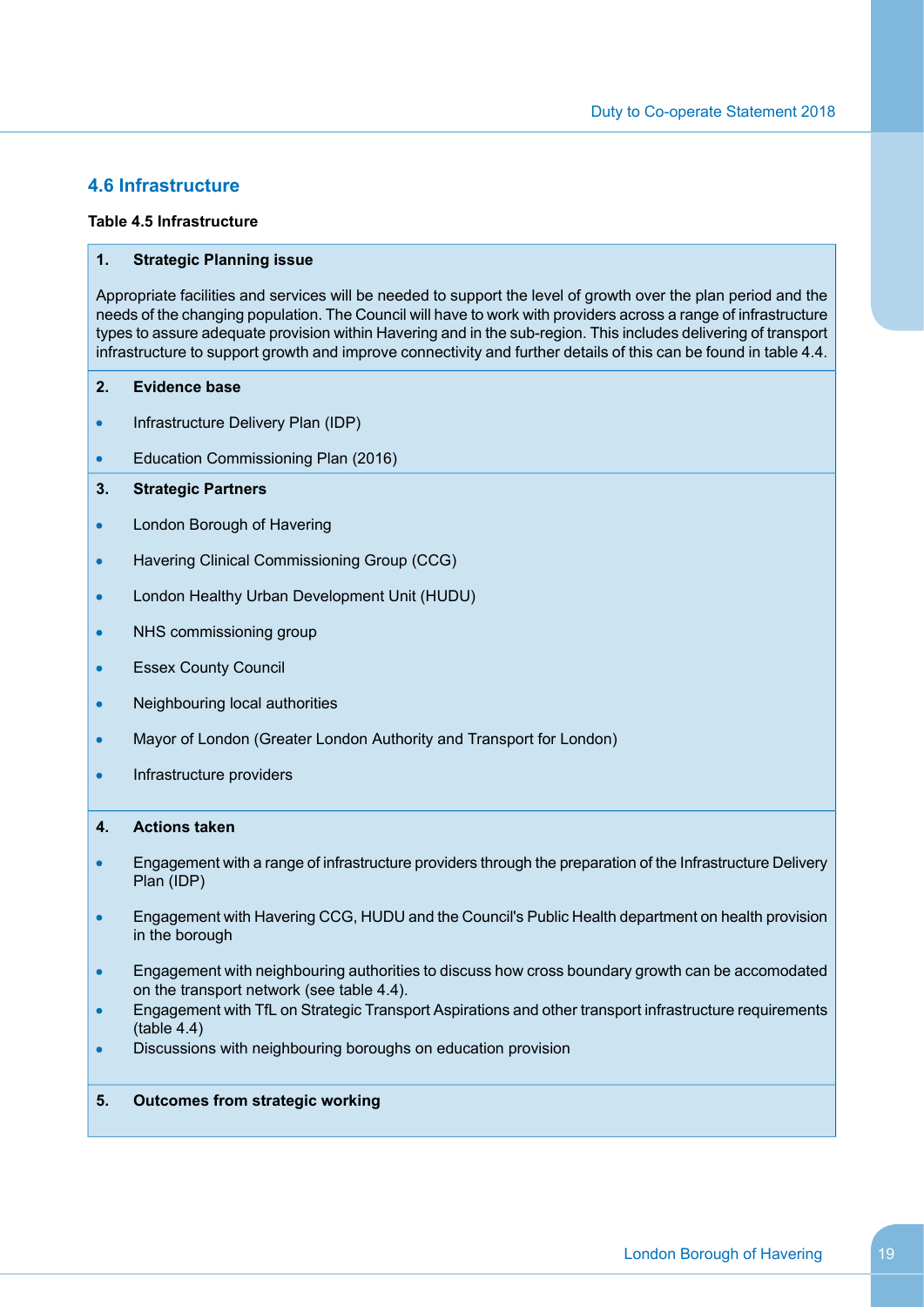## 4.6 Infrastructure

**Table 4.5 Infrastructure**

**1. Strategic Planning issue**

Appropriate facilities and services will be needed to support the level of growth over the plan period and the needs of the changing population. The Council will have to work with providers across a range of infrastructure types to assure adequate provision within Havering and in the sub-region. This includes delivering of transport infrastructure to support growth and improve connectivity and further details of this can be found in table 4.4.

**2. Evidence base**

- Infrastructure Delivery Plan (IDP)
- Education Commissioning Plan (2016)

**3. Strategic Partners**

- London Borough of Havering
- Havering Clinical Commissioning Group (CCG)
- London Healthy Urban Development Unit (HUDU)
- NHS commissioning group
- Essex County Council
- Neighbouring local authorities
- Mayor of London (Greater London Authority and Transport for London)
- Infrastructure providers

**4. Actions taken**

- Engagement with a range of infrastructure providers through the preparation of the Infrastructure Delivery Plan (IDP)
- Engagement with Havering CCG, HUDU and the Council's Public Health department on health provision in the borough
- Engagement with neighbouring authorities to discuss how cross boundary growth can be accomodated on the transport network (see table 4.4).
- Engagement with TfL on Strategic Transport Aspirations and other transport infrastructure requirements (table 4.4)
- Discussions with neighbouring boroughs on education provision

**5. Outcomes from strategic working**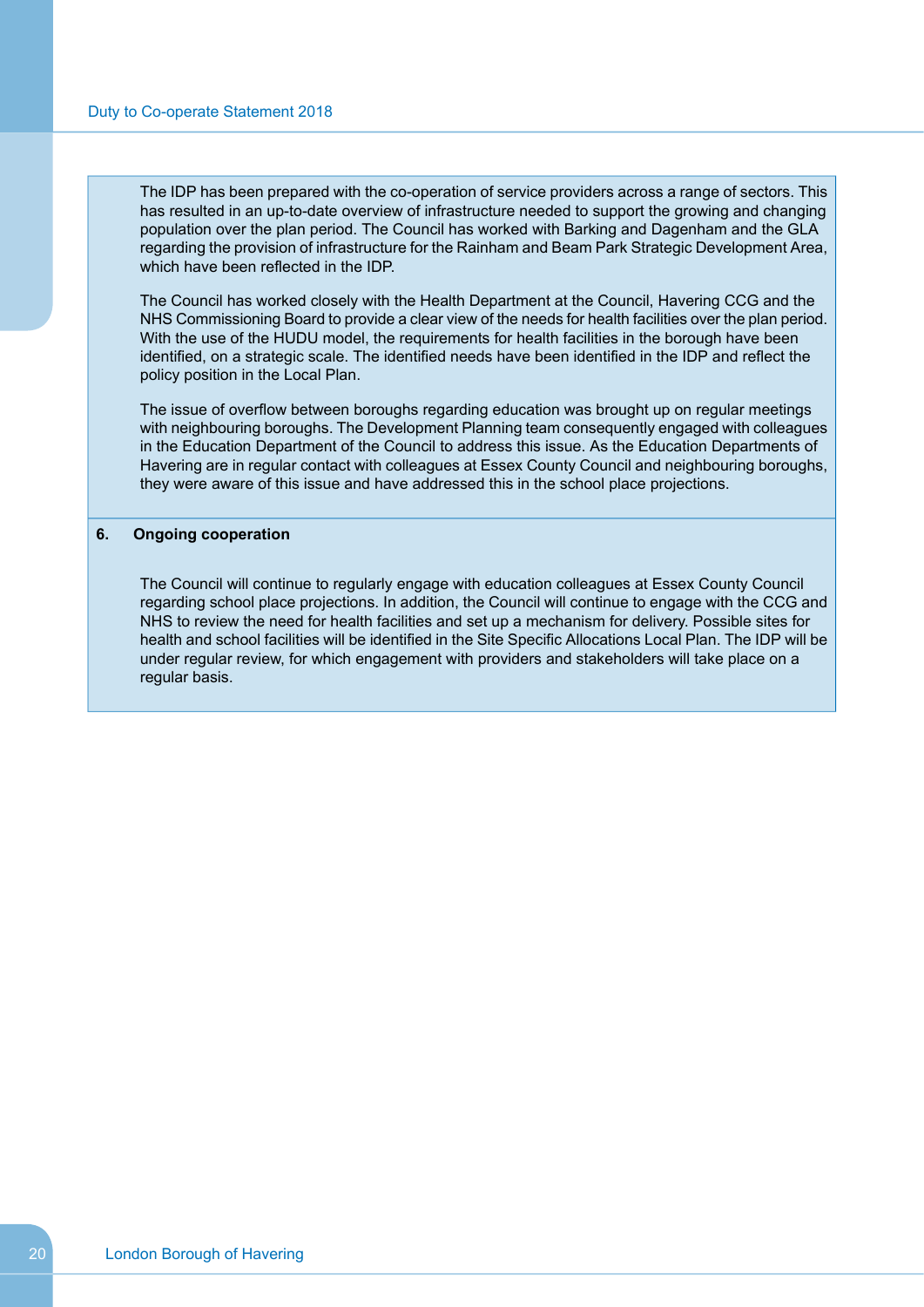The IDP has been prepared with the co-operation of service providers across a range of sectors. This has resulted in an up-to-date overview of infrastructure needed to support the growing and changing population over the plan period. The Council has worked with Barking and Dagenham and the GLA regarding the provision of infrastructure for the Rainham and Beam Park Strategic Development Area, which have been reflected in the IDP.

The Council has worked closely with the Health Department at the Council, Havering CCG and the NHS Commissioning Board to provide a clear view of the needs for health facilities over the plan period. With the use of the HUDU model, the requirements for health facilities in the borough have been identified, on a strategic scale. The identified needs have been identified in the IDP and reflect the policy position in the Local Plan.

The issue of overflow between boroughs regarding education was brought up on regular meetings with neighbouring boroughs. The Development Planning team consequently engaged with colleagues in the Education Department of the Council to address this issue. As the Education Departments of Havering are in regular contact with colleagues at Essex County Council and neighbouring boroughs, they were aware of this issue and have addressed this in the school place projections.

**6. Ongoing cooperation**

The Council will continue to regularly engage with education colleagues at Essex County Council regarding school place projections. In addition, the Council will continue to engage with the CCG and NHS to review the need for health facilities and set up a mechanism for delivery. Possible sites for health and school facilities will be identified in the Site Specific Allocations Local Plan. The IDP will be under regular review, for which engagement with providers and stakeholders will take place on a regular basis.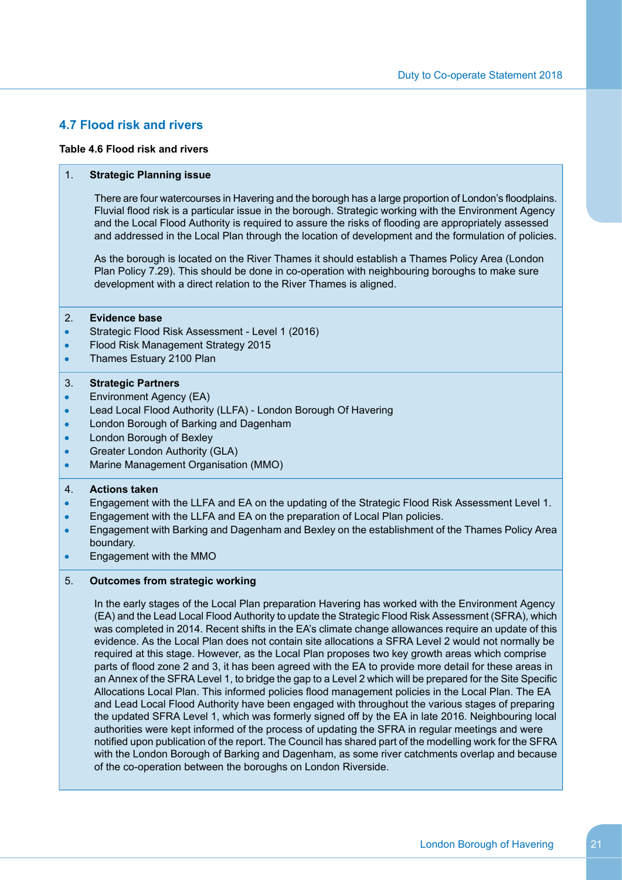## 4.7 Flood risk and rivers

**Table 4.6 Flood risk and rivers**

1. **Strategic Planning issue**

There are four watercourses in Havering and the borough has a large proportion of London's floodplains. Fluvial flood risk is a particular issue in the borough. Strategic working with the Environment Agency and the Local Flood Authority is required to assure the risks of flooding are appropriately assessed and addressed in the Local Plan through the location of development and the formulation of policies.

As the borough is located on the River Thames it should establish a Thames Policy Area (London Plan Policy 7.29). This should be done in co-operation with neighbouring boroughs to make sure development with a direct relation to the River Thames is aligned.

2. **Evidence base**

- Strategic Flood Risk Assessment - Level 1 (2016)
- Flood Risk Management Strategy 2015
- Thames Estuary 2100 Plan

3. **Strategic Partners**

- Environment Agency (EA)
- Lead Local Flood Authority (LLFA) - London Borough Of Havering
- London Borough of Barking and Dagenham
- London Borough of Bexley
- Greater London Authority (GLA)
- Marine Management Organisation (MMO)

4. **Actions taken**

- Engagement with the LLFA and EA on the updating of the Strategic Flood Risk Assessment Level 1.
- Engagement with the LLFA and EA on the preparation of Local Plan policies.
- Engagement with Barking and Dagenham and Bexley on the establishment of the Thames Policy Area boundary.
- Engagement with the MMO

5. **Outcomes from strategic working**

In the early stages of the Local Plan preparation Havering has worked with the Environment Agency (EA) and the Lead Local Flood Authority to update the Strategic Flood Risk Assessment (SFRA), which was completed in 2014. Recent shifts in the EA's climate change allowances require an update of this evidence. As the Local Plan does not contain site allocations a SFRA Level 2 would not normally be required at this stage. However, as the Local Plan proposes two key growth areas which comprise parts of flood zone 2 and 3, it has been agreed with the EA to provide more detail for these areas in an Annex of the SFRA Level 1, to bridge the gap to a Level 2 which will be prepared for the Site Specific Allocations Local Plan. This informed policies flood management policies in the Local Plan. The EA and Lead Local Flood Authority have been engaged with throughout the various stages of preparing the updated SFRA Level 1, which was formerly signed off by the EA in late 2016. Neighbouring local authorities were kept informed of the process of updating the SFRA in regular meetings and were notified upon publication of the report. The Council has shared part of the modelling work for the SFRA with the London Borough of Barking and Dagenham, as some river catchments overlap and because of the co-operation between the boroughs on London Riverside.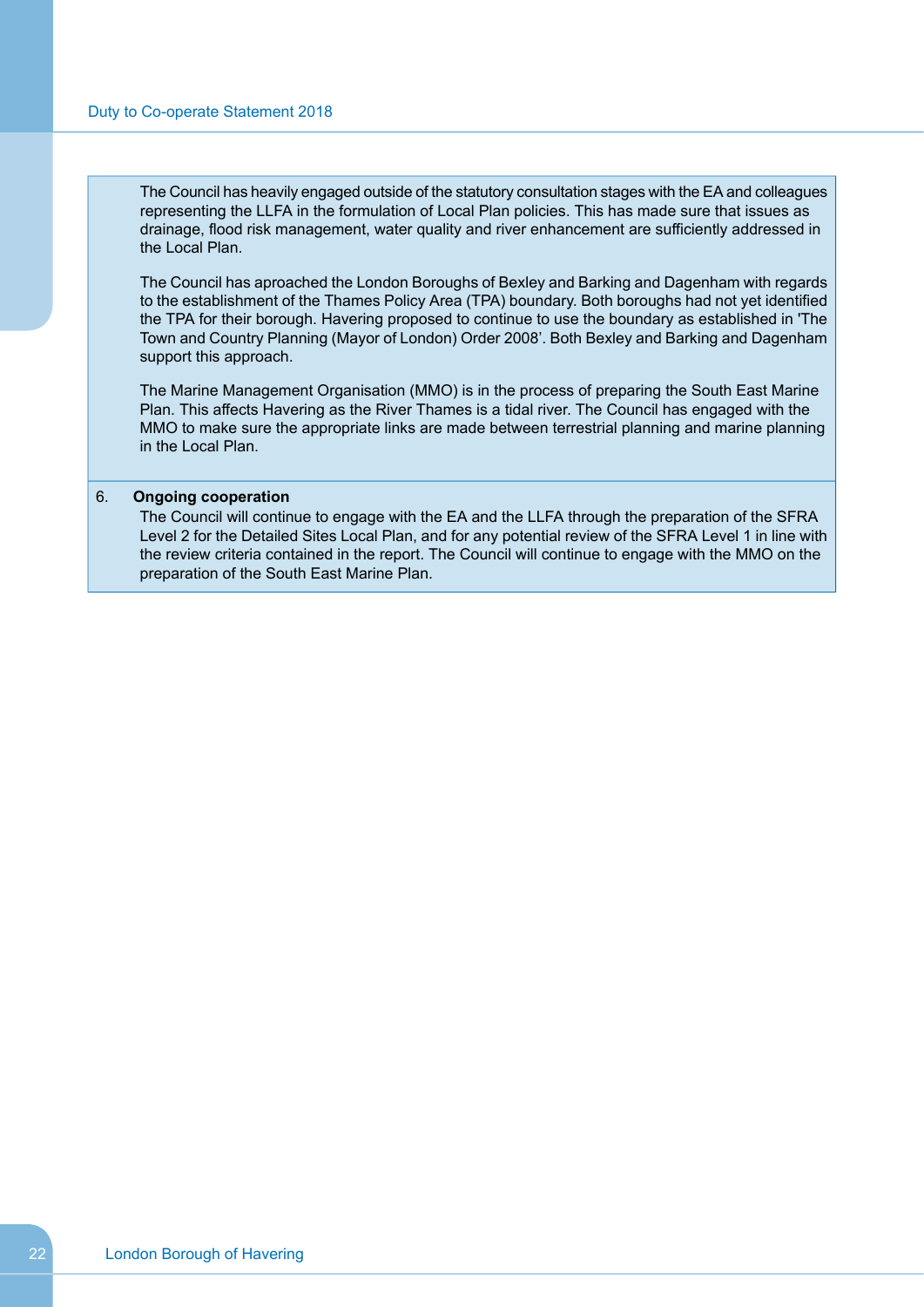The Council has heavily engaged outside of the statutory consultation stages with the EA and colleagues representing the LLFA in the formulation of Local Plan policies. This has made sure that issues as drainage, flood risk management, water quality and river enhancement are sufficiently addressed in the Local Plan.

The Council has aproached the London Boroughs of Bexley and Barking and Dagenham with regards to the establishment of the Thames Policy Area (TPA) boundary. Both boroughs had not yet identified the TPA for their borough. Havering proposed to continue to use the boundary as established in 'The Town and Country Planning (Mayor of London) Order 2008'. Both Bexley and Barking and Dagenham support this approach.

The Marine Management Organisation (MMO) is in the process of preparing the South East Marine Plan. This affects Havering as the River Thames is a tidal river. The Council has engaged with the MMO to make sure the appropriate links are made between terrestrial planning and marine planning in the Local Plan.

6. **Ongoing cooperation**

The Council will continue to engage with the EA and the LLFA through the preparation of the SFRA Level 2 for the Detailed Sites Local Plan, and for any potential review of the SFRA Level 1 in line with the review criteria contained in the report. The Council will continue to engage with the MMO on the preparation of the South East Marine Plan.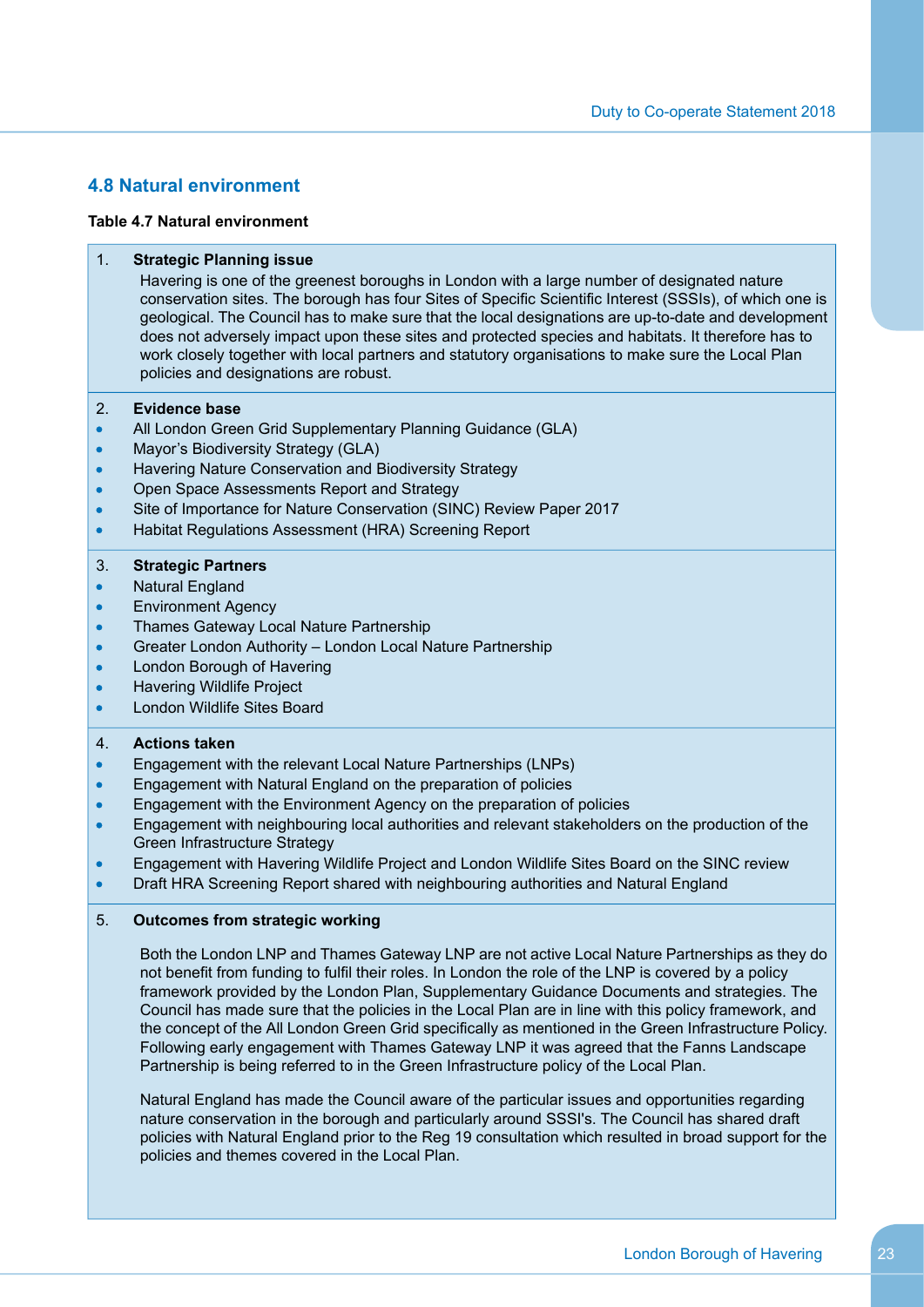## 4.8 Natural environment

**Table 4.7 Natural environment**

1. **Strategic Planning issue**

Havering is one of the greenest boroughs in London with a large number of designated nature conservation sites. The borough has four Sites of Specific Scientific Interest (SSSIs), of which one is geological. The Council has to make sure that the local designations are up-to-date and development does not adversely impact upon these sites and protected species and habitats. It therefore has to work closely together with local partners and statutory organisations to make sure the Local Plan policies and designations are robust.

2. **Evidence base**

- All London Green Grid Supplementary Planning Guidance (GLA)
- Mayor's Biodiversity Strategy (GLA)
- Havering Nature Conservation and Biodiversity Strategy
- Open Space Assessments Report and Strategy
- Site of Importance for Nature Conservation (SINC) Review Paper 2017
- Habitat Regulations Assessment (HRA) Screening Report

3. **Strategic Partners**

- Natural England
- Environment Agency
- Thames Gateway Local Nature Partnership
- Greater London Authority – London Local Nature Partnership
- London Borough of Havering
- Havering Wildlife Project
- London Wildlife Sites Board

4. **Actions taken**

- Engagement with the relevant Local Nature Partnerships (LNPs)
- Engagement with Natural England on the preparation of policies
- Engagement with the Environment Agency on the preparation of policies
- Engagement with neighbouring local authorities and relevant stakeholders on the production of the Green Infrastructure Strategy
- Engagement with Havering Wildlife Project and London Wildlife Sites Board on the SINC review
- Draft HRA Screening Report shared with neighbouring authorities and Natural England

5. **Outcomes from strategic working**

Both the London LNP and Thames Gateway LNP are not active Local Nature Partnerships as they do not benefit from funding to fulfil their roles. In London the role of the LNP is covered by a policy framework provided by the London Plan, Supplementary Guidance Documents and strategies. The Council has made sure that the policies in the Local Plan are in line with this policy framework, and the concept of the All London Green Grid specifically as mentioned in the Green Infrastructure Policy. Following early engagement with Thames Gateway LNP it was agreed that the Fanns Landscape Partnership is being referred to in the Green Infrastructure policy of the Local Plan.

Natural England has made the Council aware of the particular issues and opportunities regarding nature conservation in the borough and particularly around SSSI's. The Council has shared draft policies with Natural England prior to the Reg 19 consultation which resulted in broad support for the policies and themes covered in the Local Plan.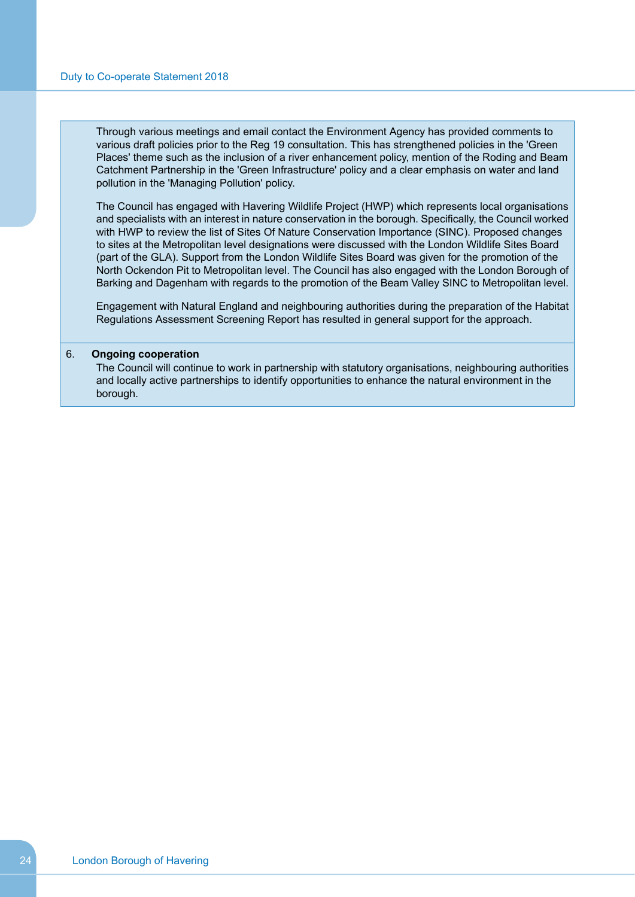Through various meetings and email contact the Environment Agency has provided comments to various draft policies prior to the Reg 19 consultation. This has strengthened policies in the 'Green Places' theme such as the inclusion of a river enhancement policy, mention of the Roding and Beam Catchment Partnership in the 'Green Infrastructure' policy and a clear emphasis on water and land pollution in the 'Managing Pollution' policy.

The Council has engaged with Havering Wildlife Project (HWP) which represents local organisations and specialists with an interest in nature conservation in the borough. Specifically, the Council worked with HWP to review the list of Sites Of Nature Conservation Importance (SINC). Proposed changes to sites at the Metropolitan level designations were discussed with the London Wildlife Sites Board (part of the GLA). Support from the London Wildlife Sites Board was given for the promotion of the North Ockendon Pit to Metropolitan level. The Council has also engaged with the London Borough of Barking and Dagenham with regards to the promotion of the Beam Valley SINC to Metropolitan level.

Engagement with Natural England and neighbouring authorities during the preparation of the Habitat Regulations Assessment Screening Report has resulted in general support for the approach.

6. **Ongoing cooperation**

The Council will continue to work in partnership with statutory organisations, neighbouring authorities and locally active partnerships to identify opportunities to enhance the natural environment in the borough.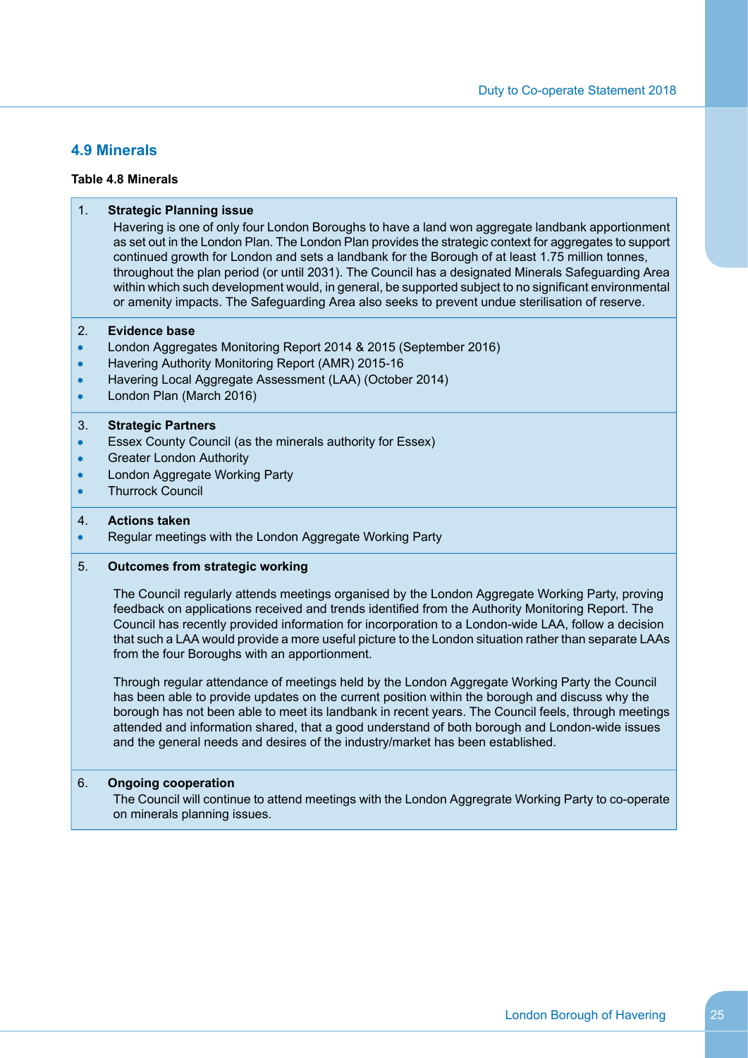## 4.9 Minerals

**Table 4.8 Minerals**

1. **Strategic Planning issue**

   Havering is one of only four London Boroughs to have a land won aggregate landbank apportionment as set out in the London Plan. The London Plan provides the strategic context for aggregates to support continued growth for London and sets a landbank for the Borough of at least 1.75 million tonnes, throughout the plan period (or until 2031). The Council has a designated Minerals Safeguarding Area within which such development would, in general, be supported subject to no significant environmental or amenity impacts. The Safeguarding Area also seeks to prevent undue sterilisation of reserve.

2. **Evidence base**
   - London Aggregates Monitoring Report 2014 & 2015 (September 2016)
   - Havering Authority Monitoring Report (AMR) 2015-16
   - Havering Local Aggregate Assessment (LAA) (October 2014)
   - London Plan (March 2016)

3. **Strategic Partners**
   - Essex County Council (as the minerals authority for Essex)
   - Greater London Authority
   - London Aggregate Working Party
   - Thurrock Council

4. **Actions taken**
   - Regular meetings with the London Aggregate Working Party

5. **Outcomes from strategic working**

   The Council regularly attends meetings organised by the London Aggregate Working Party, proving feedback on applications received and trends identified from the Authority Monitoring Report. The Council has recently provided information for incorporation to a London-wide LAA, follow a decision that such a LAA would provide a more useful picture to the London situation rather than separate LAAs from the four Boroughs with an apportionment.

   Through regular attendance of meetings held by the London Aggregate Working Party the Council has been able to provide updates on the current position within the borough and discuss why the borough has not been able to meet its landbank in recent years. The Council feels, through meetings attended and information shared, that a good understand of both borough and London-wide issues and the general needs and desires of the industry/market has been established.

6. **Ongoing cooperation**

   The Council will continue to attend meetings with the London Aggregrate Working Party to co-operate on minerals planning issues.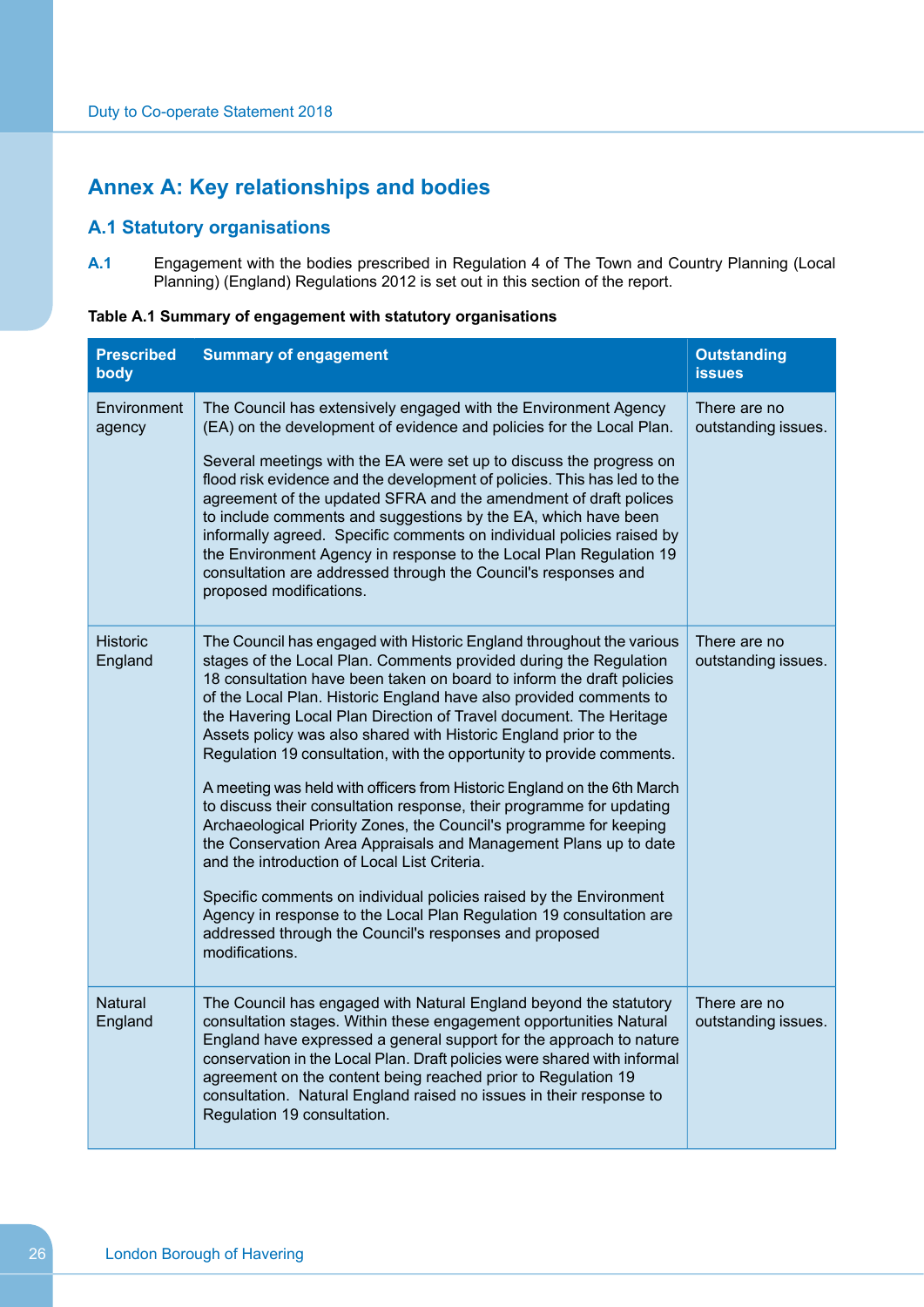# Annex A: Key relationships and bodies

## A.1 Statutory organisations

**A.1** Engagement with the bodies prescribed in Regulation 4 of The Town and Country Planning (Local Planning) (England) Regulations 2012 is set out in this section of the report.

**Table A.1 Summary of engagement with statutory organisations**

| Prescribed body | Summary of engagement | Outstanding issues |
|---|---|---|
| Environment agency | The Council has extensively engaged with the Environment Agency (EA) on the development of evidence and policies for the Local Plan.<br><br>Several meetings with the EA were set up to discuss the progress on flood risk evidence and the development of policies. This has led to the agreement of the updated SFRA and the amendment of draft polices to include comments and suggestions by the EA, which have been informally agreed. Specific comments on individual policies raised by the Environment Agency in response to the Local Plan Regulation 19 consultation are addressed through the Council's responses and proposed modifications. | There are no outstanding issues. |
| Historic England | The Council has engaged with Historic England throughout the various stages of the Local Plan. Comments provided during the Regulation 18 consultation have been taken on board to inform the draft policies of the Local Plan. Historic England have also provided comments to the Havering Local Plan Direction of Travel document. The Heritage Assets policy was also shared with Historic England prior to the Regulation 19 consultation, with the opportunity to provide comments.<br><br>A meeting was held with officers from Historic England on the 6th March to discuss their consultation response, their programme for updating Archaeological Priority Zones, the Council's programme for keeping the Conservation Area Appraisals and Management Plans up to date and the introduction of Local List Criteria.<br><br>Specific comments on individual policies raised by the Environment Agency in response to the Local Plan Regulation 19 consultation are addressed through the Council's responses and proposed modifications. | There are no outstanding issues. |
| Natural England | The Council has engaged with Natural England beyond the statutory consultation stages. Within these engagement opportunities Natural England have expressed a general support for the approach to nature conservation in the Local Plan. Draft policies were shared with informal agreement on the content being reached prior to Regulation 19 consultation. Natural England raised no issues in their response to Regulation 19 consultation. | There are no outstanding issues. |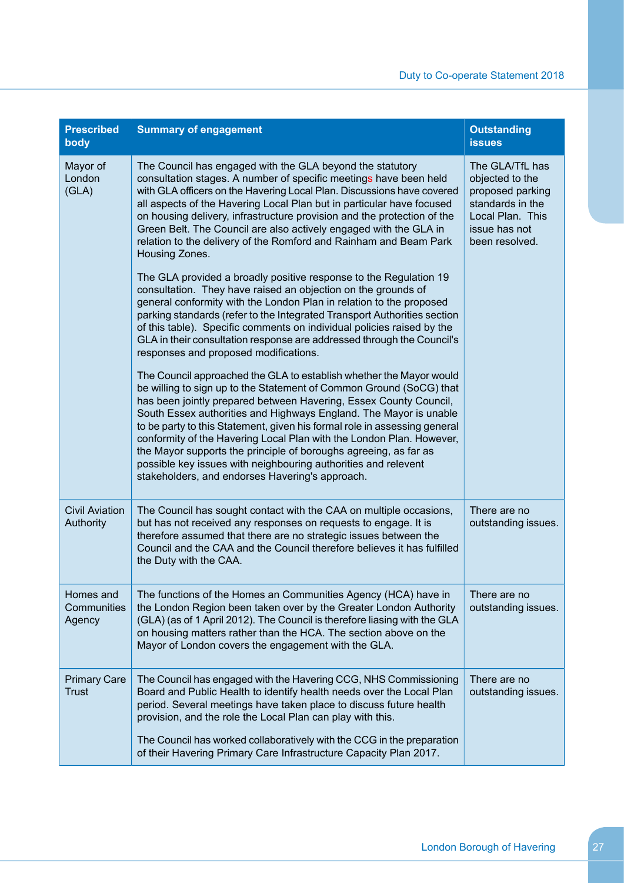| Prescribed body | Summary of engagement | Outstanding issues |
|---|---|---|
| Mayor of London (GLA) | The Council has engaged with the GLA beyond the statutory consultation stages. A number of specific meetings have been held with GLA officers on the Havering Local Plan. Discussions have covered all aspects of the Havering Local Plan but in particular have focused on housing delivery, infrastructure provision and the protection of the Green Belt. The Council are also actively engaged with the GLA in relation to the delivery of the Romford and Rainham and Beam Park Housing Zones.<br><br>The GLA provided a broadly positive response to the Regulation 19 consultation. They have raised an objection on the grounds of general conformity with the London Plan in relation to the proposed parking standards (refer to the Integrated Transport Authorities section of this table). Specific comments on individual policies raised by the GLA in their consultation response are addressed through the Council's responses and proposed modifications.<br><br>The Council approached the GLA to establish whether the Mayor would be willing to sign up to the Statement of Common Ground (SoCG) that has been jointly prepared between Havering, Essex County Council, South Essex authorities and Highways England. The Mayor is unable to be party to this Statement, given his formal role in assessing general conformity of the Havering Local Plan with the London Plan. However, the Mayor supports the principle of boroughs agreeing, as far as possible key issues with neighbouring authorities and relevent stakeholders, and endorses Havering's approach. | The GLA/TfL has objected to the proposed parking standards in the Local Plan. This issue has not been resolved. |
| Civil Aviation Authority | The Council has sought contact with the CAA on multiple occasions, but has not received any responses on requests to engage. It is therefore assumed that there are no strategic issues between the Council and the CAA and the Council therefore believes it has fulfilled the Duty with the CAA. | There are no outstanding issues. |
| Homes and Communities Agency | The functions of the Homes an Communities Agency (HCA) have in the London Region been taken over by the Greater London Authority (GLA) (as of 1 April 2012). The Council is therefore liasing with the GLA on housing matters rather than the HCA. The section above on the Mayor of London covers the engagement with the GLA. | There are no outstanding issues. |
| Primary Care Trust | The Council has engaged with the Havering CCG, NHS Commissioning Board and Public Health to identify health needs over the Local Plan period. Several meetings have taken place to discuss future health provision, and the role the Local Plan can play with this.<br><br>The Council has worked collaboratively with the CCG in the preparation of their Havering Primary Care Infrastructure Capacity Plan 2017. | There are no outstanding issues. |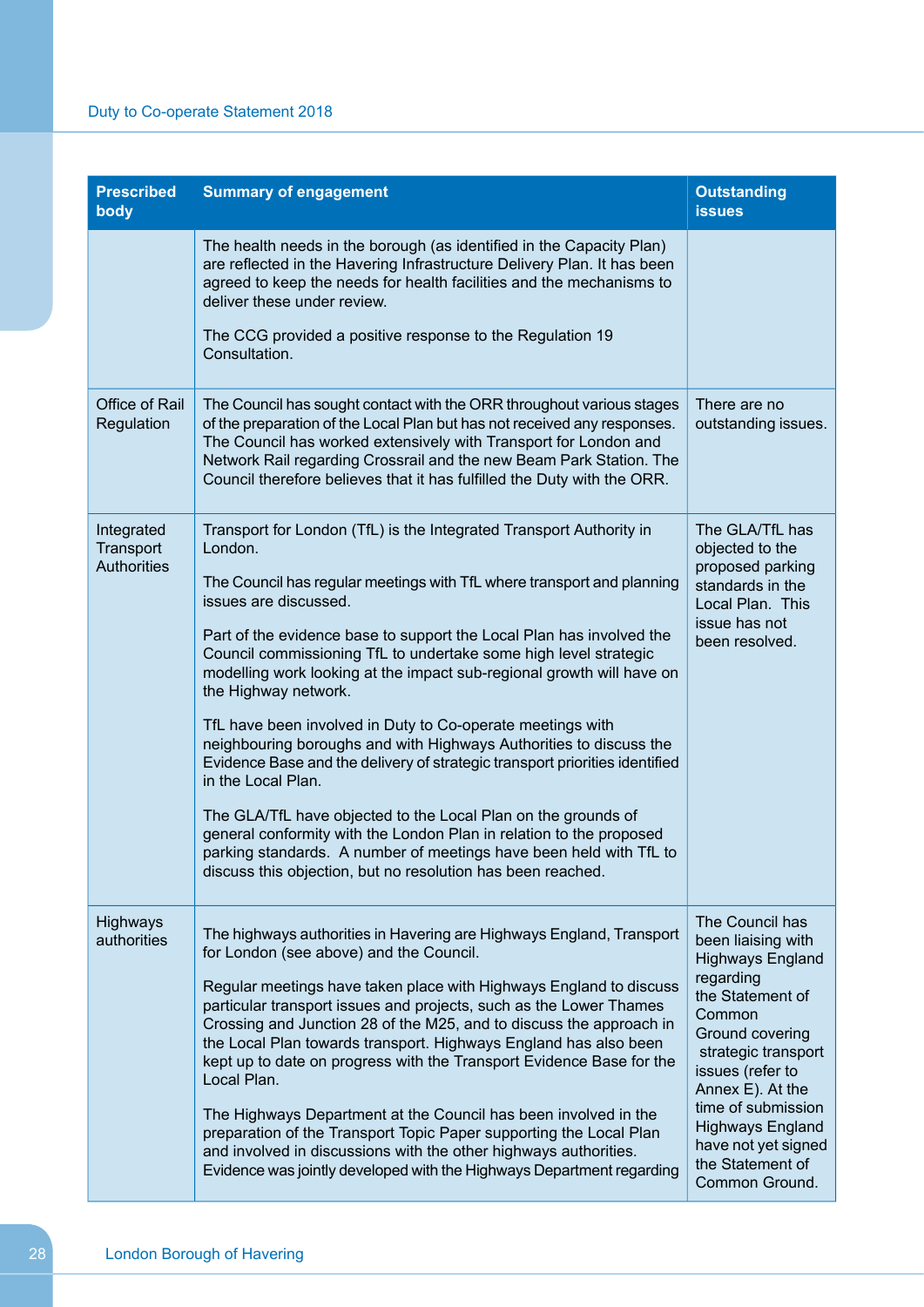| Prescribed body | Summary of engagement | Outstanding issues |
|---|---|---|
| | The health needs in the borough (as identified in the Capacity Plan) are reflected in the Havering Infrastructure Delivery Plan. It has been agreed to keep the needs for health facilities and the mechanisms to deliver these under review.<br><br>The CCG provided a positive response to the Regulation 19 Consultation. | |
| Office of Rail Regulation | The Council has sought contact with the ORR throughout various stages of the preparation of the Local Plan but has not received any responses. The Council has worked extensively with Transport for London and Network Rail regarding Crossrail and the new Beam Park Station. The Council therefore believes that it has fulfilled the Duty with the ORR. | There are no outstanding issues. |
| Integrated Transport Authorities | Transport for London (TfL) is the Integrated Transport Authority in London.<br><br>The Council has regular meetings with TfL where transport and planning issues are discussed.<br><br>Part of the evidence base to support the Local Plan has involved the Council commissioning TfL to undertake some high level strategic modelling work looking at the impact sub-regional growth will have on the Highway network.<br><br>TfL have been involved in Duty to Co-operate meetings with neighbouring boroughs and with Highways Authorities to discuss the Evidence Base and the delivery of strategic transport priorities identified in the Local Plan.<br><br>The GLA/TfL have objected to the Local Plan on the grounds of general conformity with the London Plan in relation to the proposed parking standards. A number of meetings have been held with TfL to discuss this objection, but no resolution has been reached. | The GLA/TfL has objected to the proposed parking standards in the Local Plan. This issue has not been resolved. |
| Highways authorities | The highways authorities in Havering are Highways England, Transport for London (see above) and the Council.<br><br>Regular meetings have taken place with Highways England to discuss particular transport issues and projects, such as the Lower Thames Crossing and Junction 28 of the M25, and to discuss the approach in the Local Plan towards transport. Highways England has also been kept up to date on progress with the Transport Evidence Base for the Local Plan.<br><br>The Highways Department at the Council has been involved in the preparation of the Transport Topic Paper supporting the Local Plan and involved in discussions with the other highways authorities. Evidence was jointly developed with the Highways Department regarding | The Council has been liaising with Highways England regarding the Statement of Common Ground covering strategic transport issues (refer to Annex E). At the time of submission Highways England have not yet signed the Statement of Common Ground. |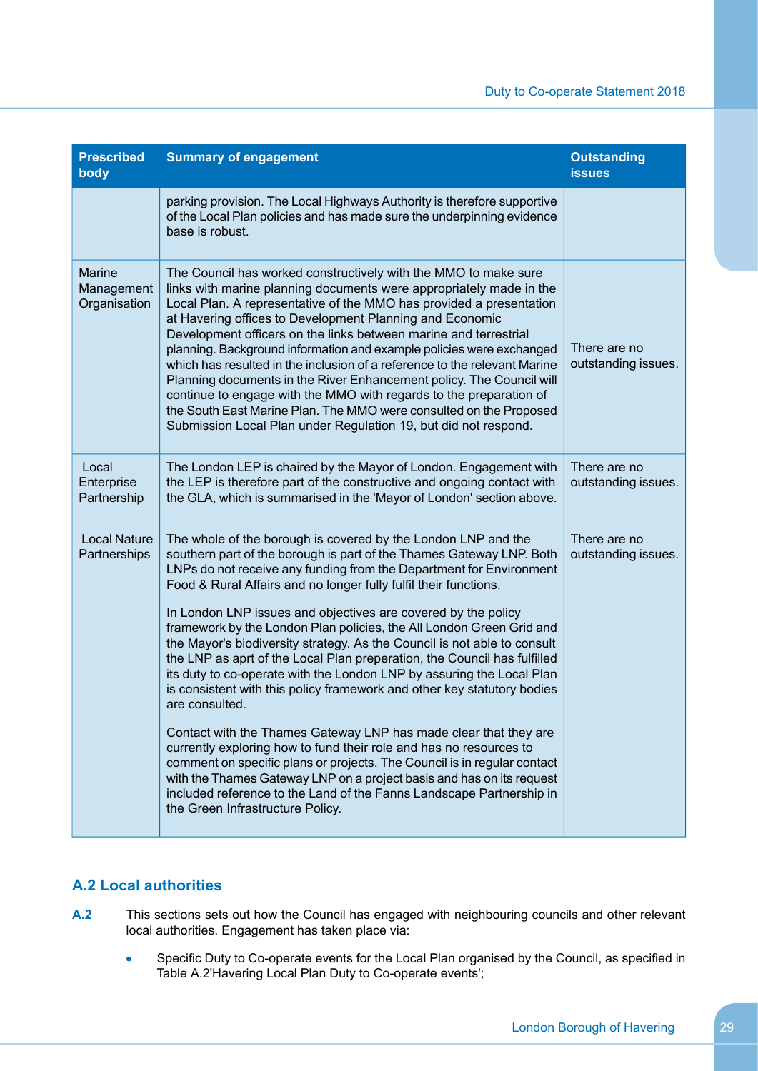| Prescribed body | Summary of engagement | Outstanding issues |
|---|---|---|
| | parking provision. The Local Highways Authority is therefore supportive of the Local Plan policies and has made sure the underpinning evidence base is robust. | |
| Marine Management Organisation | The Council has worked constructively with the MMO to make sure links with marine planning documents were appropriately made in the Local Plan. A representative of the MMO has provided a presentation at Havering offices to Development Planning and Economic Development officers on the links between marine and terrestrial planning. Background information and example policies were exchanged which has resulted in the inclusion of a reference to the relevant Marine Planning documents in the River Enhancement policy. The Council will continue to engage with the MMO with regards to the preparation of the South East Marine Plan. The MMO were consulted on the Proposed Submission Local Plan under Regulation 19, but did not respond. | There are no outstanding issues. |
| Local Enterprise Partnership | The London LEP is chaired by the Mayor of London. Engagement with the LEP is therefore part of the constructive and ongoing contact with the GLA, which is summarised in the 'Mayor of London' section above. | There are no outstanding issues. |
| Local Nature Partnerships | The whole of the borough is covered by the London LNP and the southern part of the borough is part of the Thames Gateway LNP. Both LNPs do not receive any funding from the Department for Environment Food & Rural Affairs and no longer fully fulfil their functions.<br><br>In London LNP issues and objectives are covered by the policy framework by the London Plan policies, the All London Green Grid and the Mayor's biodiversity strategy. As the Council is not able to consult the LNP as aprt of the Local Plan preperation, the Council has fulfilled its duty to co-operate with the London LNP by assuring the Local Plan is consistent with this policy framework and other key statutory bodies are consulted.<br><br>Contact with the Thames Gateway LNP has made clear that they are currently exploring how to fund their role and has no resources to comment on specific plans or projects. The Council is in regular contact with the Thames Gateway LNP on a project basis and has on its request included reference to the Land of the Fanns Landscape Partnership in the Green Infrastructure Policy. | There are no outstanding issues. |

## A.2 Local authorities

**A.2** This sections sets out how the Council has engaged with neighbouring councils and other relevant local authorities. Engagement has taken place via:

- Specific Duty to Co-operate events for the Local Plan organised by the Council, as specified in Table A.2'Havering Local Plan Duty to Co-operate events';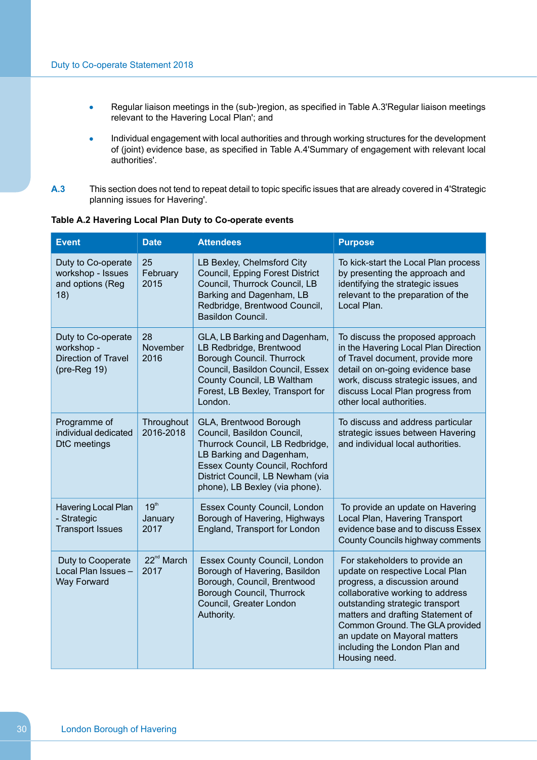- Regular liaison meetings in the (sub-)region, as specified in Table A.3'Regular liaison meetings relevant to the Havering Local Plan'; and
- Individual engagement with local authorities and through working structures for the development of (joint) evidence base, as specified in Table A.4'Summary of engagement with relevant local authorities'.

**A.3** This section does not tend to repeat detail to topic specific issues that are already covered in 4'Strategic planning issues for Havering'.

**Table A.2 Havering Local Plan Duty to Co-operate events**

| Event | Date | Attendees | Purpose |
|---|---|---|---|
| Duty to Co-operate workshop - Issues and options (Reg 18) | 25 February 2015 | LB Bexley, Chelmsford City Council, Epping Forest District Council, Thurrock Council, LB Barking and Dagenham, LB Redbridge, Brentwood Council, Basildon Council. | To kick-start the Local Plan process by presenting the approach and identifying the strategic issues relevant to the preparation of the Local Plan. |
| Duty to Co-operate workshop - Direction of Travel (pre-Reg 19) | 28 November 2016 | GLA, LB Barking and Dagenham, LB Redbridge, Brentwood Borough Council. Thurrock Council, Basildon Council, Essex County Council, LB Waltham Forest, LB Bexley, Transport for London. | To discuss the proposed approach in the Havering Local Plan Direction of Travel document, provide more detail on on-going evidence base work, discuss strategic issues, and discuss Local Plan progress from other local authorities. |
| Programme of individual dedicated DtC meetings | Throughout 2016-2018 | GLA, Brentwood Borough Council, Basildon Council, Thurrock Council, LB Redbridge, LB Barking and Dagenham, Essex County Council, Rochford District Council, LB Newham (via phone), LB Bexley (via phone). | To discuss and address particular strategic issues between Havering and individual local authorities. |
| Havering Local Plan - Strategic Transport Issues | 19th January 2017 | Essex County Council, London Borough of Havering, Highways England, Transport for London | To provide an update on Havering Local Plan, Havering Transport evidence base and to discuss Essex County Councils highway comments |
| Duty to Cooperate Local Plan Issues – Way Forward | 22nd March 2017 | Essex County Council, London Borough of Havering, Basildon Borough, Council, Brentwood Borough Council, Thurrock Council, Greater London Authority. | For stakeholders to provide an update on respective Local Plan progress, a discussion around collaborative working to address outstanding strategic transport matters and drafting Statement of Common Ground. The GLA provided an update on Mayoral matters including the London Plan and Housing need. |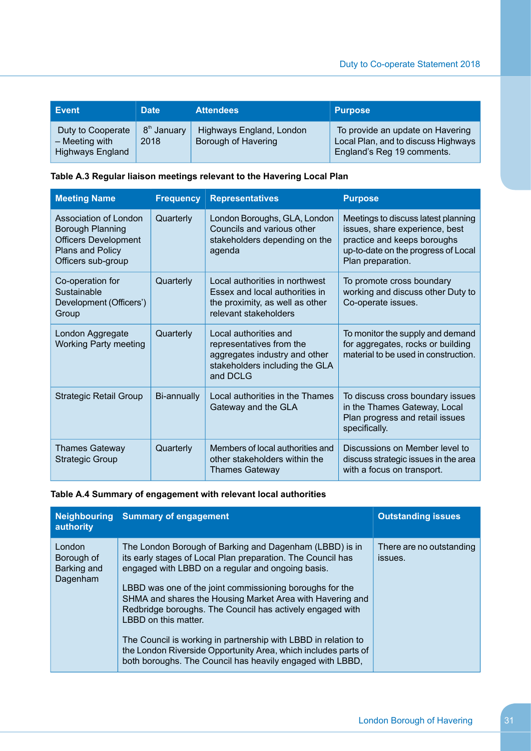| Event | Date | Attendees | Purpose |
|---|---|---|---|
| Duty to Cooperate – Meeting with Highways England | 8th January 2018 | Highways England, London Borough of Havering | To provide an update on Havering Local Plan, and to discuss Highways England's Reg 19 comments. |

**Table A.3 Regular liaison meetings relevant to the Havering Local Plan**

| Meeting Name | Frequency | Representatives | Purpose |
|---|---|---|---|
| Association of London Borough Planning Officers Development Plans and Policy Officers sub-group | Quarterly | London Boroughs, GLA, London Councils and various other stakeholders depending on the agenda | Meetings to discuss latest planning issues, share experience, best practice and keeps boroughs up-to-date on the progress of Local Plan preparation. |
| Co-operation for Sustainable Development (Officers') Group | Quarterly | Local authorities in northwest Essex and local authorities in the proximity, as well as other relevant stakeholders | To promote cross boundary working and discuss other Duty to Co-operate issues. |
| London Aggregate Working Party meeting | Quarterly | Local authorities and representatives from the aggregates industry and other stakeholders including the GLA and DCLG | To monitor the supply and demand for aggregates, rocks or building material to be used in construction. |
| Strategic Retail Group | Bi-annually | Local authorities in the Thames Gateway and the GLA | To discuss cross boundary issues in the Thames Gateway, Local Plan progress and retail issues specifically. |
| Thames Gateway Strategic Group | Quarterly | Members of local authorities and other stakeholders within the Thames Gateway | Discussions on Member level to discuss strategic issues in the area with a focus on transport. |

**Table A.4 Summary of engagement with relevant local authorities**

| Neighbouring authority | Summary of engagement | Outstanding issues |
|---|---|---|
| London Borough of Barking and Dagenham | The London Borough of Barking and Dagenham (LBBD) is in its early stages of Local Plan preparation. The Council has engaged with LBBD on a regular and ongoing basis.<br><br>LBBD was one of the joint commissioning boroughs for the SHMA and shares the Housing Market Area with Havering and Redbridge boroughs. The Council has actively engaged with LBBD on this matter.<br><br>The Council is working in partnership with LBBD in relation to the London Riverside Opportunity Area, which includes parts of both boroughs. The Council has heavily engaged with LBBD, | There are no outstanding issues. |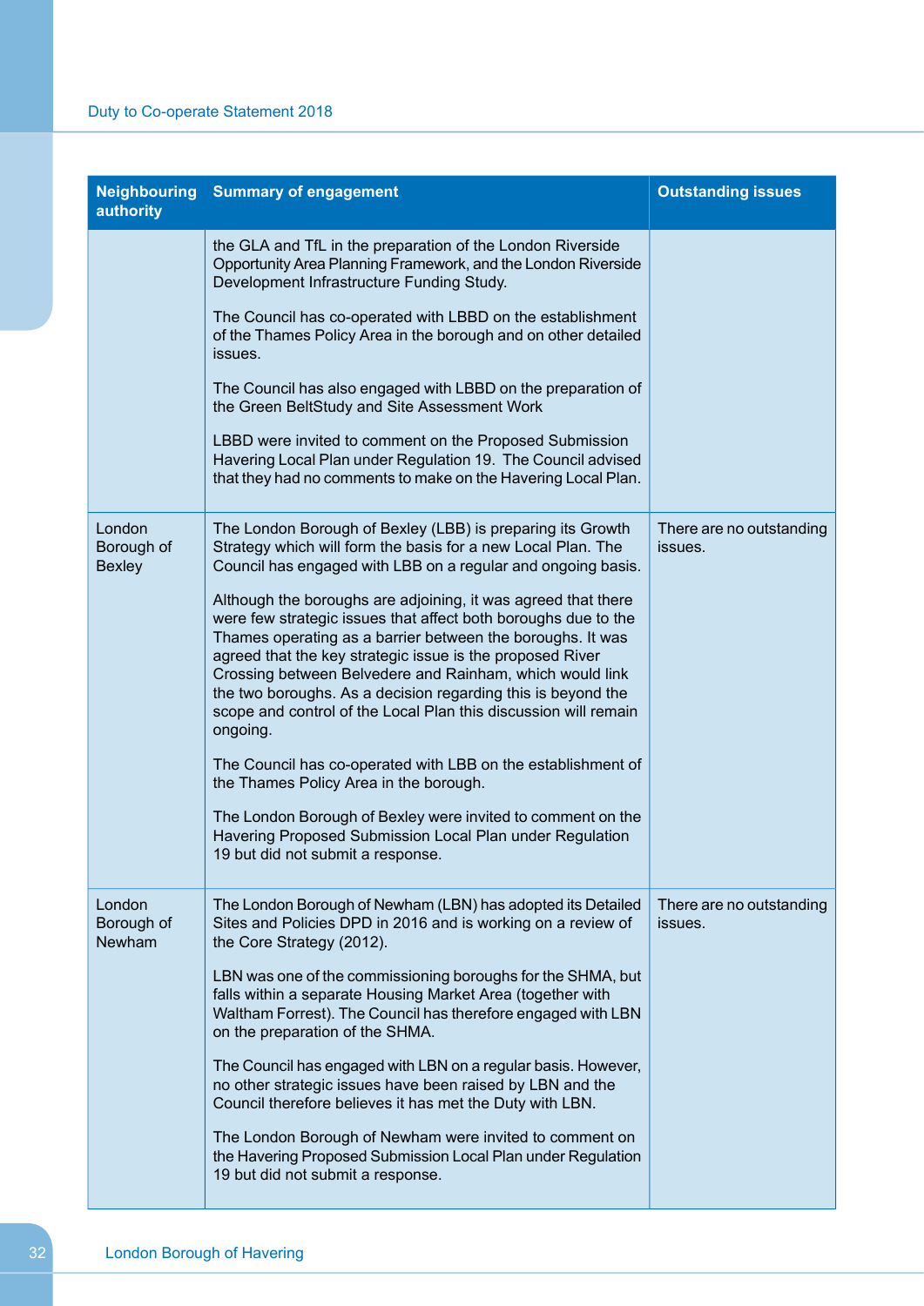| Neighbouring authority | Summary of engagement | Outstanding issues |
|---|---|---|
| | the GLA and TfL in the preparation of the London Riverside Opportunity Area Planning Framework, and the London Riverside Development Infrastructure Funding Study.<br><br>The Council has co-operated with LBBD on the establishment of the Thames Policy Area in the borough and on other detailed issues.<br><br>The Council has also engaged with LBBD on the preparation of the Green BeltStudy and Site Assessment Work<br><br>LBBD were invited to comment on the Proposed Submission Havering Local Plan under Regulation 19. The Council advised that they had no comments to make on the Havering Local Plan. | |
| London Borough of Bexley | The London Borough of Bexley (LBB) is preparing its Growth Strategy which will form the basis for a new Local Plan. The Council has engaged with LBB on a regular and ongoing basis.<br><br>Although the boroughs are adjoining, it was agreed that there were few strategic issues that affect both boroughs due to the Thames operating as a barrier between the boroughs. It was agreed that the key strategic issue is the proposed River Crossing between Belvedere and Rainham, which would link the two boroughs. As a decision regarding this is beyond the scope and control of the Local Plan this discussion will remain ongoing.<br><br>The Council has co-operated with LBB on the establishment of the Thames Policy Area in the borough.<br><br>The London Borough of Bexley were invited to comment on the Havering Proposed Submission Local Plan under Regulation 19 but did not submit a response. | There are no outstanding issues. |
| London Borough of Newham | The London Borough of Newham (LBN) has adopted its Detailed Sites and Policies DPD in 2016 and is working on a review of the Core Strategy (2012).<br><br>LBN was one of the commissioning boroughs for the SHMA, but falls within a separate Housing Market Area (together with Waltham Forrest). The Council has therefore engaged with LBN on the preparation of the SHMA.<br><br>The Council has engaged with LBN on a regular basis. However, no other strategic issues have been raised by LBN and the Council therefore believes it has met the Duty with LBN.<br><br>The London Borough of Newham were invited to comment on the Havering Proposed Submission Local Plan under Regulation 19 but did not submit a response. | There are no outstanding issues. |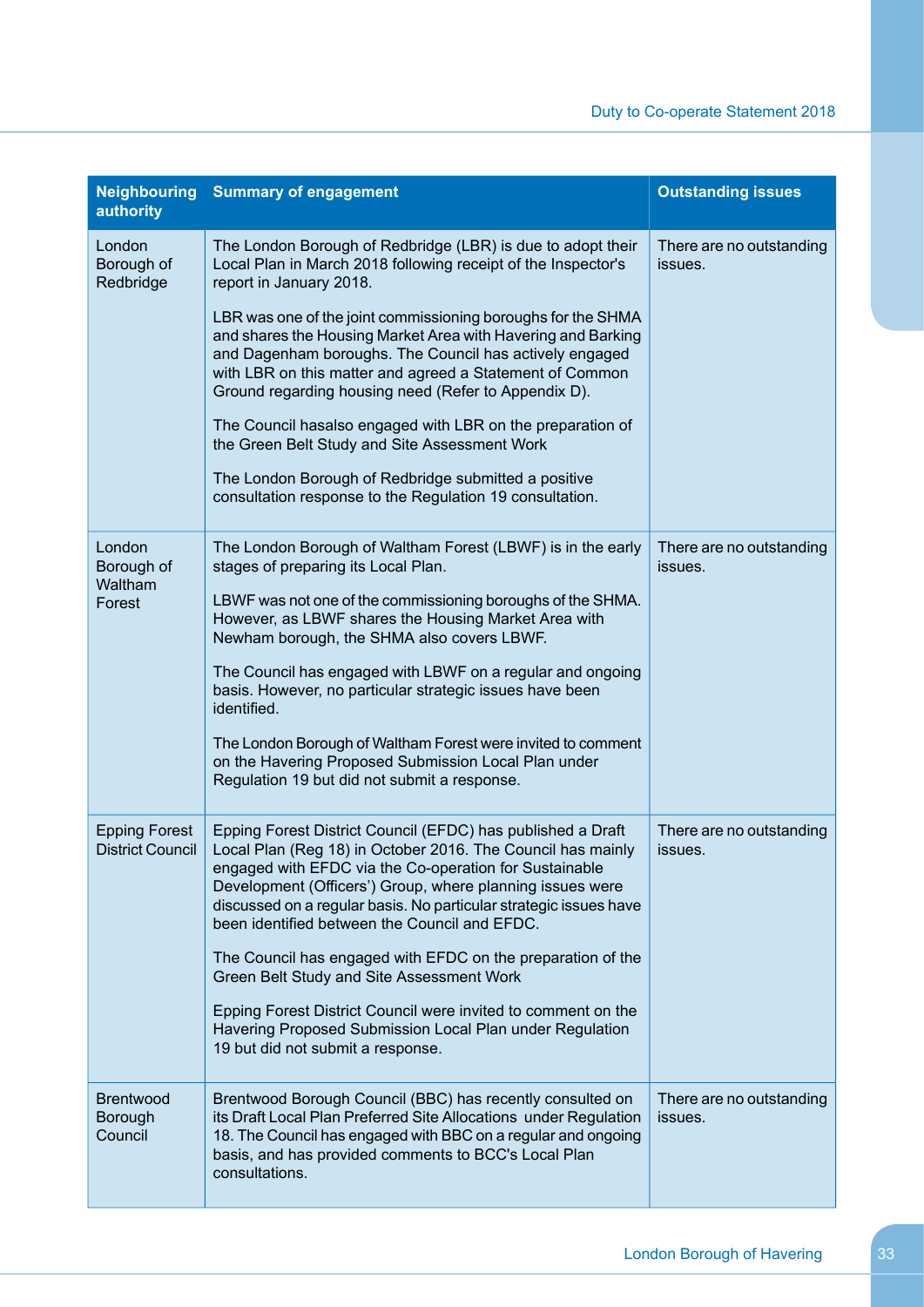| Neighbouring authority | Summary of engagement | Outstanding issues |
|---|---|---|
| London Borough of Redbridge | The London Borough of Redbridge (LBR) is due to adopt their Local Plan in March 2018 following receipt of the Inspector's report in January 2018.<br><br>LBR was one of the joint commissioning boroughs for the SHMA and shares the Housing Market Area with Havering and Barking and Dagenham boroughs. The Council has actively engaged with LBR on this matter and agreed a Statement of Common Ground regarding housing need (Refer to Appendix D).<br><br>The Council hasalso engaged with LBR on the preparation of the Green Belt Study and Site Assessment Work<br><br>The London Borough of Redbridge submitted a positive consultation response to the Regulation 19 consultation. | There are no outstanding issues. |
| London Borough of Waltham Forest | The London Borough of Waltham Forest (LBWF) is in the early stages of preparing its Local Plan.<br><br>LBWF was not one of the commissioning boroughs of the SHMA. However, as LBWF shares the Housing Market Area with Newham borough, the SHMA also covers LBWF.<br><br>The Council has engaged with LBWF on a regular and ongoing basis. However, no particular strategic issues have been identified.<br><br>The London Borough of Waltham Forest were invited to comment on the Havering Proposed Submission Local Plan under Regulation 19 but did not submit a response. | There are no outstanding issues. |
| Epping Forest District Council | Epping Forest District Council (EFDC) has published a Draft Local Plan (Reg 18) in October 2016. The Council has mainly engaged with EFDC via the Co-operation for Sustainable Development (Officers') Group, where planning issues were discussed on a regular basis. No particular strategic issues have been identified between the Council and EFDC.<br><br>The Council has engaged with EFDC on the preparation of the Green Belt Study and Site Assessment Work<br><br>Epping Forest District Council were invited to comment on the Havering Proposed Submission Local Plan under Regulation 19 but did not submit a response. | There are no outstanding issues. |
| Brentwood Borough Council | Brentwood Borough Council (BBC) has recently consulted on its Draft Local Plan Preferred Site Allocations under Regulation 18. The Council has engaged with BBC on a regular and ongoing basis, and has provided comments to BCC's Local Plan consultations. | There are no outstanding issues. |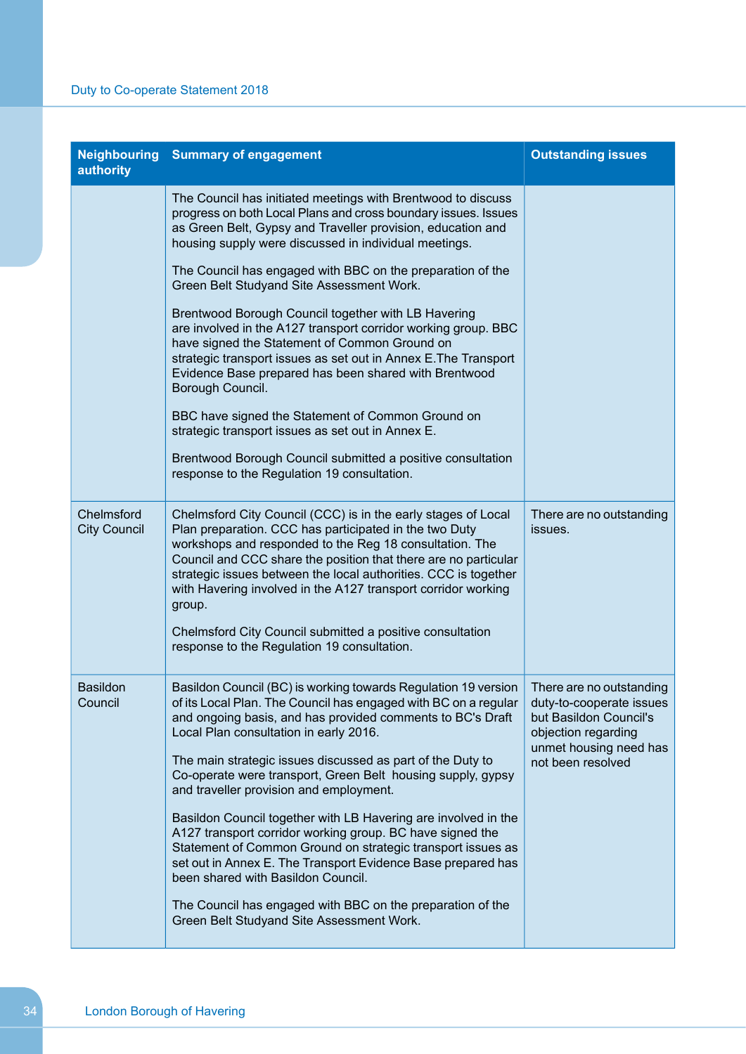| Neighbouring authority | Summary of engagement | Outstanding issues |
|---|---|---|
| | The Council has initiated meetings with Brentwood to discuss progress on both Local Plans and cross boundary issues. Issues as Green Belt, Gypsy and Traveller provision, education and housing supply were discussed in individual meetings.<br><br>The Council has engaged with BBC on the preparation of the Green Belt Studyand Site Assessment Work.<br><br>Brentwood Borough Council together with LB Havering are involved in the A127 transport corridor working group. BBC have signed the Statement of Common Ground on strategic transport issues as set out in Annex E.The Transport Evidence Base prepared has been shared with Brentwood Borough Council.<br><br>BBC have signed the Statement of Common Ground on strategic transport issues as set out in Annex E.<br><br>Brentwood Borough Council submitted a positive consultation response to the Regulation 19 consultation. | |
| Chelmsford City Council | Chelmsford City Council (CCC) is in the early stages of Local Plan preparation. CCC has participated in the two Duty workshops and responded to the Reg 18 consultation. The Council and CCC share the position that there are no particular strategic issues between the local authorities. CCC is together with Havering involved in the A127 transport corridor working group.<br><br>Chelmsford City Council submitted a positive consultation response to the Regulation 19 consultation. | There are no outstanding issues. |
| Basildon Council | Basildon Council (BC) is working towards Regulation 19 version of its Local Plan. The Council has engaged with BC on a regular and ongoing basis, and has provided comments to BC's Draft Local Plan consultation in early 2016.<br><br>The main strategic issues discussed as part of the Duty to Co-operate were transport, Green Belt housing supply, gypsy and traveller provision and employment.<br><br>Basildon Council together with LB Havering are involved in the A127 transport corridor working group. BC have signed the Statement of Common Ground on strategic transport issues as set out in Annex E. The Transport Evidence Base prepared has been shared with Basildon Council.<br><br>The Council has engaged with BBC on the preparation of the Green Belt Studyand Site Assessment Work. | There are no outstanding duty-to-cooperate issues but Basildon Council's objection regarding unmet housing need has not been resolved |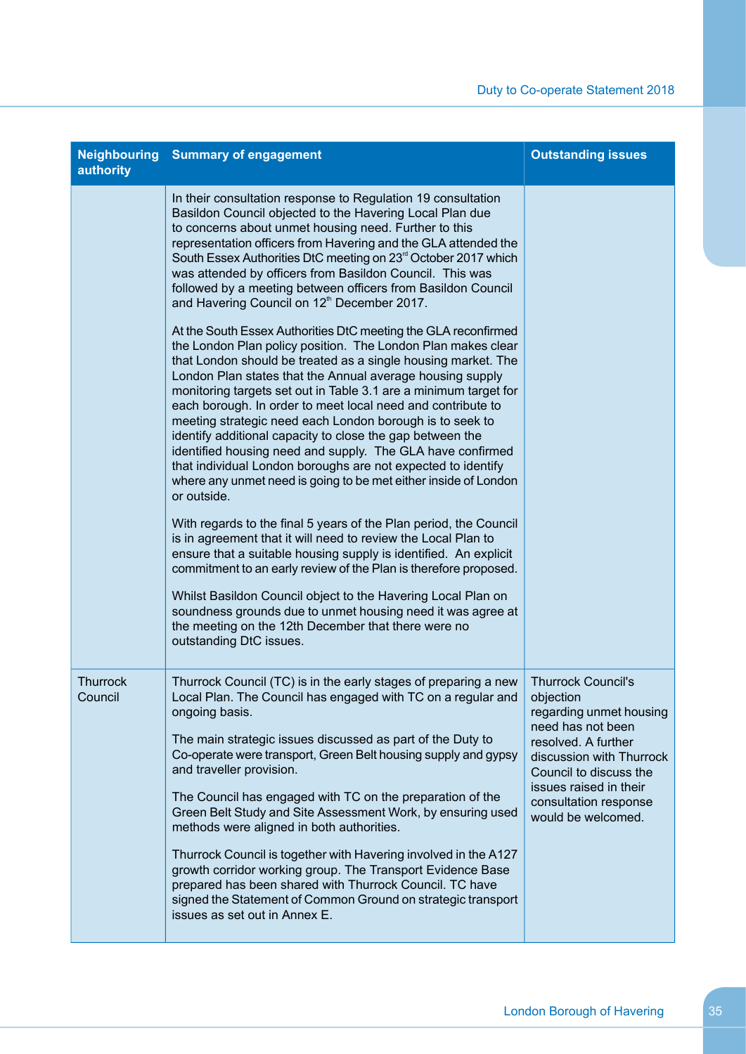| Neighbouring authority | Summary of engagement | Outstanding issues |
|---|---|---|
| | In their consultation response to Regulation 19 consultation Basildon Council objected to the Havering Local Plan due to concerns about unmet housing need. Further to this representation officers from Havering and the GLA attended the South Essex Authorities DtC meeting on 23rd October 2017 which was attended by officers from Basildon Council. This was followed by a meeting between officers from Basildon Council and Havering Council on 12th December 2017.<br><br>At the South Essex Authorities DtC meeting the GLA reconfirmed the London Plan policy position. The London Plan makes clear that London should be treated as a single housing market. The London Plan states that the Annual average housing supply monitoring targets set out in Table 3.1 are a minimum target for each borough. In order to meet local need and contribute to meeting strategic need each London borough is to seek to identify additional capacity to close the gap between the identified housing need and supply. The GLA have confirmed that individual London boroughs are not expected to identify where any unmet need is going to be met either inside of London or outside.<br><br>With regards to the final 5 years of the Plan period, the Council is in agreement that it will need to review the Local Plan to ensure that a suitable housing supply is identified. An explicit commitment to an early review of the Plan is therefore proposed.<br><br>Whilst Basildon Council object to the Havering Local Plan on soundness grounds due to unmet housing need it was agree at the meeting on the 12th December that there were no outstanding DtC issues. | |
| Thurrock Council | Thurrock Council (TC) is in the early stages of preparing a new Local Plan. The Council has engaged with TC on a regular and ongoing basis.<br><br>The main strategic issues discussed as part of the Duty to Co-operate were transport, Green Belt housing supply and gypsy and traveller provision.<br><br>The Council has engaged with TC on the preparation of the Green Belt Study and Site Assessment Work, by ensuring used methods were aligned in both authorities.<br><br>Thurrock Council is together with Havering involved in the A127 growth corridor working group. The Transport Evidence Base prepared has been shared with Thurrock Council. TC have signed the Statement of Common Ground on strategic transport issues as set out in Annex E. | Thurrock Council's objection regarding unmet housing need has not been resolved. A further discussion with Thurrock Council to discuss the issues raised in their consultation response would be welcomed. |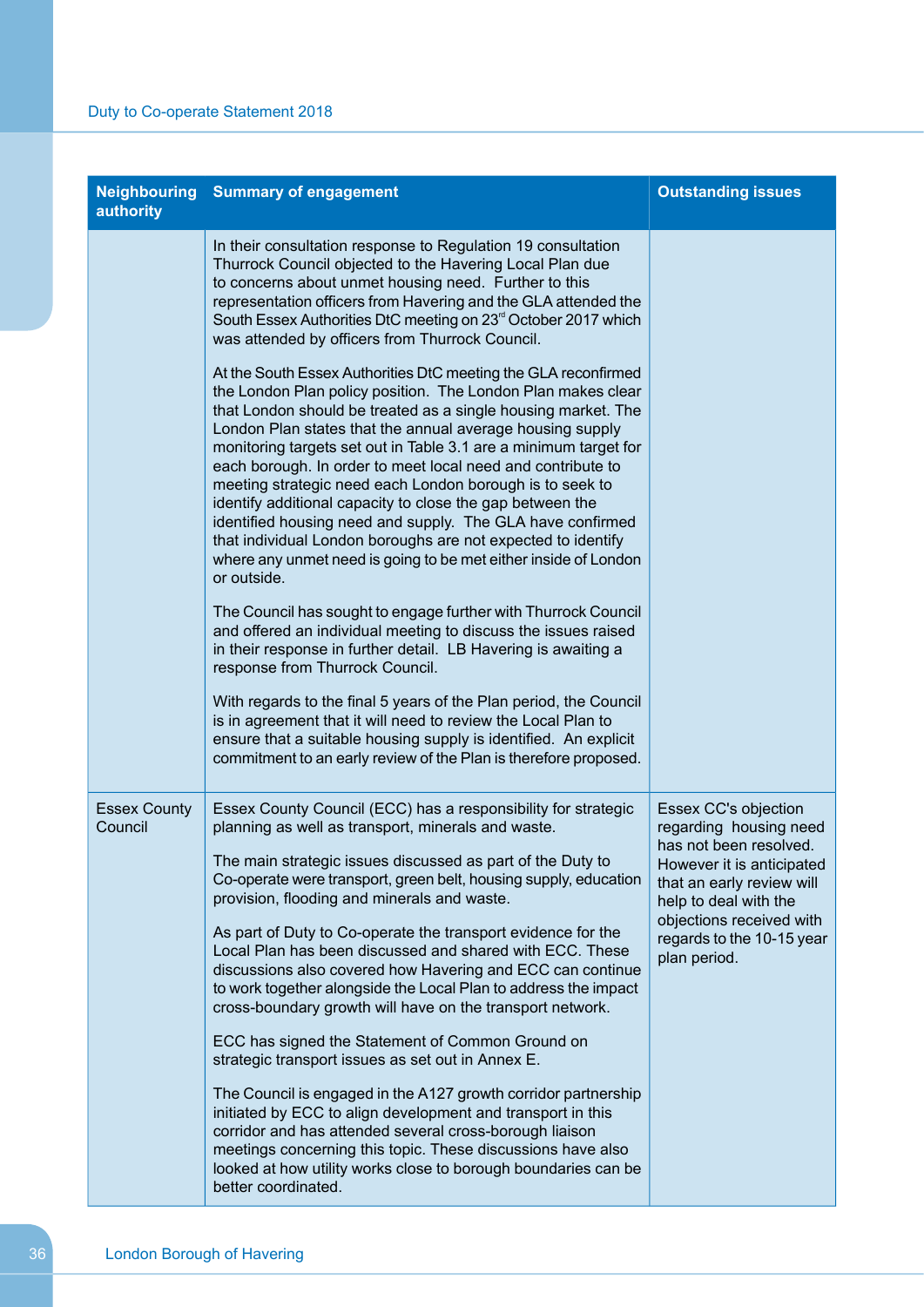| Neighbouring authority | Summary of engagement | Outstanding issues |
|---|---|---|
| | In their consultation response to Regulation 19 consultation Thurrock Council objected to the Havering Local Plan due to concerns about unmet housing need. Further to this representation officers from Havering and the GLA attended the South Essex Authorities DtC meeting on 23rd October 2017 which was attended by officers from Thurrock Council.<br><br>At the South Essex Authorities DtC meeting the GLA reconfirmed the London Plan policy position. The London Plan makes clear that London should be treated as a single housing market. The London Plan states that the annual average housing supply monitoring targets set out in Table 3.1 are a minimum target for each borough. In order to meet local need and contribute to meeting strategic need each London borough is to seek to identify additional capacity to close the gap between the identified housing need and supply. The GLA have confirmed that individual London boroughs are not expected to identify where any unmet need is going to be met either inside of London or outside.<br><br>The Council has sought to engage further with Thurrock Council and offered an individual meeting to discuss the issues raised in their response in further detail. LB Havering is awaiting a response from Thurrock Council.<br><br>With regards to the final 5 years of the Plan period, the Council is in agreement that it will need to review the Local Plan to ensure that a suitable housing supply is identified. An explicit commitment to an early review of the Plan is therefore proposed. | |
| Essex County Council | Essex County Council (ECC) has a responsibility for strategic planning as well as transport, minerals and waste.<br><br>The main strategic issues discussed as part of the Duty to Co-operate were transport, green belt, housing supply, education provision, flooding and minerals and waste.<br><br>As part of Duty to Co-operate the transport evidence for the Local Plan has been discussed and shared with ECC. These discussions also covered how Havering and ECC can continue to work together alongside the Local Plan to address the impact cross-boundary growth will have on the transport network.<br><br>ECC has signed the Statement of Common Ground on strategic transport issues as set out in Annex E.<br><br>The Council is engaged in the A127 growth corridor partnership initiated by ECC to align development and transport in this corridor and has attended several cross-borough liaison meetings concerning this topic. These discussions have also looked at how utility works close to borough boundaries can be better coordinated. | Essex CC's objection regarding housing need has not been resolved. However it is anticipated that an early review will help to deal with the objections received with regards to the 10-15 year plan period. |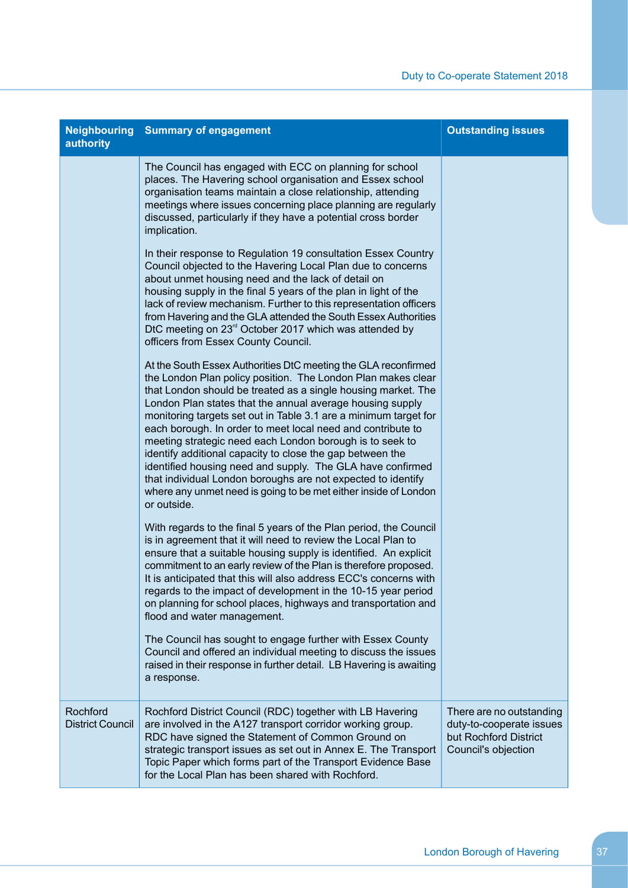| Neighbouring authority | Summary of engagement | Outstanding issues |
|---|---|---|
| | The Council has engaged with ECC on planning for school places. The Havering school organisation and Essex school organisation teams maintain a close relationship, attending meetings where issues concerning place planning are regularly discussed, particularly if they have a potential cross border implication.<br><br>In their response to Regulation 19 consultation Essex Country Council objected to the Havering Local Plan due to concerns about unmet housing need and the lack of detail on housing supply in the final 5 years of the plan in light of the lack of review mechanism. Further to this representation officers from Havering and the GLA attended the South Essex Authorities DtC meeting on 23rd October 2017 which was attended by officers from Essex County Council.<br><br>At the South Essex Authorities DtC meeting the GLA reconfirmed the London Plan policy position. The London Plan makes clear that London should be treated as a single housing market. The London Plan states that the annual average housing supply monitoring targets set out in Table 3.1 are a minimum target for each borough. In order to meet local need and contribute to meeting strategic need each London borough is to seek to identify additional capacity to close the gap between the identified housing need and supply. The GLA have confirmed that individual London boroughs are not expected to identify where any unmet need is going to be met either inside of London or outside.<br><br>With regards to the final 5 years of the Plan period, the Council is in agreement that it will need to review the Local Plan to ensure that a suitable housing supply is identified. An explicit commitment to an early review of the Plan is therefore proposed. It is anticipated that this will also address ECC's concerns with regards to the impact of development in the 10-15 year period on planning for school places, highways and transportation and flood and water management.<br><br>The Council has sought to engage further with Essex County Council and offered an individual meeting to discuss the issues raised in their response in further detail. LB Havering is awaiting a response. | |
| Rochford District Council | Rochford District Council (RDC) together with LB Havering are involved in the A127 transport corridor working group. RDC have signed the Statement of Common Ground on strategic transport issues as set out in Annex E. The Transport Topic Paper which forms part of the Transport Evidence Base for the Local Plan has been shared with Rochford. | There are no outstanding duty-to-cooperate issues but Rochford District Council's objection |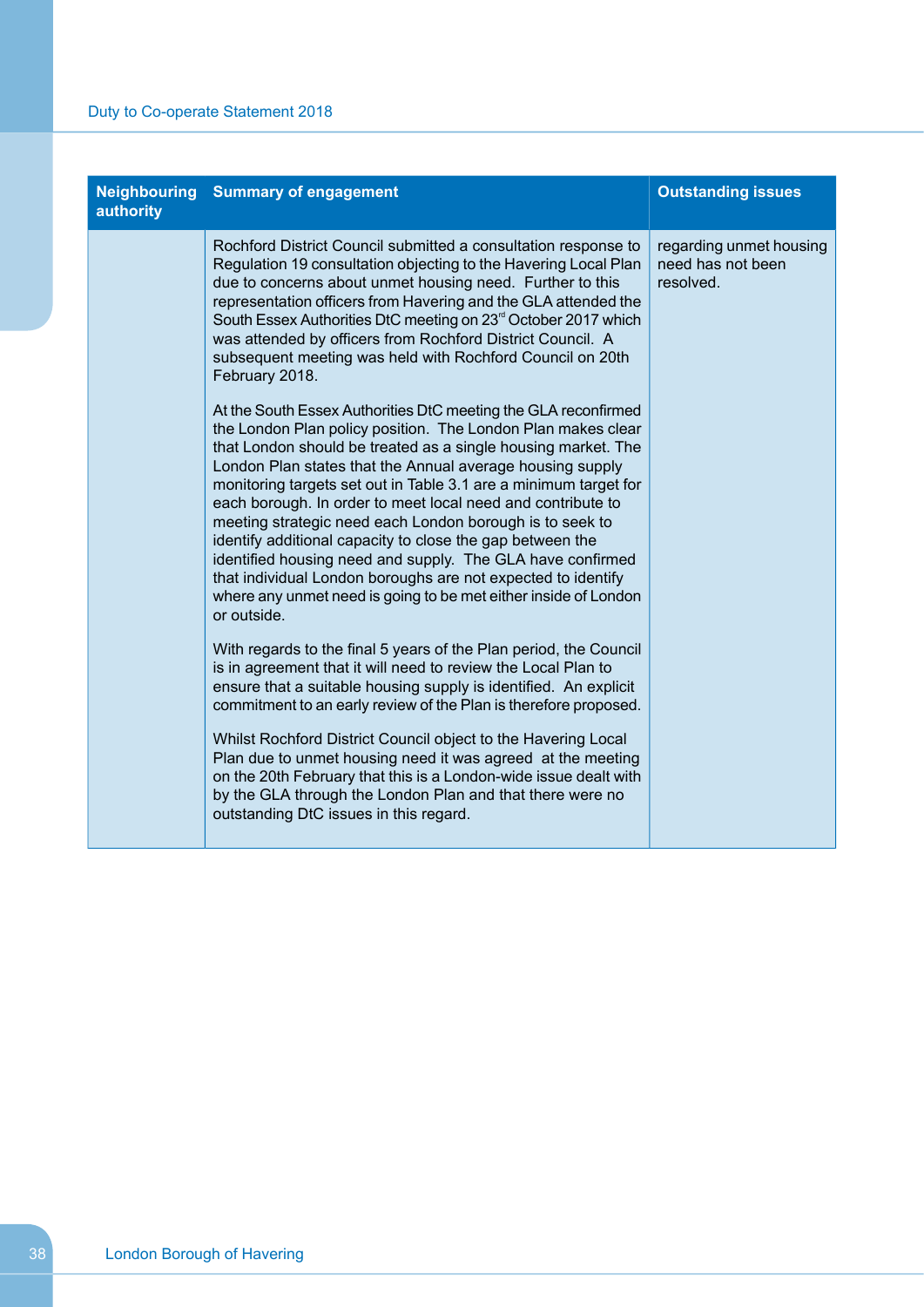| Neighbouring authority | Summary of engagement | Outstanding issues |
|---|---|---|
| | Rochford District Council submitted a consultation response to Regulation 19 consultation objecting to the Havering Local Plan due to concerns about unmet housing need. Further to this representation officers from Havering and the GLA attended the South Essex Authorities DtC meeting on 23rd October 2017 which was attended by officers from Rochford District Council. A subsequent meeting was held with Rochford Council on 20th February 2018.<br><br>At the South Essex Authorities DtC meeting the GLA reconfirmed the London Plan policy position. The London Plan makes clear that London should be treated as a single housing market. The London Plan states that the Annual average housing supply monitoring targets set out in Table 3.1 are a minimum target for each borough. In order to meet local need and contribute to meeting strategic need each London borough is to seek to identify additional capacity to close the gap between the identified housing need and supply. The GLA have confirmed that individual London boroughs are not expected to identify where any unmet need is going to be met either inside of London or outside.<br><br>With regards to the final 5 years of the Plan period, the Council is in agreement that it will need to review the Local Plan to ensure that a suitable housing supply is identified. An explicit commitment to an early review of the Plan is therefore proposed.<br><br>Whilst Rochford District Council object to the Havering Local Plan due to unmet housing need it was agreed at the meeting on the 20th February that this is a London-wide issue dealt with by the GLA through the London Plan and that there were no outstanding DtC issues in this regard. | regarding unmet housing need has not been resolved. |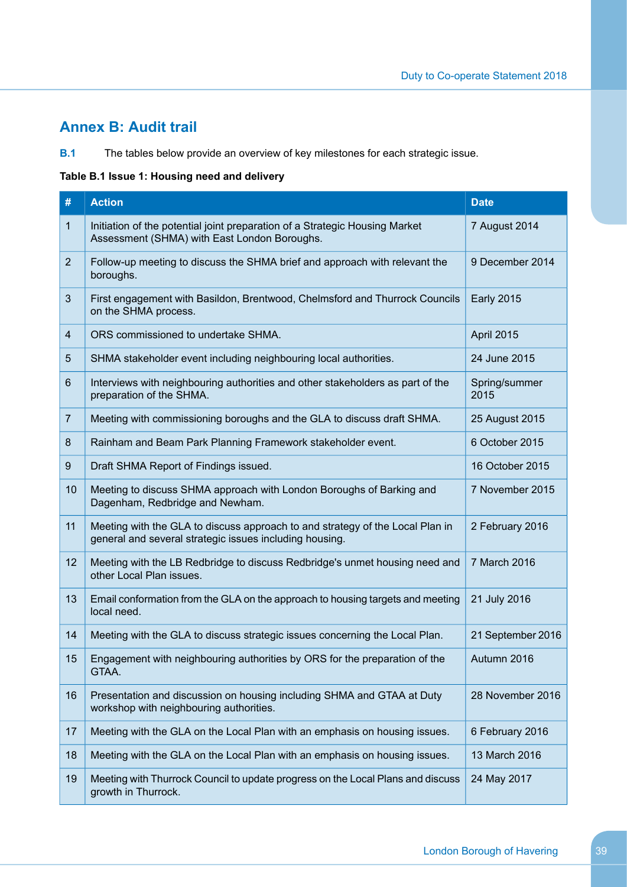# Annex B: Audit trail

**B.1** The tables below provide an overview of key milestones for each strategic issue.

**Table B.1 Issue 1: Housing need and delivery**

| # | Action | Date |
|---|---|---|
| 1 | Initiation of the potential joint preparation of a Strategic Housing Market Assessment (SHMA) with East London Boroughs. | 7 August 2014 |
| 2 | Follow-up meeting to discuss the SHMA brief and approach with relevant the boroughs. | 9 December 2014 |
| 3 | First engagement with Basildon, Brentwood, Chelmsford and Thurrock Councils on the SHMA process. | Early 2015 |
| 4 | ORS commissioned to undertake SHMA. | April 2015 |
| 5 | SHMA stakeholder event including neighbouring local authorities. | 24 June 2015 |
| 6 | Interviews with neighbouring authorities and other stakeholders as part of the preparation of the SHMA. | Spring/summer 2015 |
| 7 | Meeting with commissioning boroughs and the GLA to discuss draft SHMA. | 25 August 2015 |
| 8 | Rainham and Beam Park Planning Framework stakeholder event. | 6 October 2015 |
| 9 | Draft SHMA Report of Findings issued. | 16 October 2015 |
| 10 | Meeting to discuss SHMA approach with London Boroughs of Barking and Dagenham, Redbridge and Newham. | 7 November 2015 |
| 11 | Meeting with the GLA to discuss approach to and strategy of the Local Plan in general and several strategic issues including housing. | 2 February 2016 |
| 12 | Meeting with the LB Redbridge to discuss Redbridge's unmet housing need and other Local Plan issues. | 7 March 2016 |
| 13 | Email conformation from the GLA on the approach to housing targets and meeting local need. | 21 July 2016 |
| 14 | Meeting with the GLA to discuss strategic issues concerning the Local Plan. | 21 September 2016 |
| 15 | Engagement with neighbouring authorities by ORS for the preparation of the GTAA. | Autumn 2016 |
| 16 | Presentation and discussion on housing including SHMA and GTAA at Duty workshop with neighbouring authorities. | 28 November 2016 |
| 17 | Meeting with the GLA on the Local Plan with an emphasis on housing issues. | 6 February 2016 |
| 18 | Meeting with the GLA on the Local Plan with an emphasis on housing issues. | 13 March 2016 |
| 19 | Meeting with Thurrock Council to update progress on the Local Plans and discuss growth in Thurrock. | 24 May 2017 |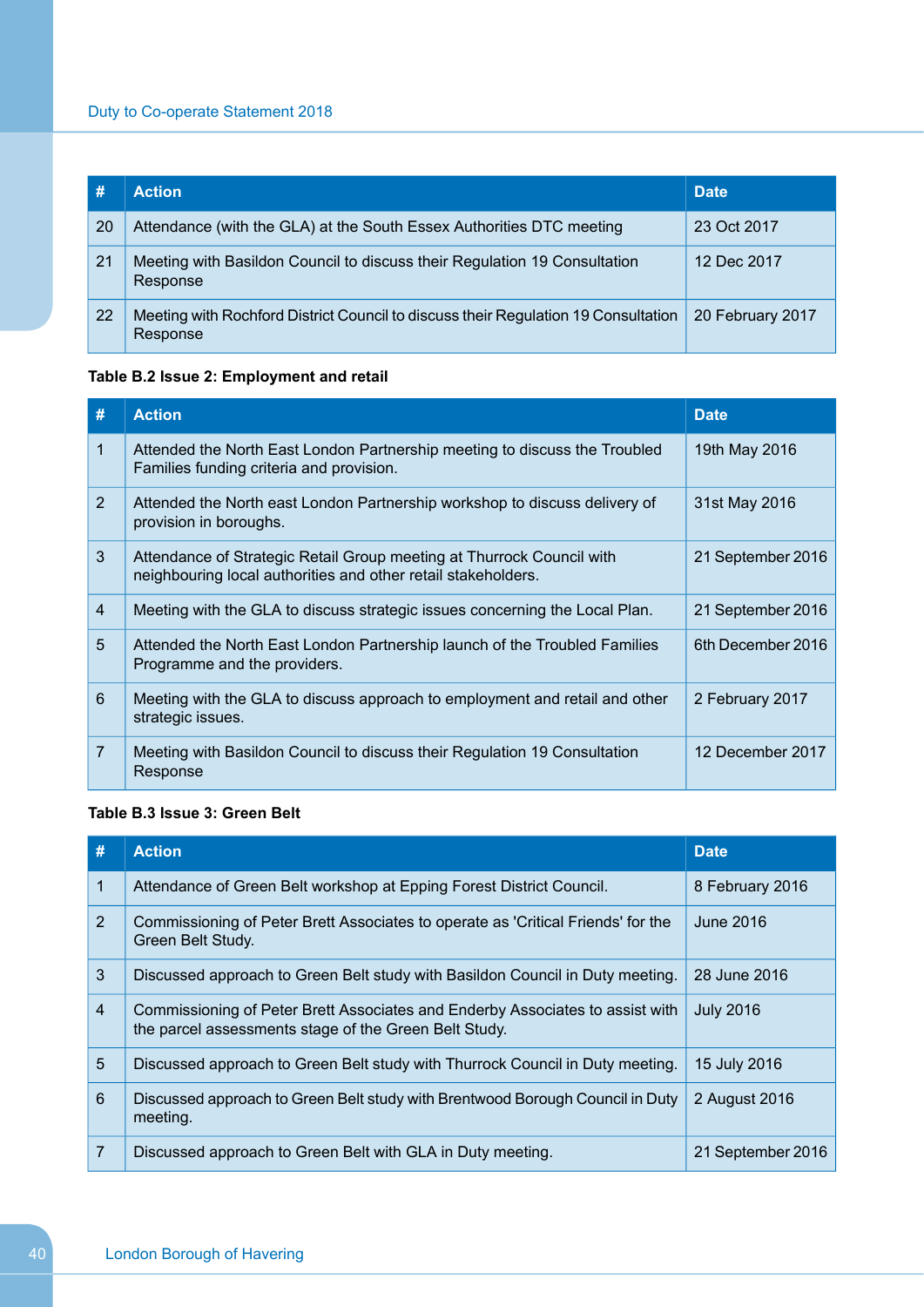| # | Action | Date |
|---|---|---|
| 20 | Attendance (with the GLA) at the South Essex Authorities DTC meeting | 23 Oct 2017 |
| 21 | Meeting with Basildon Council to discuss their Regulation 19 Consultation Response | 12 Dec 2017 |
| 22 | Meeting with Rochford District Council to discuss their Regulation 19 Consultation Response | 20 February 2017 |

**Table B.2 Issue 2: Employment and retail**

| # | Action | Date |
|---|---|---|
| 1 | Attended the North East London Partnership meeting to discuss the Troubled Families funding criteria and provision. | 19th May 2016 |
| 2 | Attended the North east London Partnership workshop to discuss delivery of provision in boroughs. | 31st May 2016 |
| 3 | Attendance of Strategic Retail Group meeting at Thurrock Council with neighbouring local authorities and other retail stakeholders. | 21 September 2016 |
| 4 | Meeting with the GLA to discuss strategic issues concerning the Local Plan. | 21 September 2016 |
| 5 | Attended the North East London Partnership launch of the Troubled Families Programme and the providers. | 6th December 2016 |
| 6 | Meeting with the GLA to discuss approach to employment and retail and other strategic issues. | 2 February 2017 |
| 7 | Meeting with Basildon Council to discuss their Regulation 19 Consultation Response | 12 December 2017 |

**Table B.3 Issue 3: Green Belt**

| # | Action | Date |
|---|---|---|
| 1 | Attendance of Green Belt workshop at Epping Forest District Council. | 8 February 2016 |
| 2 | Commissioning of Peter Brett Associates to operate as 'Critical Friends' for the Green Belt Study. | June 2016 |
| 3 | Discussed approach to Green Belt study with Basildon Council in Duty meeting. | 28 June 2016 |
| 4 | Commissioning of Peter Brett Associates and Enderby Associates to assist with the parcel assessments stage of the Green Belt Study. | July 2016 |
| 5 | Discussed approach to Green Belt study with Thurrock Council in Duty meeting. | 15 July 2016 |
| 6 | Discussed approach to Green Belt study with Brentwood Borough Council in Duty meeting. | 2 August 2016 |
| 7 | Discussed approach to Green Belt with GLA in Duty meeting. | 21 September 2016 |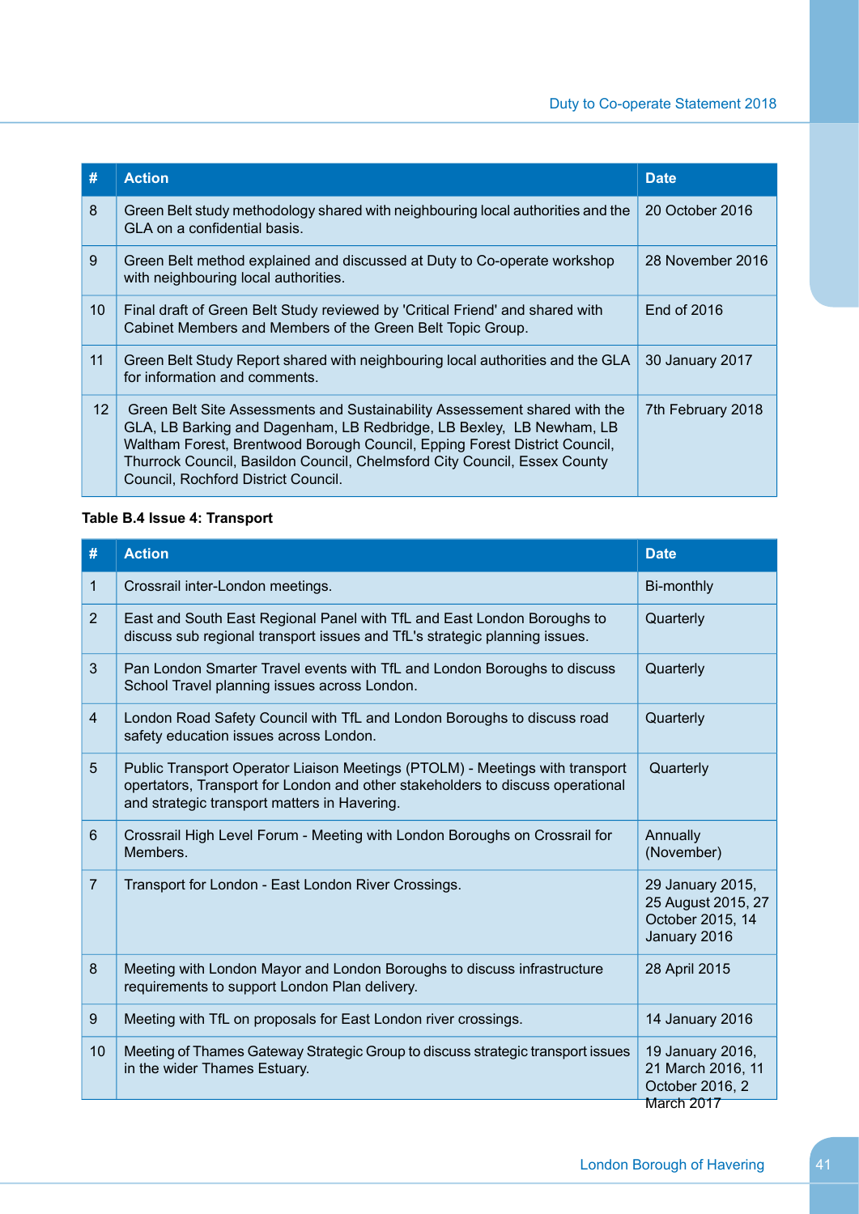| # | Action | Date |
|---|---|---|
| 8 | Green Belt study methodology shared with neighbouring local authorities and the GLA on a confidential basis. | 20 October 2016 |
| 9 | Green Belt method explained and discussed at Duty to Co-operate workshop with neighbouring local authorities. | 28 November 2016 |
| 10 | Final draft of Green Belt Study reviewed by 'Critical Friend' and shared with Cabinet Members and Members of the Green Belt Topic Group. | End of 2016 |
| 11 | Green Belt Study Report shared with neighbouring local authorities and the GLA for information and comments. | 30 January 2017 |
| 12 | Green Belt Site Assessments and Sustainability Assessement shared with the GLA, LB Barking and Dagenham, LB Redbridge, LB Bexley, LB Newham, LB Waltham Forest, Brentwood Borough Council, Epping Forest District Council, Thurrock Council, Basildon Council, Chelmsford City Council, Essex County Council, Rochford District Council. | 7th February 2018 |

**Table B.4 Issue 4: Transport**

| # | Action | Date |
|---|---|---|
| 1 | Crossrail inter-London meetings. | Bi-monthly |
| 2 | East and South East Regional Panel with TfL and East London Boroughs to discuss sub regional transport issues and TfL's strategic planning issues. | Quarterly |
| 3 | Pan London Smarter Travel events with TfL and London Boroughs to discuss School Travel planning issues across London. | Quarterly |
| 4 | London Road Safety Council with TfL and London Boroughs to discuss road safety education issues across London. | Quarterly |
| 5 | Public Transport Operator Liaison Meetings (PTOLM) - Meetings with transport opertators, Transport for London and other stakeholders to discuss operational and strategic transport matters in Havering. | Quarterly |
| 6 | Crossrail High Level Forum - Meeting with London Boroughs on Crossrail for Members. | Annually (November) |
| 7 | Transport for London - East London River Crossings. | 29 January 2015, 25 August 2015, 27 October 2015, 14 January 2016 |
| 8 | Meeting with London Mayor and London Boroughs to discuss infrastructure requirements to support London Plan delivery. | 28 April 2015 |
| 9 | Meeting with TfL on proposals for East London river crossings. | 14 January 2016 |
| 10 | Meeting of Thames Gateway Strategic Group to discuss strategic transport issues in the wider Thames Estuary. | 19 January 2016, 21 March 2016, 11 October 2016, 2 March 2017 |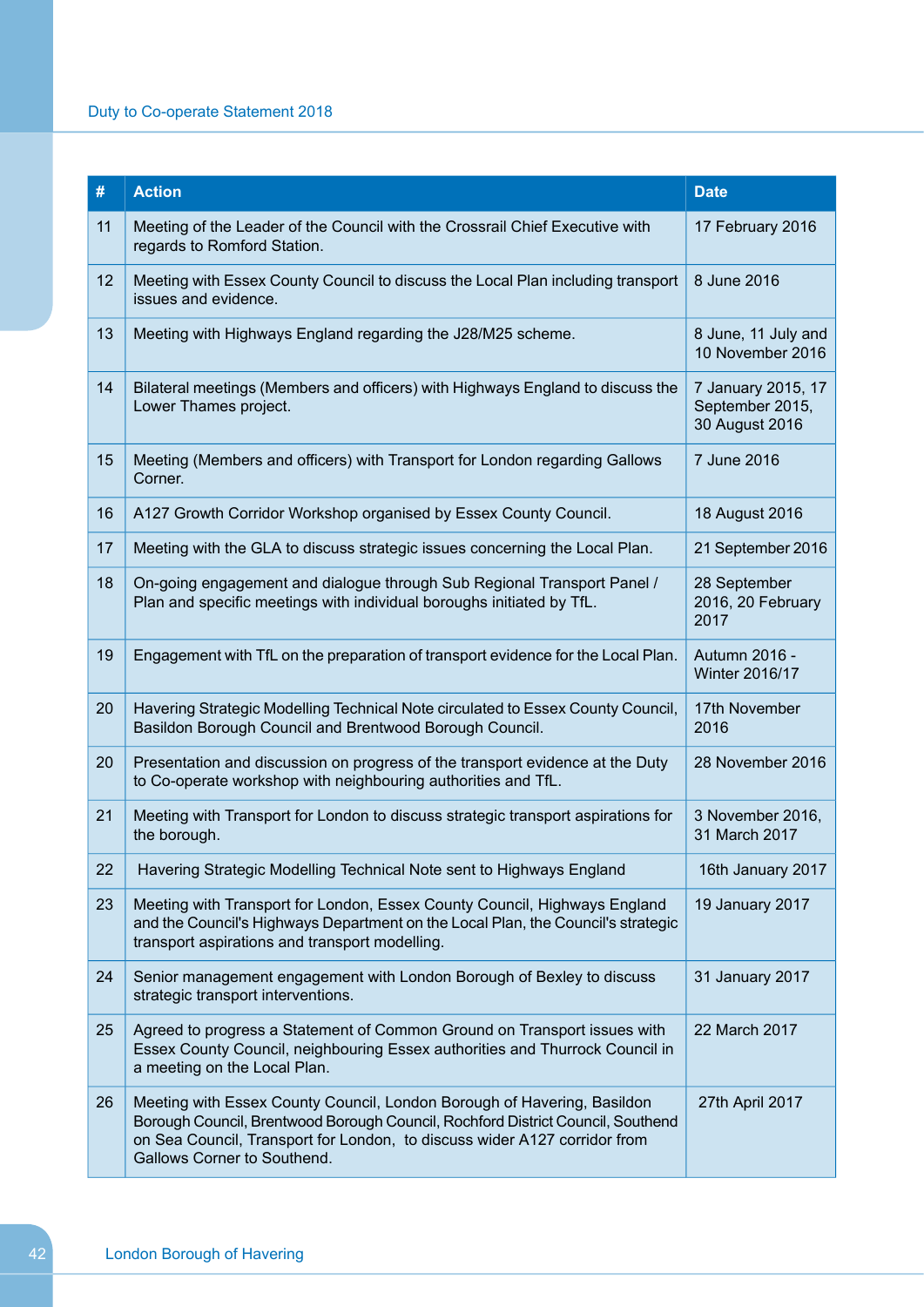| # | Action | Date |
|---|---|---|
| 11 | Meeting of the Leader of the Council with the Crossrail Chief Executive with regards to Romford Station. | 17 February 2016 |
| 12 | Meeting with Essex County Council to discuss the Local Plan including transport issues and evidence. | 8 June 2016 |
| 13 | Meeting with Highways England regarding the J28/M25 scheme. | 8 June, 11 July and 10 November 2016 |
| 14 | Bilateral meetings (Members and officers) with Highways England to discuss the Lower Thames project. | 7 January 2015, 17 September 2015, 30 August 2016 |
| 15 | Meeting (Members and officers) with Transport for London regarding Gallows Corner. | 7 June 2016 |
| 16 | A127 Growth Corridor Workshop organised by Essex County Council. | 18 August 2016 |
| 17 | Meeting with the GLA to discuss strategic issues concerning the Local Plan. | 21 September 2016 |
| 18 | On-going engagement and dialogue through Sub Regional Transport Panel / Plan and specific meetings with individual boroughs initiated by TfL. | 28 September 2016, 20 February 2017 |
| 19 | Engagement with TfL on the preparation of transport evidence for the Local Plan. | Autumn 2016 - Winter 2016/17 |
| 20 | Havering Strategic Modelling Technical Note circulated to Essex County Council, Basildon Borough Council and Brentwood Borough Council. | 17th November 2016 |
| 20 | Presentation and discussion on progress of the transport evidence at the Duty to Co-operate workshop with neighbouring authorities and TfL. | 28 November 2016 |
| 21 | Meeting with Transport for London to discuss strategic transport aspirations for the borough. | 3 November 2016, 31 March 2017 |
| 22 | Havering Strategic Modelling Technical Note sent to Highways England | 16th January 2017 |
| 23 | Meeting with Transport for London, Essex County Council, Highways England and the Council's Highways Department on the Local Plan, the Council's strategic transport aspirations and transport modelling. | 19 January 2017 |
| 24 | Senior management engagement with London Borough of Bexley to discuss strategic transport interventions. | 31 January 2017 |
| 25 | Agreed to progress a Statement of Common Ground on Transport issues with Essex County Council, neighbouring Essex authorities and Thurrock Council in a meeting on the Local Plan. | 22 March 2017 |
| 26 | Meeting with Essex County Council, London Borough of Havering, Basildon Borough Council, Brentwood Borough Council, Rochford District Council, Southend on Sea Council, Transport for London, to discuss wider A127 corridor from Gallows Corner to Southend. | 27th April 2017 |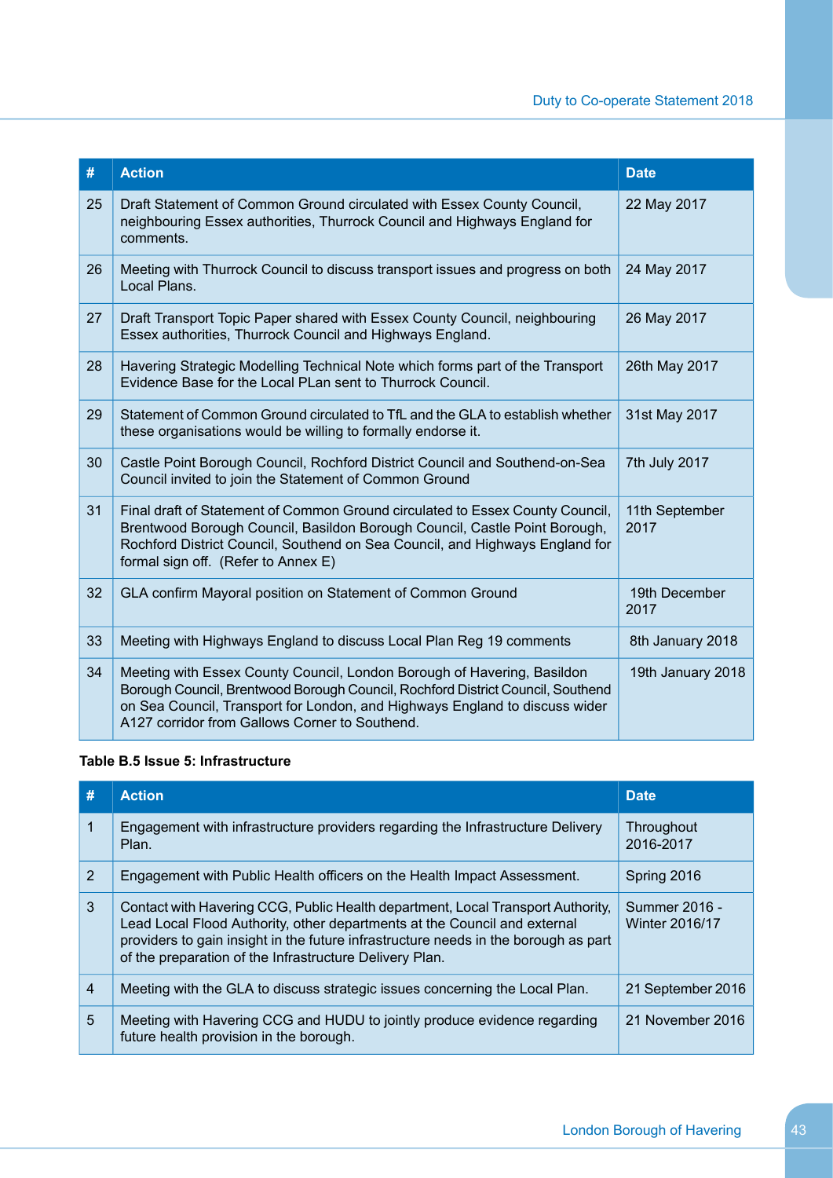| # | Action | Date |
|---|---|---|
| 25 | Draft Statement of Common Ground circulated with Essex County Council, neighbouring Essex authorities, Thurrock Council and Highways England for comments. | 22 May 2017 |
| 26 | Meeting with Thurrock Council to discuss transport issues and progress on both Local Plans. | 24 May 2017 |
| 27 | Draft Transport Topic Paper shared with Essex County Council, neighbouring Essex authorities, Thurrock Council and Highways England. | 26 May 2017 |
| 28 | Havering Strategic Modelling Technical Note which forms part of the Transport Evidence Base for the Local PLan sent to Thurrock Council. | 26th May 2017 |
| 29 | Statement of Common Ground circulated to TfL and the GLA to establish whether these organisations would be willing to formally endorse it. | 31st May 2017 |
| 30 | Castle Point Borough Council, Rochford District Council and Southend-on-Sea Council invited to join the Statement of Common Ground | 7th July 2017 |
| 31 | Final draft of Statement of Common Ground circulated to Essex County Council, Brentwood Borough Council, Basildon Borough Council, Castle Point Borough, Rochford District Council, Southend on Sea Council, and Highways England for formal sign off. (Refer to Annex E) | 11th September 2017 |
| 32 | GLA confirm Mayoral position on Statement of Common Ground | 19th December 2017 |
| 33 | Meeting with Highways England to discuss Local Plan Reg 19 comments | 8th January 2018 |
| 34 | Meeting with Essex County Council, London Borough of Havering, Basildon Borough Council, Brentwood Borough Council, Rochford District Council, Southend on Sea Council, Transport for London, and Highways England to discuss wider A127 corridor from Gallows Corner to Southend. | 19th January 2018 |

**Table B.5 Issue 5: Infrastructure**

| # | Action | Date |
|---|---|---|
| 1 | Engagement with infrastructure providers regarding the Infrastructure Delivery Plan. | Throughout 2016-2017 |
| 2 | Engagement with Public Health officers on the Health Impact Assessment. | Spring 2016 |
| 3 | Contact with Havering CCG, Public Health department, Local Transport Authority, Lead Local Flood Authority, other departments at the Council and external providers to gain insight in the future infrastructure needs in the borough as part of the preparation of the Infrastructure Delivery Plan. | Summer 2016 - Winter 2016/17 |
| 4 | Meeting with the GLA to discuss strategic issues concerning the Local Plan. | 21 September 2016 |
| 5 | Meeting with Havering CCG and HUDU to jointly produce evidence regarding future health provision in the borough. | 21 November 2016 |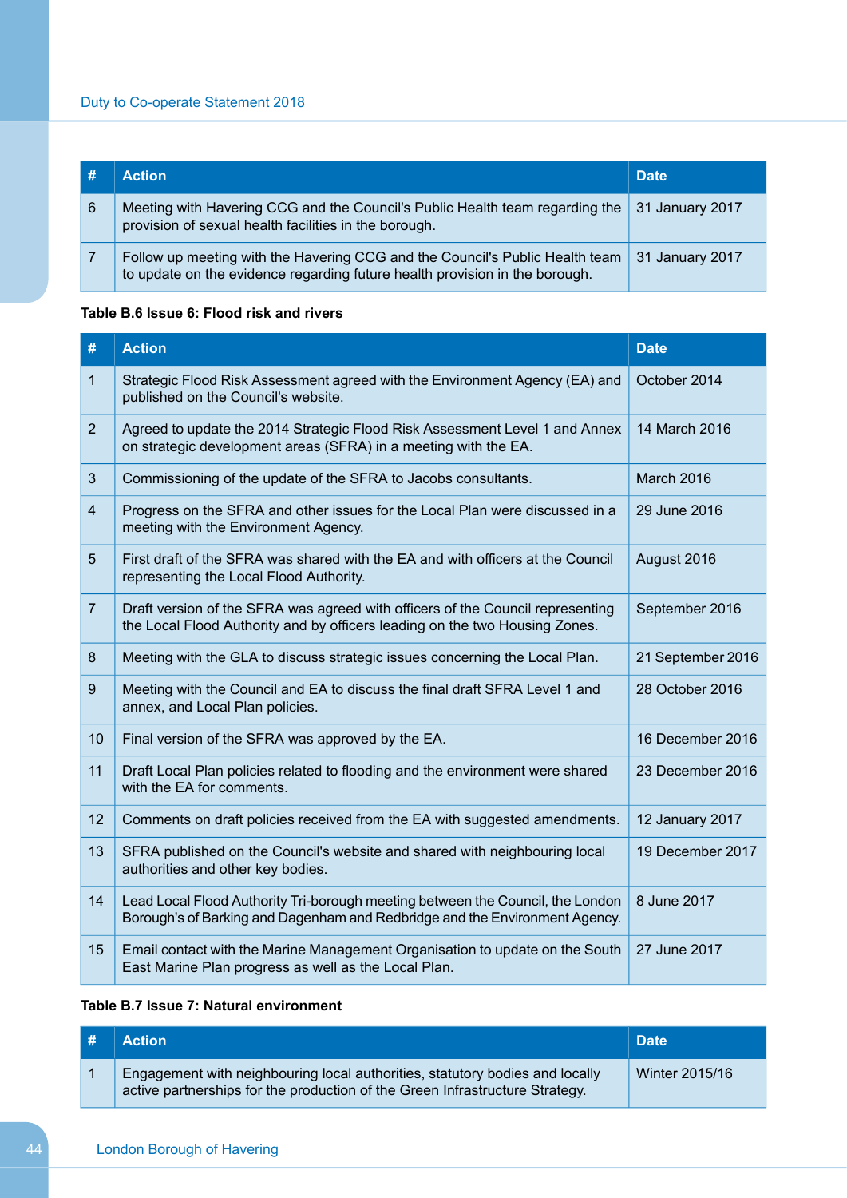| # | Action | Date |
|---|---|---|
| 6 | Meeting with Havering CCG and the Council's Public Health team regarding the provision of sexual health facilities in the borough. | 31 January 2017 |
| 7 | Follow up meeting with the Havering CCG and the Council's Public Health team to update on the evidence regarding future health provision in the borough. | 31 January 2017 |

**Table B.6 Issue 6: Flood risk and rivers**

| # | Action | Date |
|---|---|---|
| 1 | Strategic Flood Risk Assessment agreed with the Environment Agency (EA) and published on the Council's website. | October 2014 |
| 2 | Agreed to update the 2014 Strategic Flood Risk Assessment Level 1 and Annex on strategic development areas (SFRA) in a meeting with the EA. | 14 March 2016 |
| 3 | Commissioning of the update of the SFRA to Jacobs consultants. | March 2016 |
| 4 | Progress on the SFRA and other issues for the Local Plan were discussed in a meeting with the Environment Agency. | 29 June 2016 |
| 5 | First draft of the SFRA was shared with the EA and with officers at the Council representing the Local Flood Authority. | August 2016 |
| 7 | Draft version of the SFRA was agreed with officers of the Council representing the Local Flood Authority and by officers leading on the two Housing Zones. | September 2016 |
| 8 | Meeting with the GLA to discuss strategic issues concerning the Local Plan. | 21 September 2016 |
| 9 | Meeting with the Council and EA to discuss the final draft SFRA Level 1 and annex, and Local Plan policies. | 28 October 2016 |
| 10 | Final version of the SFRA was approved by the EA. | 16 December 2016 |
| 11 | Draft Local Plan policies related to flooding and the environment were shared with the EA for comments. | 23 December 2016 |
| 12 | Comments on draft policies received from the EA with suggested amendments. | 12 January 2017 |
| 13 | SFRA published on the Council's website and shared with neighbouring local authorities and other key bodies. | 19 December 2017 |
| 14 | Lead Local Flood Authority Tri-borough meeting between the Council, the London Borough's of Barking and Dagenham and Redbridge and the Environment Agency. | 8 June 2017 |
| 15 | Email contact with the Marine Management Organisation to update on the South East Marine Plan progress as well as the Local Plan. | 27 June 2017 |

**Table B.7 Issue 7: Natural environment**

| # | Action | Date |
|---|---|---|
| 1 | Engagement with neighbouring local authorities, statutory bodies and locally active partnerships for the production of the Green Infrastructure Strategy. | Winter 2015/16 |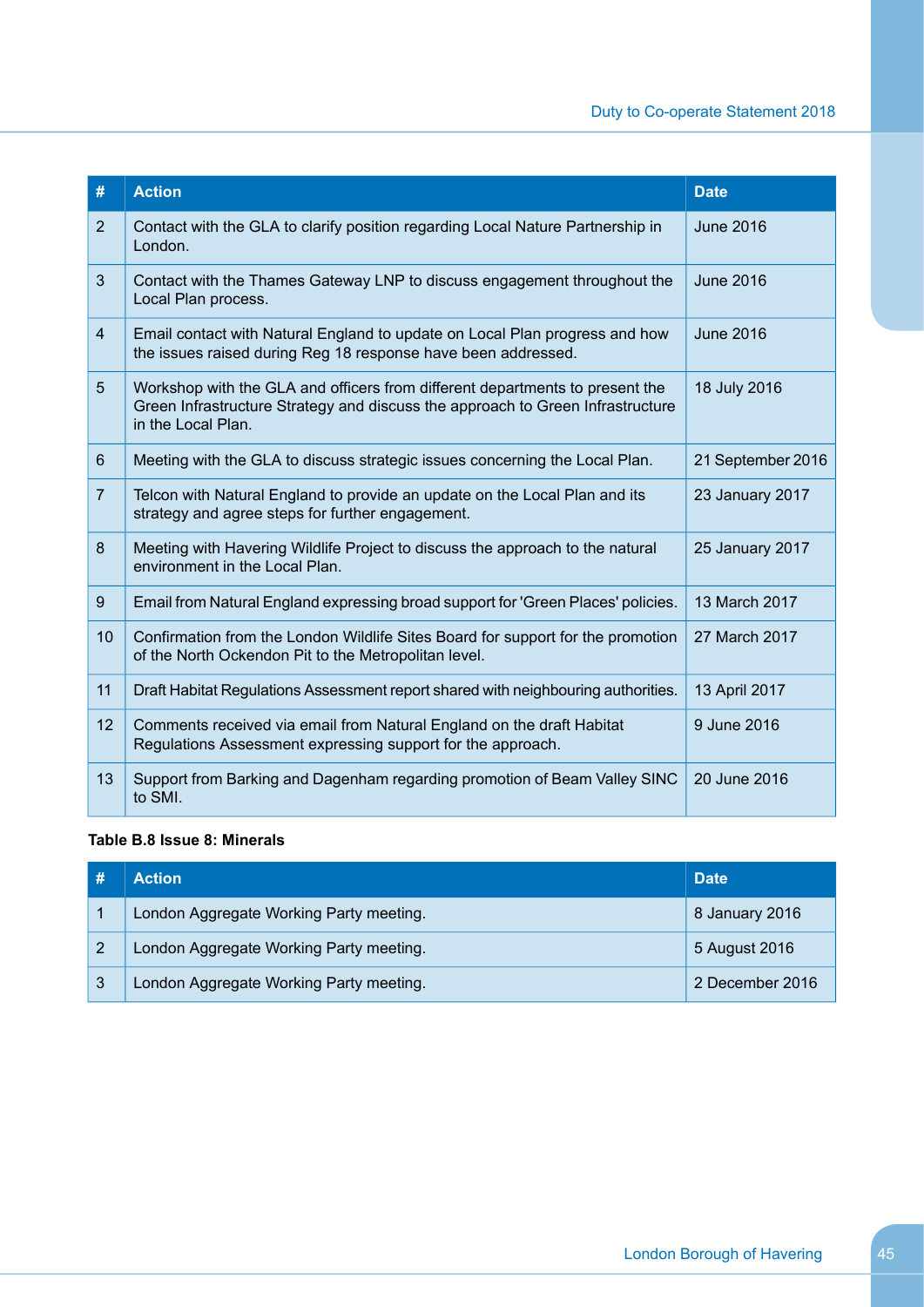| # | Action | Date |
|---|---|---|
| 2 | Contact with the GLA to clarify position regarding Local Nature Partnership in London. | June 2016 |
| 3 | Contact with the Thames Gateway LNP to discuss engagement throughout the Local Plan process. | June 2016 |
| 4 | Email contact with Natural England to update on Local Plan progress and how the issues raised during Reg 18 response have been addressed. | June 2016 |
| 5 | Workshop with the GLA and officers from different departments to present the Green Infrastructure Strategy and discuss the approach to Green Infrastructure in the Local Plan. | 18 July 2016 |
| 6 | Meeting with the GLA to discuss strategic issues concerning the Local Plan. | 21 September 2016 |
| 7 | Telcon with Natural England to provide an update on the Local Plan and its strategy and agree steps for further engagement. | 23 January 2017 |
| 8 | Meeting with Havering Wildlife Project to discuss the approach to the natural environment in the Local Plan. | 25 January 2017 |
| 9 | Email from Natural England expressing broad support for 'Green Places' policies. | 13 March 2017 |
| 10 | Confirmation from the London Wildlife Sites Board for support for the promotion of the North Ockendon Pit to the Metropolitan level. | 27 March 2017 |
| 11 | Draft Habitat Regulations Assessment report shared with neighbouring authorities. | 13 April 2017 |
| 12 | Comments received via email from Natural England on the draft Habitat Regulations Assessment expressing support for the approach. | 9 June 2016 |
| 13 | Support from Barking and Dagenham regarding promotion of Beam Valley SINC to SMI. | 20 June 2016 |

**Table B.8 Issue 8: Minerals**

| # | Action | Date |
|---|---|---|
| 1 | London Aggregate Working Party meeting. | 8 January 2016 |
| 2 | London Aggregate Working Party meeting. | 5 August 2016 |
| 3 | London Aggregate Working Party meeting. | 2 December 2016 |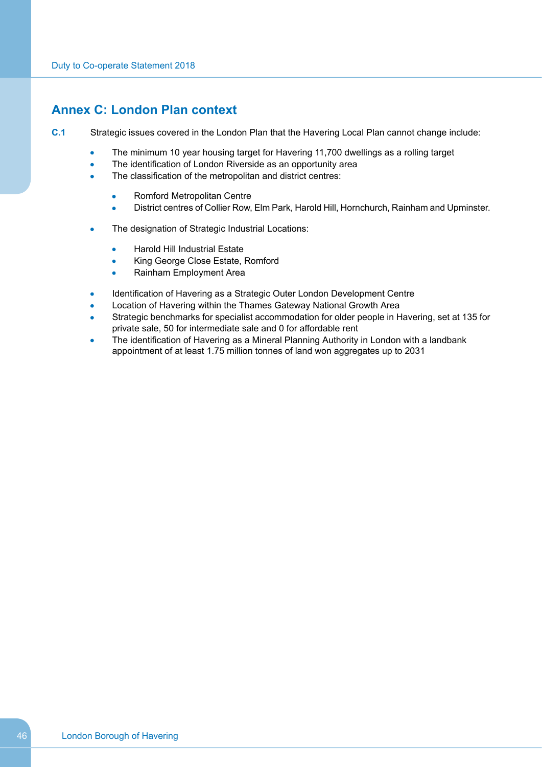## Annex C: London Plan context

**C.1** Strategic issues covered in the London Plan that the Havering Local Plan cannot change include:

- The minimum 10 year housing target for Havering 11,700 dwellings as a rolling target
- The identification of London Riverside as an opportunity area
- The classification of the metropolitan and district centres:
  - Romford Metropolitan Centre
  - District centres of Collier Row, Elm Park, Harold Hill, Hornchurch, Rainham and Upminster.
- The designation of Strategic Industrial Locations:
  - Harold Hill Industrial Estate
  - King George Close Estate, Romford
  - Rainham Employment Area
- Identification of Havering as a Strategic Outer London Development Centre
- Location of Havering within the Thames Gateway National Growth Area
- Strategic benchmarks for specialist accommodation for older people in Havering, set at 135 for private sale, 50 for intermediate sale and 0 for affordable rent
- The identification of Havering as a Mineral Planning Authority in London with a landbank appointment of at least 1.75 million tonnes of land won aggregates up to 2031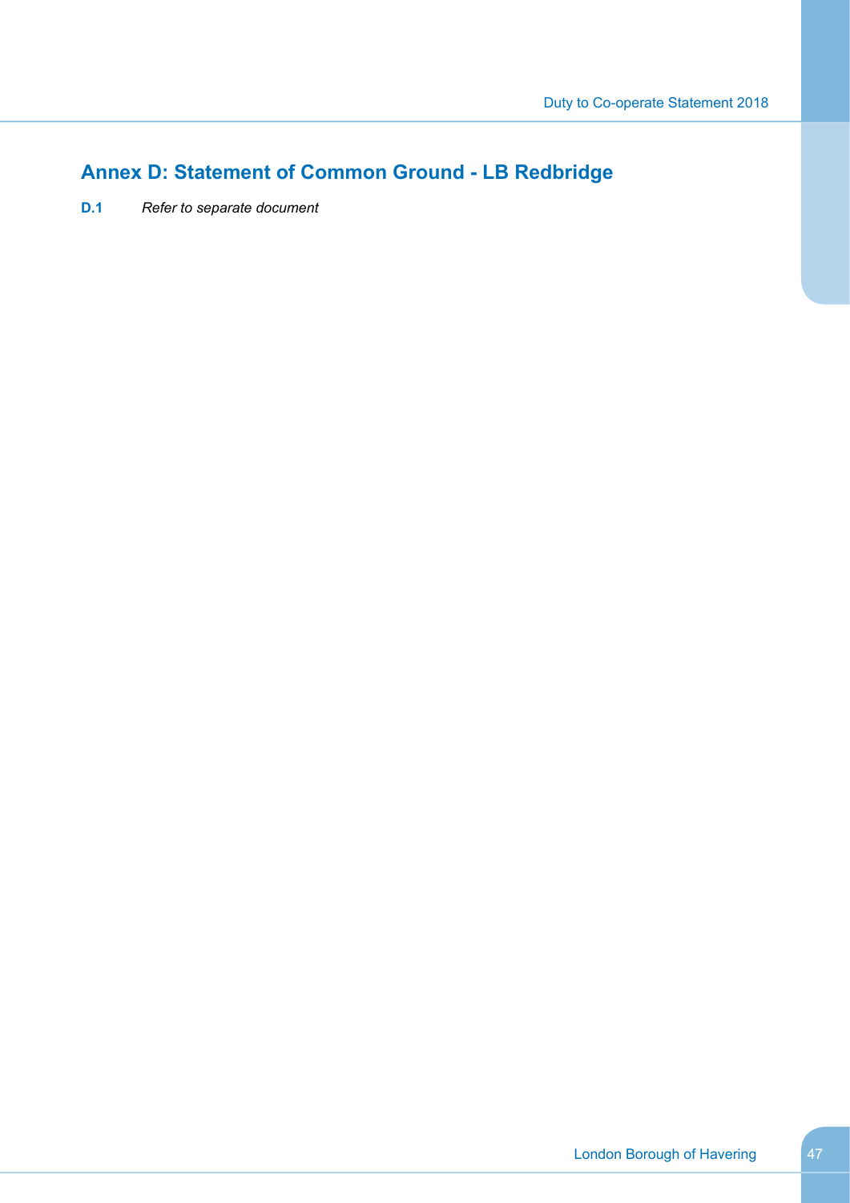## Annex D: Statement of Common Ground - LB Redbridge

**D.1** *Refer to separate document*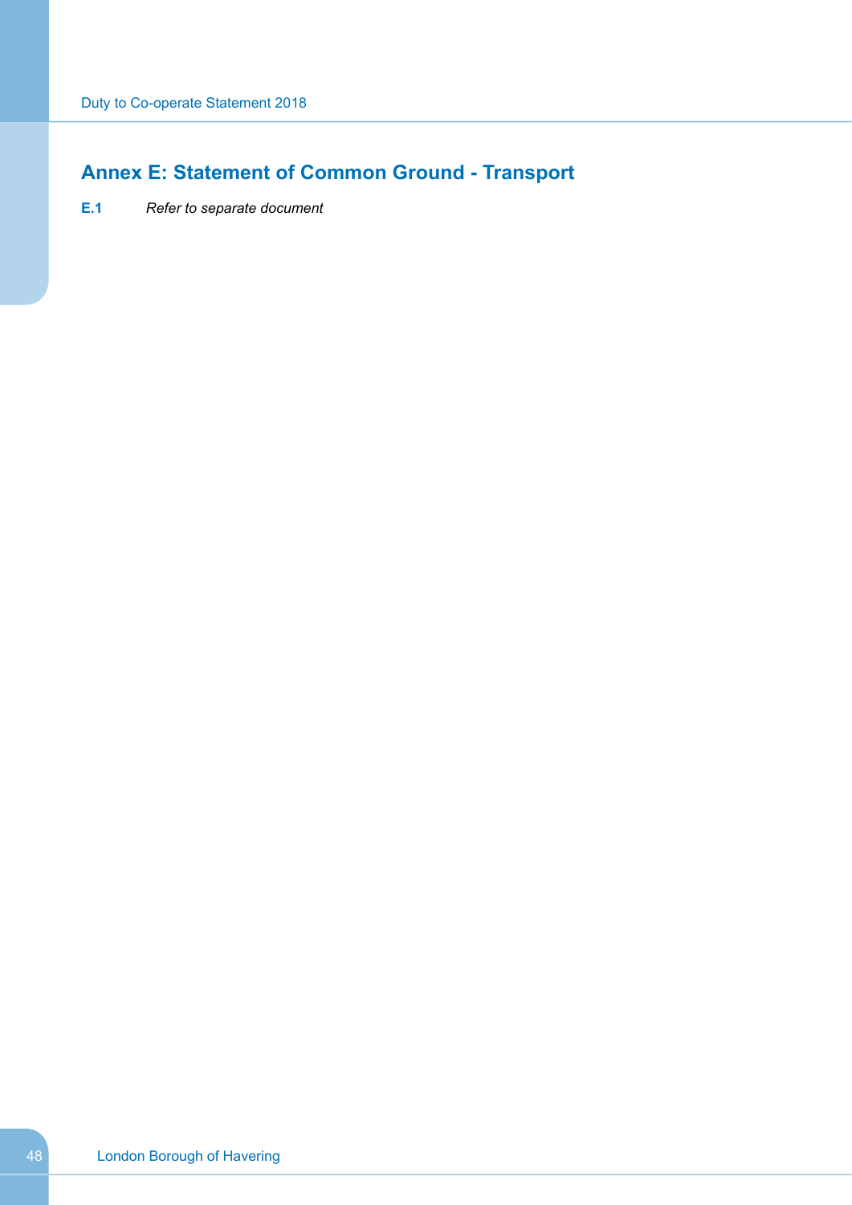## Annex E: Statement of Common Ground - Transport

**E.1** *Refer to separate document*